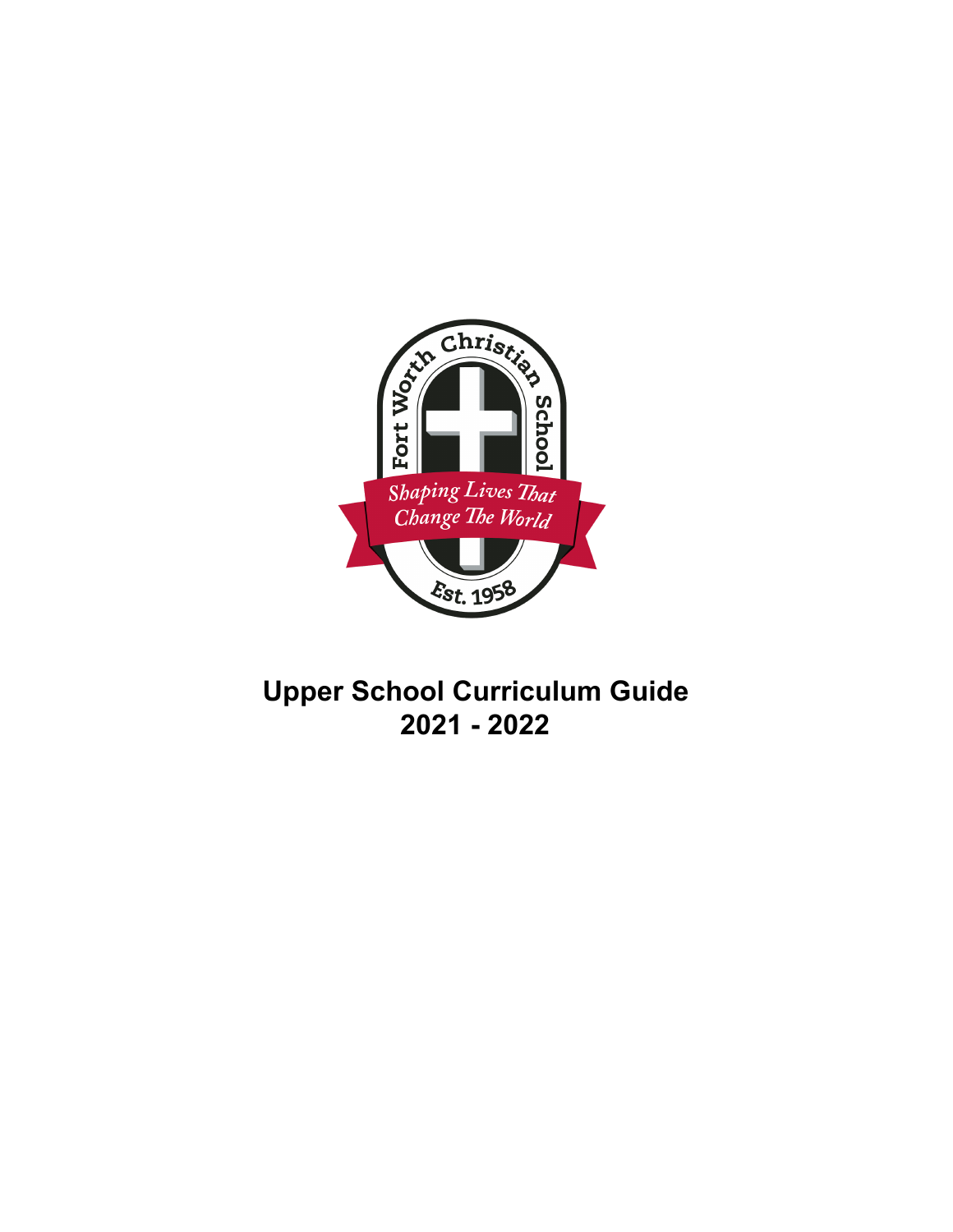# Upper School Curriculum Guide
# 2021 - 2022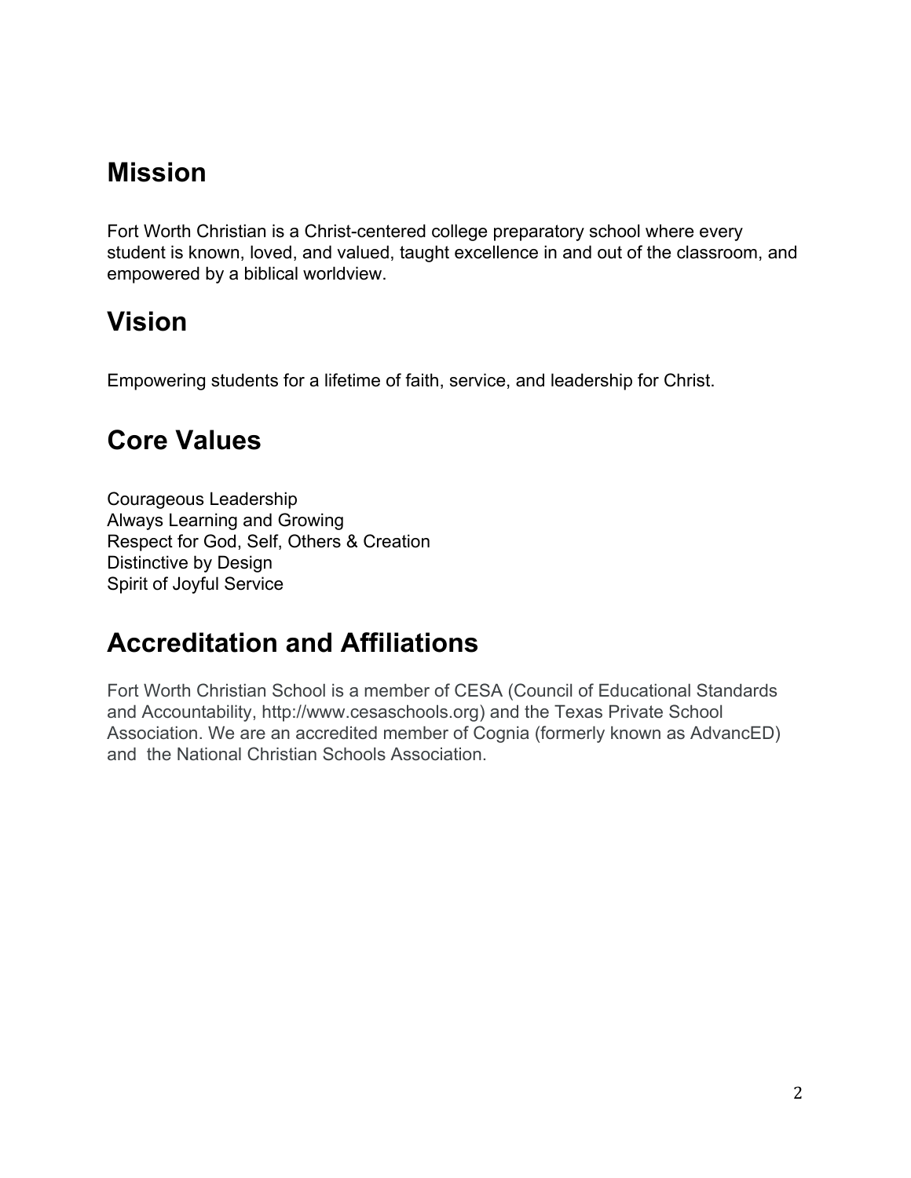## Mission

Fort Worth Christian is a Christ-centered college preparatory school where every student is known, loved, and valued, taught excellence in and out of the classroom, and empowered by a biblical worldview.

## Vision

Empowering students for a lifetime of faith, service, and leadership for Christ.

## Core Values

Courageous Leadership
Always Learning and Growing
Respect for God, Self, Others & Creation
Distinctive by Design
Spirit of Joyful Service

## Accreditation and Affiliations

Fort Worth Christian School is a member of CESA (Council of Educational Standards and Accountability, http://www.cesaschools.org) and the Texas Private School Association. We are an accredited member of Cognia (formerly known as AdvancED) and the National Christian Schools Association.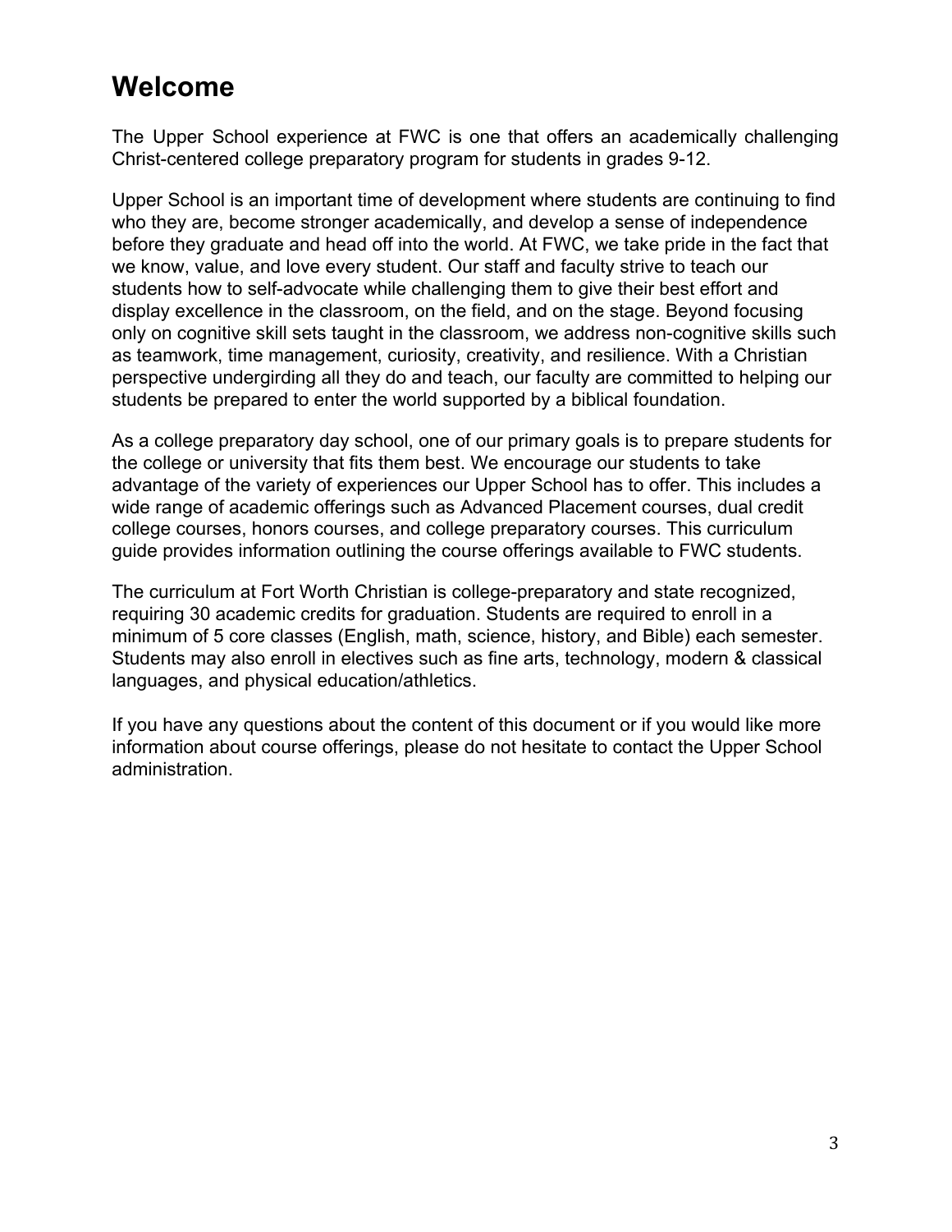# Welcome

The Upper School experience at FWC is one that offers an academically challenging Christ-centered college preparatory program for students in grades 9-12.

Upper School is an important time of development where students are continuing to find who they are, become stronger academically, and develop a sense of independence before they graduate and head off into the world. At FWC, we take pride in the fact that we know, value, and love every student. Our staff and faculty strive to teach our students how to self-advocate while challenging them to give their best effort and display excellence in the classroom, on the field, and on the stage. Beyond focusing only on cognitive skill sets taught in the classroom, we address non-cognitive skills such as teamwork, time management, curiosity, creativity, and resilience. With a Christian perspective undergirding all they do and teach, our faculty are committed to helping our students be prepared to enter the world supported by a biblical foundation.

As a college preparatory day school, one of our primary goals is to prepare students for the college or university that fits them best. We encourage our students to take advantage of the variety of experiences our Upper School has to offer. This includes a wide range of academic offerings such as Advanced Placement courses, dual credit college courses, honors courses, and college preparatory courses. This curriculum guide provides information outlining the course offerings available to FWC students.

The curriculum at Fort Worth Christian is college-preparatory and state recognized, requiring 30 academic credits for graduation. Students are required to enroll in a minimum of 5 core classes (English, math, science, history, and Bible) each semester. Students may also enroll in electives such as fine arts, technology, modern & classical languages, and physical education/athletics.

If you have any questions about the content of this document or if you would like more information about course offerings, please do not hesitate to contact the Upper School administration.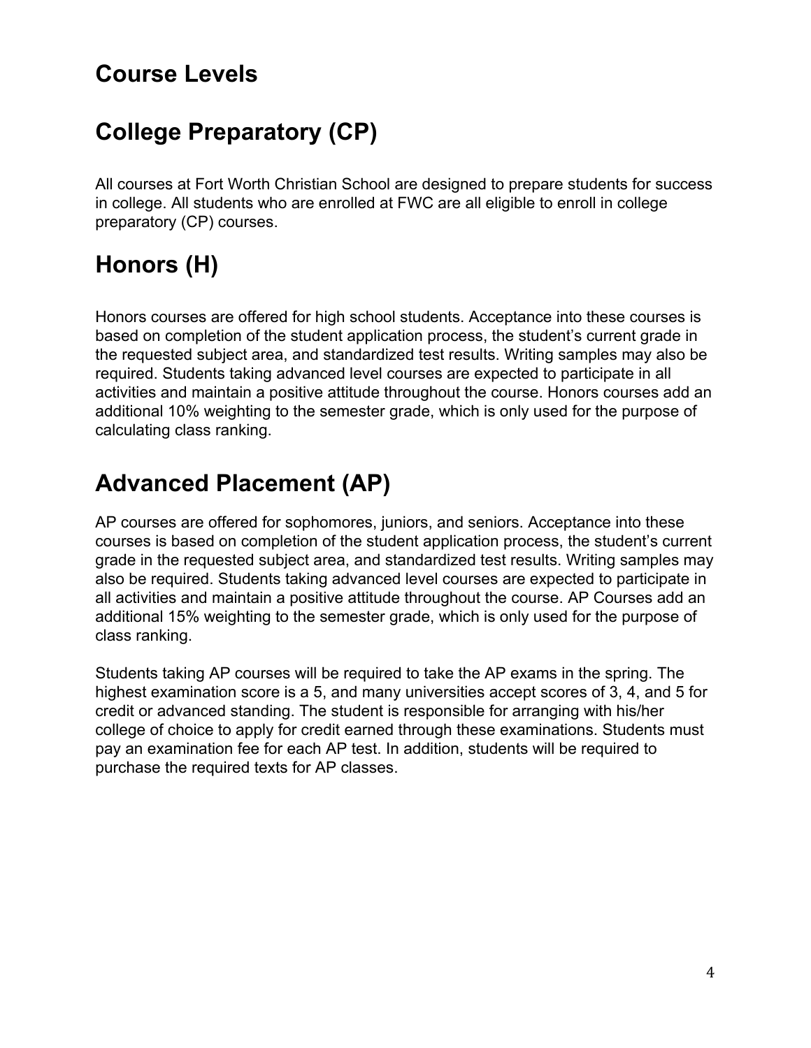# Course Levels

# College Preparatory (CP)

All courses at Fort Worth Christian School are designed to prepare students for success in college. All students who are enrolled at FWC are all eligible to enroll in college preparatory (CP) courses.

# Honors (H)

Honors courses are offered for high school students. Acceptance into these courses is based on completion of the student application process, the student's current grade in the requested subject area, and standardized test results. Writing samples may also be required. Students taking advanced level courses are expected to participate in all activities and maintain a positive attitude throughout the course. Honors courses add an additional 10% weighting to the semester grade, which is only used for the purpose of calculating class ranking.

# Advanced Placement (AP)

AP courses are offered for sophomores, juniors, and seniors. Acceptance into these courses is based on completion of the student application process, the student's current grade in the requested subject area, and standardized test results. Writing samples may also be required. Students taking advanced level courses are expected to participate in all activities and maintain a positive attitude throughout the course. AP Courses add an additional 15% weighting to the semester grade, which is only used for the purpose of class ranking.

Students taking AP courses will be required to take the AP exams in the spring. The highest examination score is a 5, and many universities accept scores of 3, 4, and 5 for credit or advanced standing. The student is responsible for arranging with his/her college of choice to apply for credit earned through these examinations. Students must pay an examination fee for each AP test. In addition, students will be required to purchase the required texts for AP classes.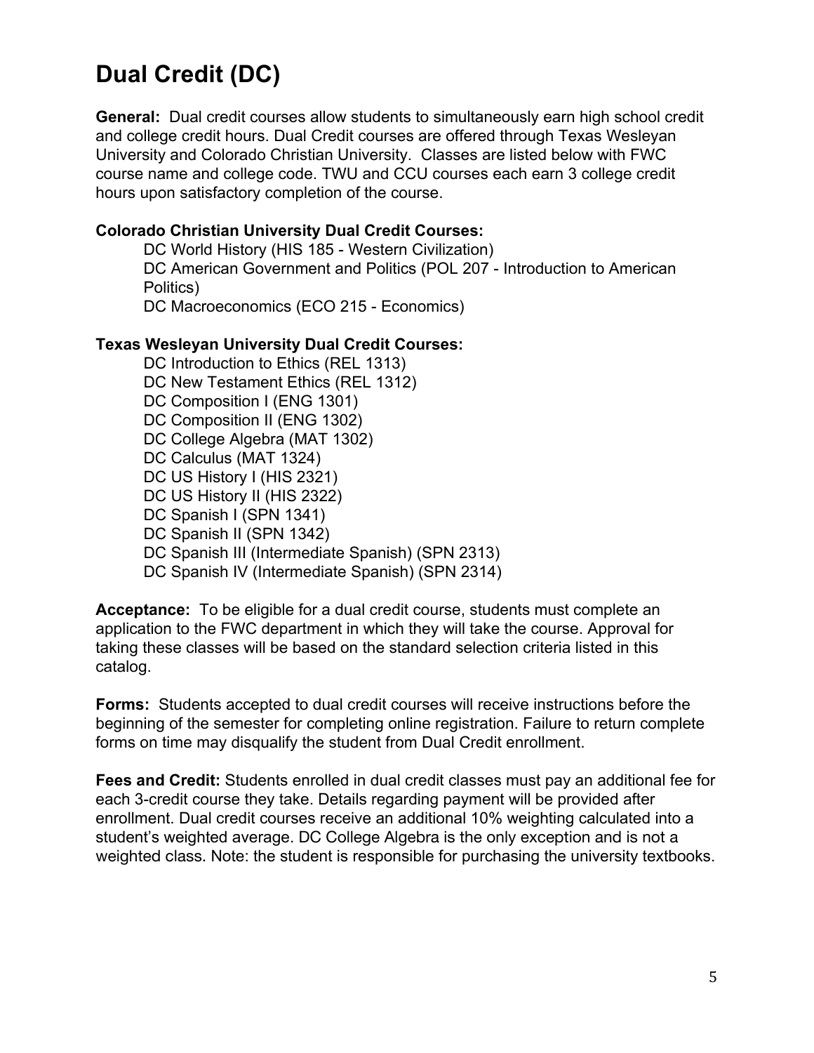# Dual Credit (DC)

**General:** Dual credit courses allow students to simultaneously earn high school credit and college credit hours. Dual Credit courses are offered through Texas Wesleyan University and Colorado Christian University. Classes are listed below with FWC course name and college code. TWU and CCU courses each earn 3 college credit hours upon satisfactory completion of the course.

**Colorado Christian University Dual Credit Courses:**

- DC World History (HIS 185 - Western Civilization)
- DC American Government and Politics (POL 207 - Introduction to American Politics)
- DC Macroeconomics (ECO 215 - Economics)

**Texas Wesleyan University Dual Credit Courses:**

- DC Introduction to Ethics (REL 1313)
- DC New Testament Ethics (REL 1312)
- DC Composition I (ENG 1301)
- DC Composition II (ENG 1302)
- DC College Algebra (MAT 1302)
- DC Calculus (MAT 1324)
- DC US History I (HIS 2321)
- DC US History II (HIS 2322)
- DC Spanish I (SPN 1341)
- DC Spanish II (SPN 1342)
- DC Spanish III (Intermediate Spanish) (SPN 2313)
- DC Spanish IV (Intermediate Spanish) (SPN 2314)

**Acceptance:** To be eligible for a dual credit course, students must complete an application to the FWC department in which they will take the course. Approval for taking these classes will be based on the standard selection criteria listed in this catalog.

**Forms:** Students accepted to dual credit courses will receive instructions before the beginning of the semester for completing online registration. Failure to return complete forms on time may disqualify the student from Dual Credit enrollment.

**Fees and Credit:** Students enrolled in dual credit classes must pay an additional fee for each 3-credit course they take. Details regarding payment will be provided after enrollment. Dual credit courses receive an additional 10% weighting calculated into a student's weighted average. DC College Algebra is the only exception and is not a weighted class. Note: the student is responsible for purchasing the university textbooks.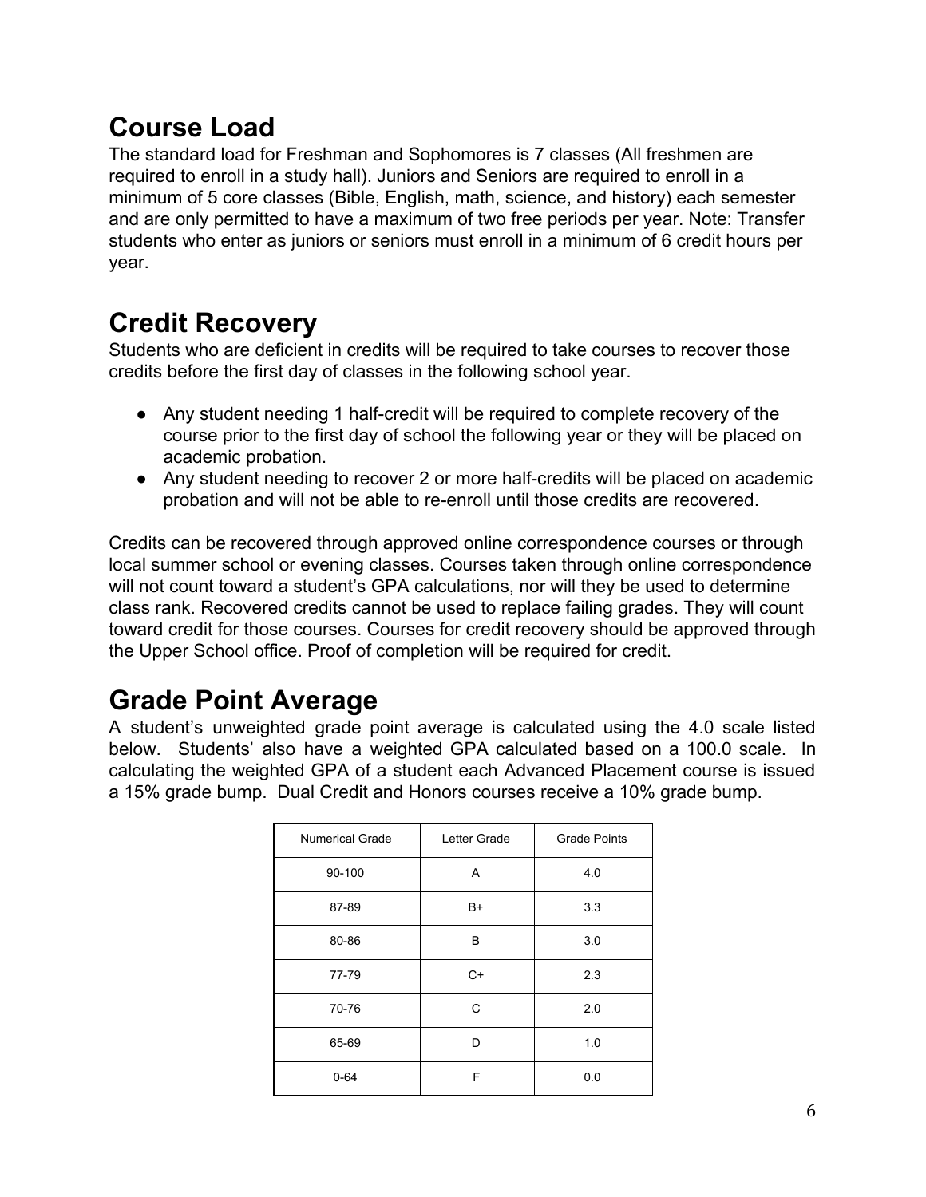## Course Load

The standard load for Freshman and Sophomores is 7 classes (All freshmen are required to enroll in a study hall). Juniors and Seniors are required to enroll in a minimum of 5 core classes (Bible, English, math, science, and history) each semester and are only permitted to have a maximum of two free periods per year. Note: Transfer students who enter as juniors or seniors must enroll in a minimum of 6 credit hours per year.

## Credit Recovery

Students who are deficient in credits will be required to take courses to recover those credits before the first day of classes in the following school year.

- Any student needing 1 half-credit will be required to complete recovery of the course prior to the first day of school the following year or they will be placed on academic probation.
- Any student needing to recover 2 or more half-credits will be placed on academic probation and will not be able to re-enroll until those credits are recovered.

Credits can be recovered through approved online correspondence courses or through local summer school or evening classes. Courses taken through online correspondence will not count toward a student's GPA calculations, nor will they be used to determine class rank. Recovered credits cannot be used to replace failing grades. They will count toward credit for those courses. Courses for credit recovery should be approved through the Upper School office. Proof of completion will be required for credit.

## Grade Point Average

A student's unweighted grade point average is calculated using the 4.0 scale listed below. Students' also have a weighted GPA calculated based on a 100.0 scale. In calculating the weighted GPA of a student each Advanced Placement course is issued a 15% grade bump. Dual Credit and Honors courses receive a 10% grade bump.

| Numerical Grade | Letter Grade | Grade Points |
|---|---|---|
| 90-100 | A | 4.0 |
| 87-89 | B+ | 3.3 |
| 80-86 | B | 3.0 |
| 77-79 | C+ | 2.3 |
| 70-76 | C | 2.0 |
| 65-69 | D | 1.0 |
| 0-64 | F | 0.0 |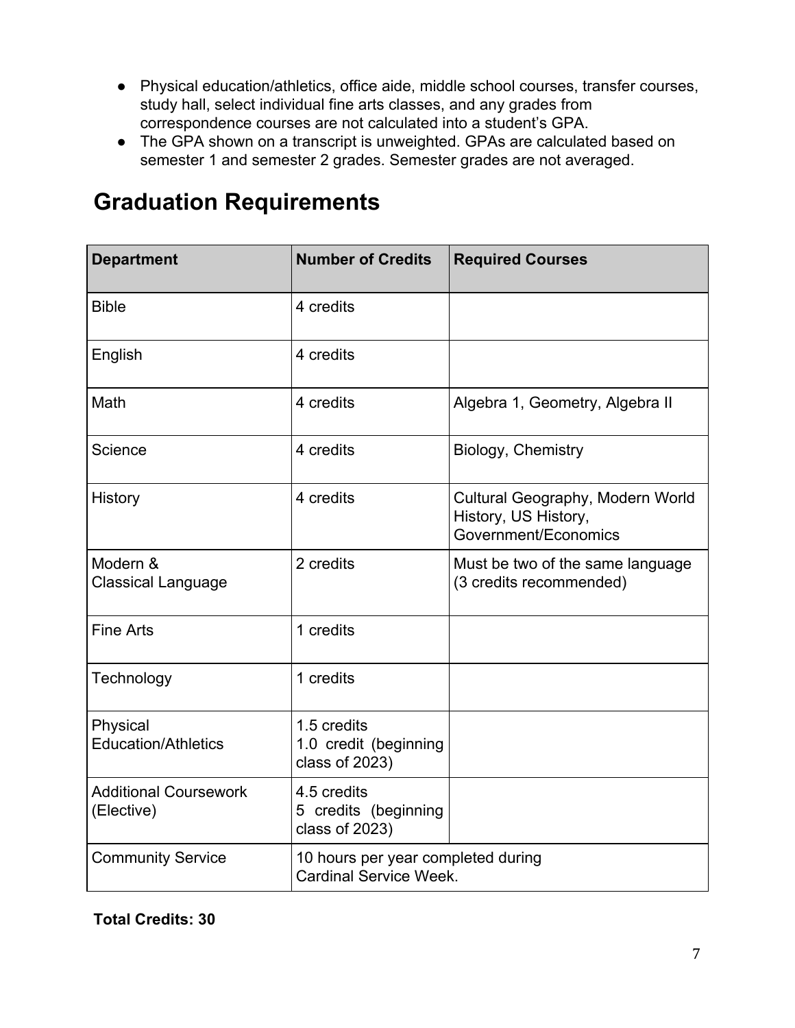- Physical education/athletics, office aide, middle school courses, transfer courses, study hall, select individual fine arts classes, and any grades from correspondence courses are not calculated into a student's GPA.
- The GPA shown on a transcript is unweighted. GPAs are calculated based on semester 1 and semester 2 grades. Semester grades are not averaged.

# Graduation Requirements

| Department | Number of Credits | Required Courses |
|---|---|---|
| Bible | 4 credits | |
| English | 4 credits | |
| Math | 4 credits | Algebra 1, Geometry, Algebra II |
| Science | 4 credits | Biology, Chemistry |
| History | 4 credits | Cultural Geography, Modern World History, US History, Government/Economics |
| Modern & Classical Language | 2 credits | Must be two of the same language (3 credits recommended) |
| Fine Arts | 1 credits | |
| Technology | 1 credits | |
| Physical Education/Athletics | 1.5 credits<br>1.0 credit (beginning class of 2023) | |
| Additional Coursework (Elective) | 4.5 credits<br>5 credits (beginning class of 2023) | |
| Community Service | 10 hours per year completed during Cardinal Service Week. | |

**Total Credits: 30**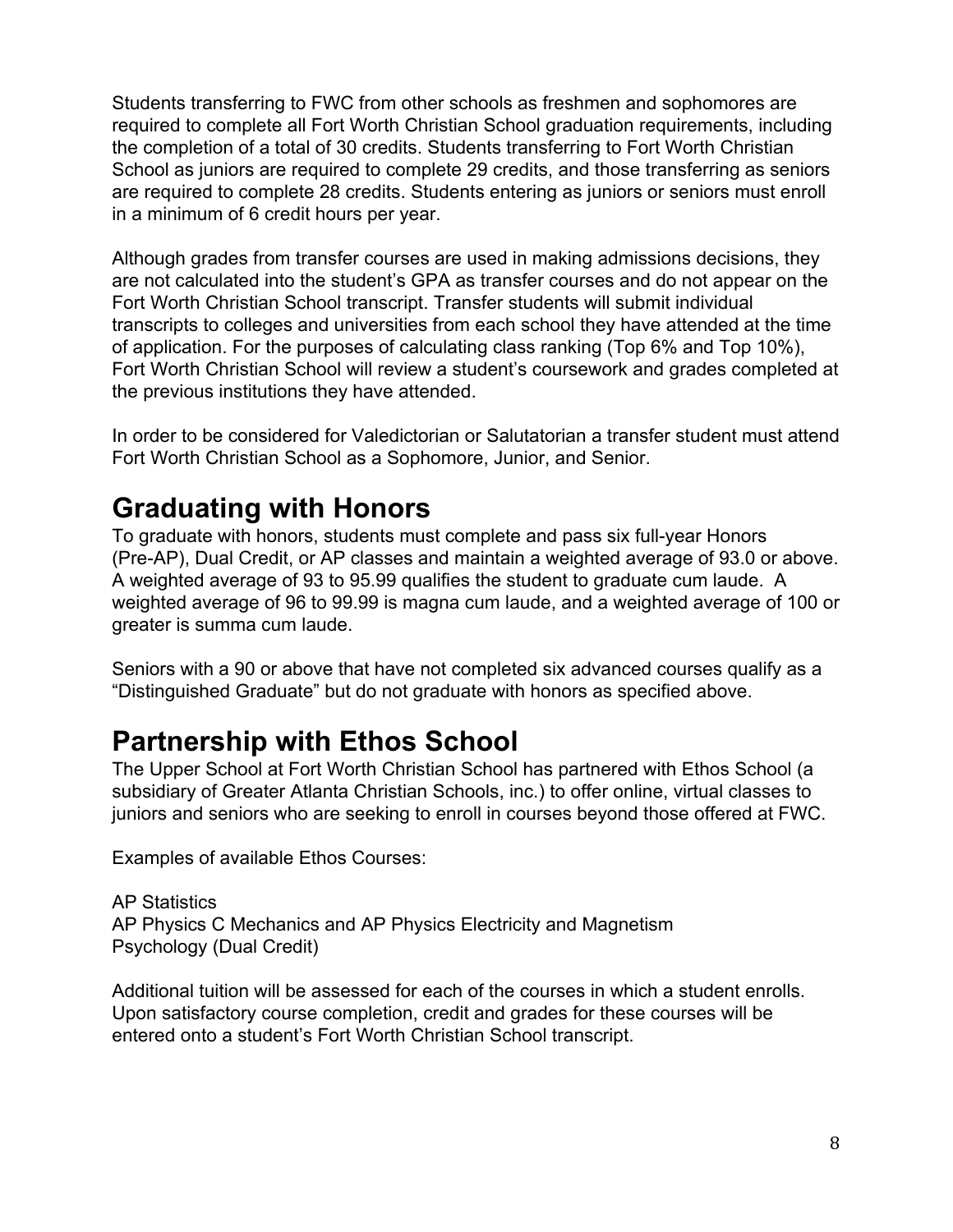Students transferring to FWC from other schools as freshmen and sophomores are required to complete all Fort Worth Christian School graduation requirements, including the completion of a total of 30 credits. Students transferring to Fort Worth Christian School as juniors are required to complete 29 credits, and those transferring as seniors are required to complete 28 credits. Students entering as juniors or seniors must enroll in a minimum of 6 credit hours per year.

Although grades from transfer courses are used in making admissions decisions, they are not calculated into the student's GPA as transfer courses and do not appear on the Fort Worth Christian School transcript. Transfer students will submit individual transcripts to colleges and universities from each school they have attended at the time of application. For the purposes of calculating class ranking (Top 6% and Top 10%), Fort Worth Christian School will review a student's coursework and grades completed at the previous institutions they have attended.

In order to be considered for Valedictorian or Salutatorian a transfer student must attend Fort Worth Christian School as a Sophomore, Junior, and Senior.

# Graduating with Honors

To graduate with honors, students must complete and pass six full-year Honors (Pre-AP), Dual Credit, or AP classes and maintain a weighted average of 93.0 or above. A weighted average of 93 to 95.99 qualifies the student to graduate cum laude. A weighted average of 96 to 99.99 is magna cum laude, and a weighted average of 100 or greater is summa cum laude.

Seniors with a 90 or above that have not completed six advanced courses qualify as a "Distinguished Graduate" but do not graduate with honors as specified above.

# Partnership with Ethos School

The Upper School at Fort Worth Christian School has partnered with Ethos School (a subsidiary of Greater Atlanta Christian Schools, inc.) to offer online, virtual classes to juniors and seniors who are seeking to enroll in courses beyond those offered at FWC.

Examples of available Ethos Courses:

AP Statistics
AP Physics C Mechanics and AP Physics Electricity and Magnetism
Psychology (Dual Credit)

Additional tuition will be assessed for each of the courses in which a student enrolls. Upon satisfactory course completion, credit and grades for these courses will be entered onto a student's Fort Worth Christian School transcript.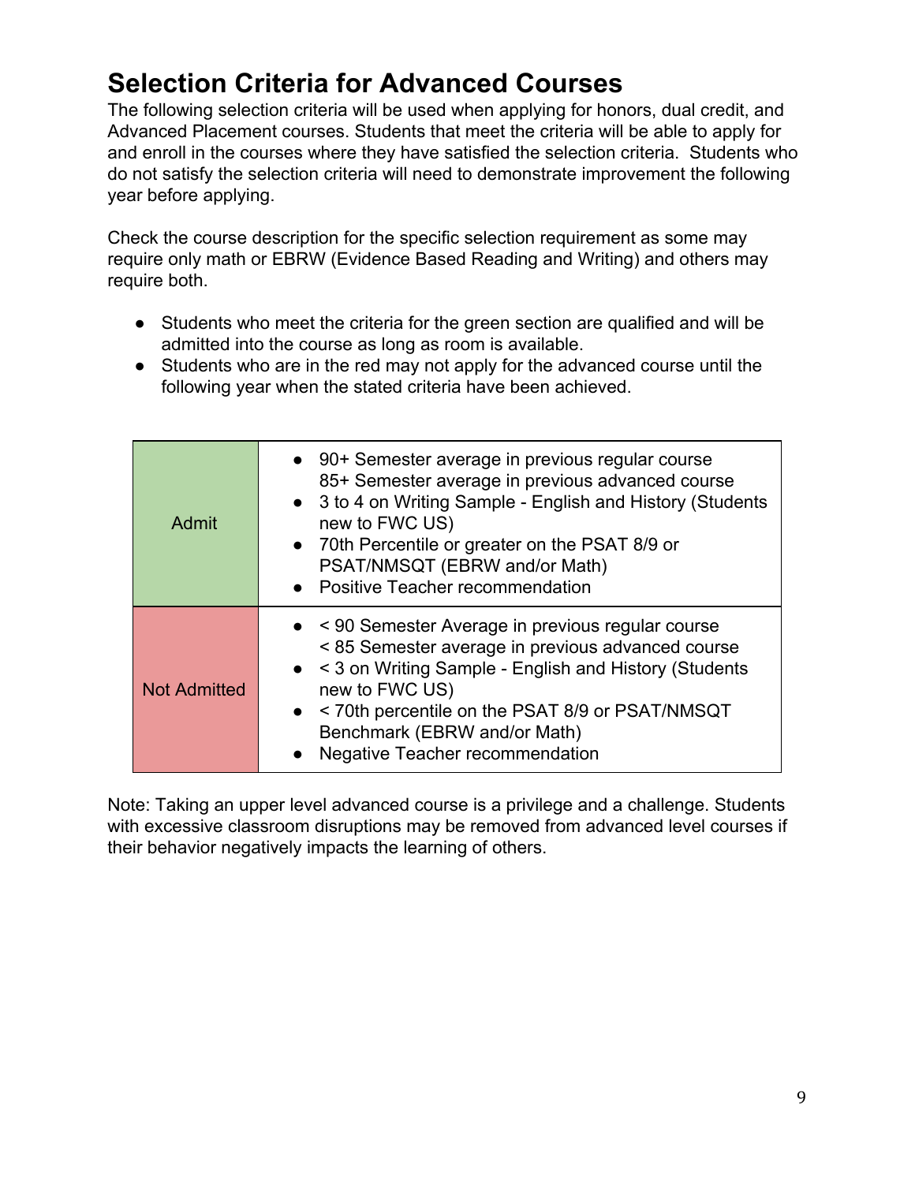# Selection Criteria for Advanced Courses

The following selection criteria will be used when applying for honors, dual credit, and Advanced Placement courses. Students that meet the criteria will be able to apply for and enroll in the courses where they have satisfied the selection criteria. Students who do not satisfy the selection criteria will need to demonstrate improvement the following year before applying.

Check the course description for the specific selection requirement as some may require only math or EBRW (Evidence Based Reading and Writing) and others may require both.

- Students who meet the criteria for the green section are qualified and will be admitted into the course as long as room is available.
- Students who are in the red may not apply for the advanced course until the following year when the stated criteria have been achieved.

| | |
|---|---|
| Admit | • 90+ Semester average in previous regular course<br>85+ Semester average in previous advanced course<br>• 3 to 4 on Writing Sample - English and History (Students new to FWC US)<br>• 70th Percentile or greater on the PSAT 8/9 or PSAT/NMSQT (EBRW and/or Math)<br>• Positive Teacher recommendation |
| Not Admitted | • < 90 Semester Average in previous regular course<br>< 85 Semester average in previous advanced course<br>• < 3 on Writing Sample - English and History (Students new to FWC US)<br>• < 70th percentile on the PSAT 8/9 or PSAT/NMSQT Benchmark (EBRW and/or Math)<br>• Negative Teacher recommendation |

Note: Taking an upper level advanced course is a privilege and a challenge. Students with excessive classroom disruptions may be removed from advanced level courses if their behavior negatively impacts the learning of others.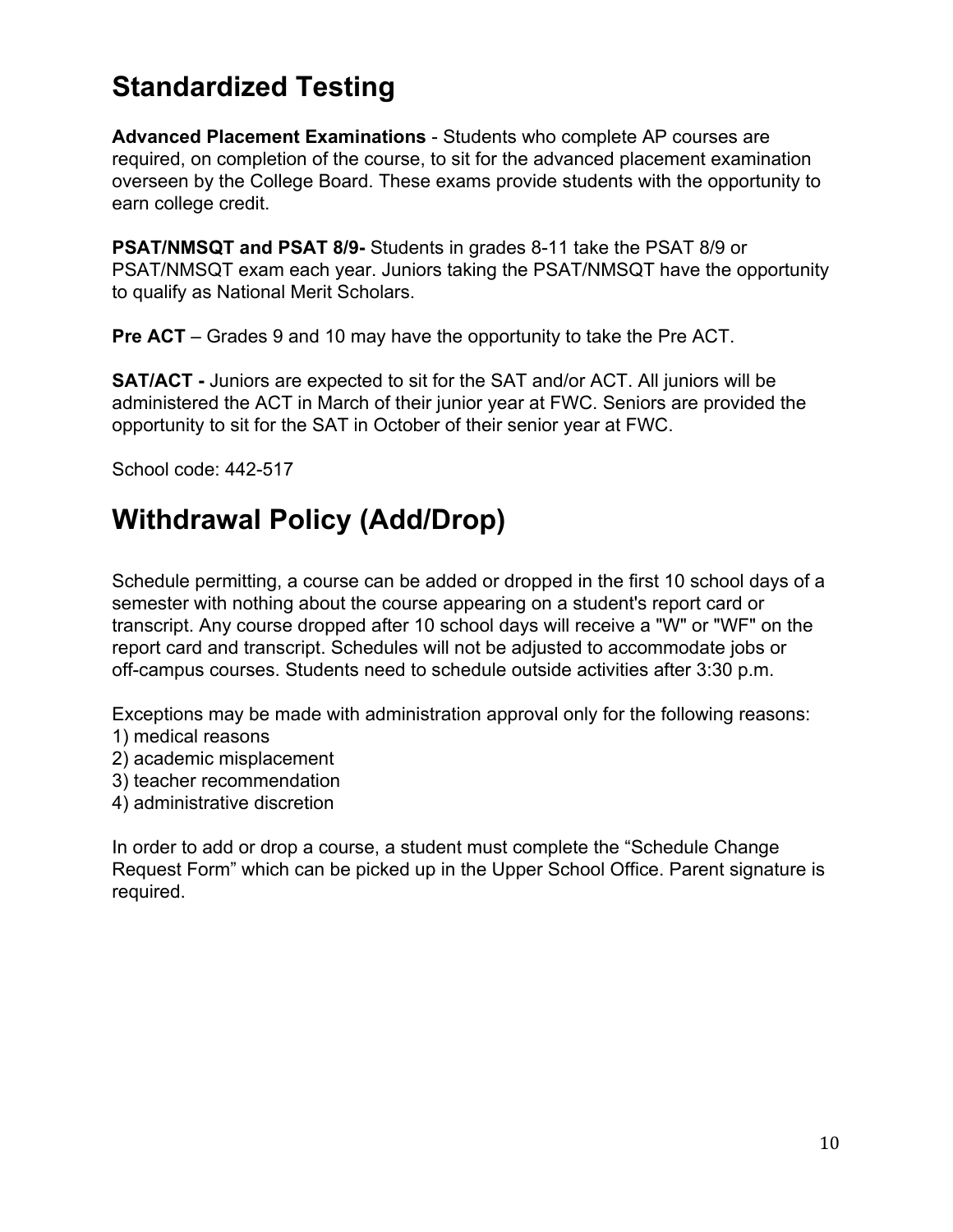# Standardized Testing

**Advanced Placement Examinations** - Students who complete AP courses are required, on completion of the course, to sit for the advanced placement examination overseen by the College Board. These exams provide students with the opportunity to earn college credit.

**PSAT/NMSQT and PSAT 8/9-** Students in grades 8-11 take the PSAT 8/9 or PSAT/NMSQT exam each year. Juniors taking the PSAT/NMSQT have the opportunity to qualify as National Merit Scholars.

**Pre ACT** – Grades 9 and 10 may have the opportunity to take the Pre ACT.

**SAT/ACT -** Juniors are expected to sit for the SAT and/or ACT. All juniors will be administered the ACT in March of their junior year at FWC. Seniors are provided the opportunity to sit for the SAT in October of their senior year at FWC.

School code: 442-517

# Withdrawal Policy (Add/Drop)

Schedule permitting, a course can be added or dropped in the first 10 school days of a semester with nothing about the course appearing on a student's report card or transcript. Any course dropped after 10 school days will receive a "W" or "WF" on the report card and transcript. Schedules will not be adjusted to accommodate jobs or off-campus courses. Students need to schedule outside activities after 3:30 p.m.

Exceptions may be made with administration approval only for the following reasons:
1) medical reasons
2) academic misplacement
3) teacher recommendation
4) administrative discretion

In order to add or drop a course, a student must complete the "Schedule Change Request Form" which can be picked up in the Upper School Office. Parent signature is required.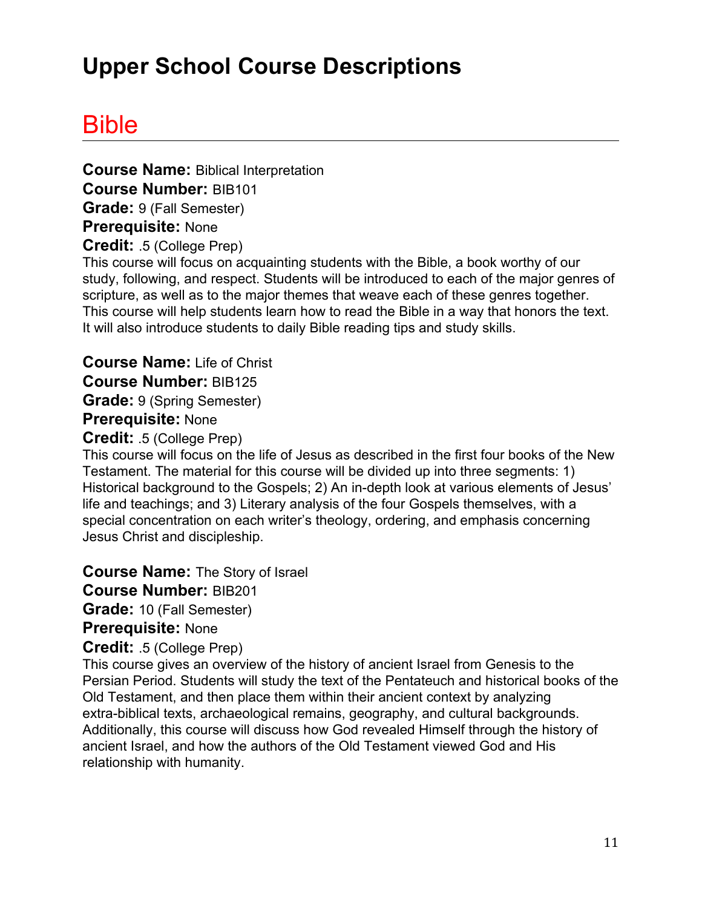# Upper School Course Descriptions

## Bible

**Course Name:** Biblical Interpretation
**Course Number:** BIB101
**Grade:** 9 (Fall Semester)
**Prerequisite:** None
**Credit:** .5 (College Prep)
This course will focus on acquainting students with the Bible, a book worthy of our study, following, and respect. Students will be introduced to each of the major genres of scripture, as well as to the major themes that weave each of these genres together. This course will help students learn how to read the Bible in a way that honors the text. It will also introduce students to daily Bible reading tips and study skills.

**Course Name:** Life of Christ
**Course Number:** BIB125
**Grade:** 9 (Spring Semester)
**Prerequisite:** None
**Credit:** .5 (College Prep)
This course will focus on the life of Jesus as described in the first four books of the New Testament. The material for this course will be divided up into three segments: 1) Historical background to the Gospels; 2) An in-depth look at various elements of Jesus' life and teachings; and 3) Literary analysis of the four Gospels themselves, with a special concentration on each writer's theology, ordering, and emphasis concerning Jesus Christ and discipleship.

**Course Name:** The Story of Israel
**Course Number:** BIB201
**Grade:** 10 (Fall Semester)
**Prerequisite:** None
**Credit:** .5 (College Prep)
This course gives an overview of the history of ancient Israel from Genesis to the Persian Period. Students will study the text of the Pentateuch and historical books of the Old Testament, and then place them within their ancient context by analyzing extra-biblical texts, archaeological remains, geography, and cultural backgrounds. Additionally, this course will discuss how God revealed Himself through the history of ancient Israel, and how the authors of the Old Testament viewed God and His relationship with humanity.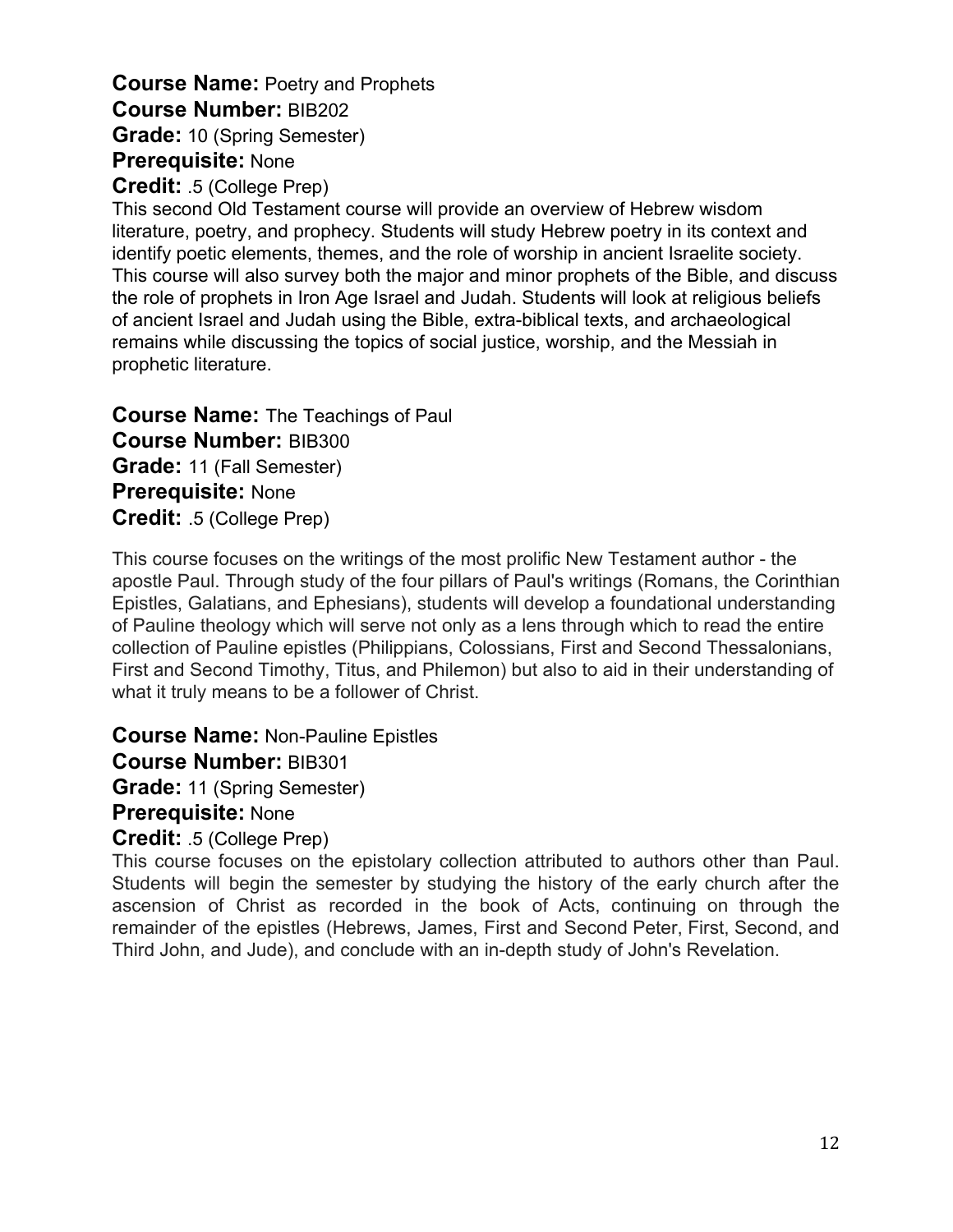**Course Name:** Poetry and Prophets
**Course Number:** BIB202
**Grade:** 10 (Spring Semester)
**Prerequisite:** None
**Credit:** .5 (College Prep)

This second Old Testament course will provide an overview of Hebrew wisdom literature, poetry, and prophecy. Students will study Hebrew poetry in its context and identify poetic elements, themes, and the role of worship in ancient Israelite society. This course will also survey both the major and minor prophets of the Bible, and discuss the role of prophets in Iron Age Israel and Judah. Students will look at religious beliefs of ancient Israel and Judah using the Bible, extra-biblical texts, and archaeological remains while discussing the topics of social justice, worship, and the Messiah in prophetic literature.

**Course Name:** The Teachings of Paul
**Course Number:** BIB300
**Grade:** 11 (Fall Semester)
**Prerequisite:** None
**Credit:** .5 (College Prep)

This course focuses on the writings of the most prolific New Testament author - the apostle Paul. Through study of the four pillars of Paul's writings (Romans, the Corinthian Epistles, Galatians, and Ephesians), students will develop a foundational understanding of Pauline theology which will serve not only as a lens through which to read the entire collection of Pauline epistles (Philippians, Colossians, First and Second Thessalonians, First and Second Timothy, Titus, and Philemon) but also to aid in their understanding of what it truly means to be a follower of Christ.

**Course Name:** Non-Pauline Epistles
**Course Number:** BIB301
**Grade:** 11 (Spring Semester)
**Prerequisite:** None
**Credit:** .5 (College Prep)

This course focuses on the epistolary collection attributed to authors other than Paul. Students will begin the semester by studying the history of the early church after the ascension of Christ as recorded in the book of Acts, continuing on through the remainder of the epistles (Hebrews, James, First and Second Peter, First, Second, and Third John, and Jude), and conclude with an in-depth study of John's Revelation.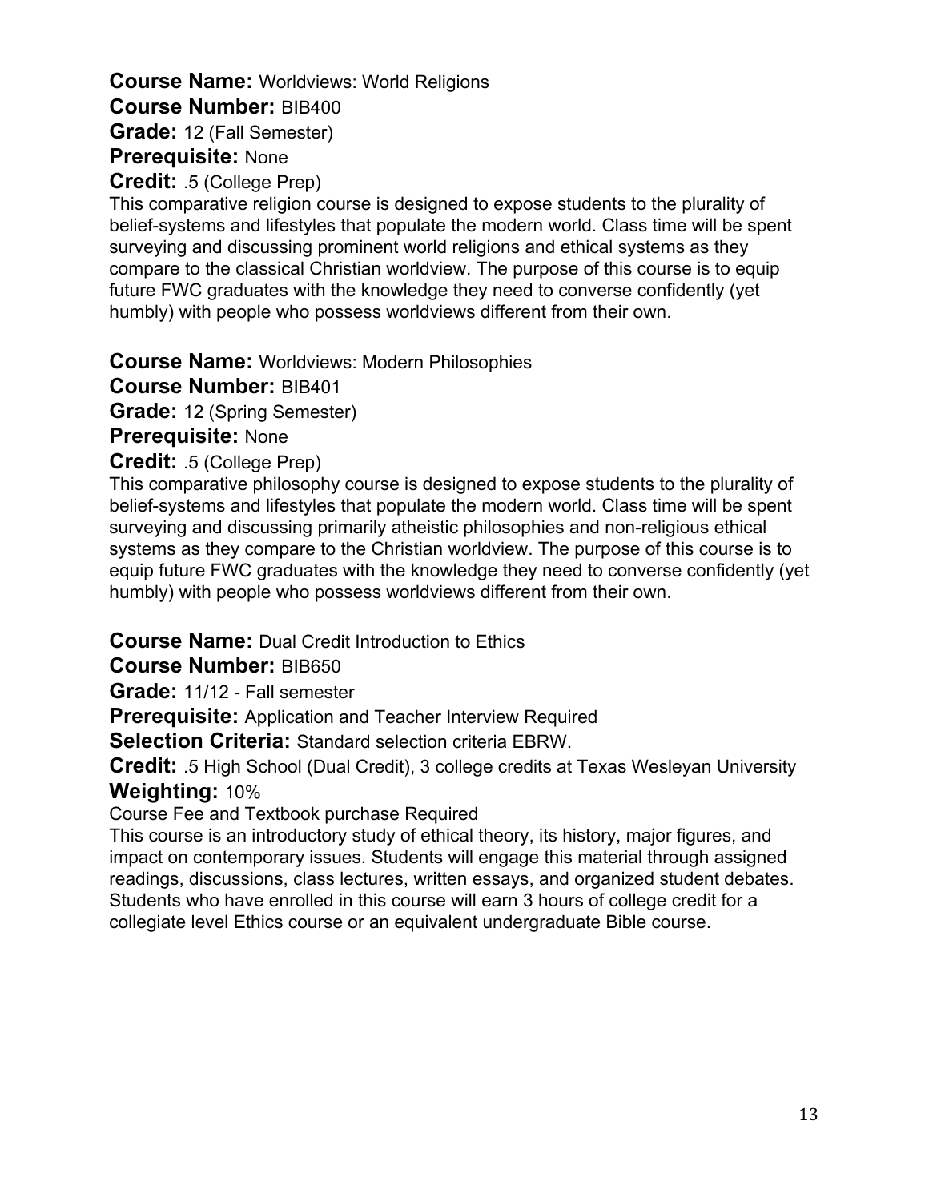**Course Name:** Worldviews: World Religions
**Course Number:** BIB400
**Grade:** 12 (Fall Semester)
**Prerequisite:** None
**Credit:** .5 (College Prep)

This comparative religion course is designed to expose students to the plurality of belief-systems and lifestyles that populate the modern world. Class time will be spent surveying and discussing prominent world religions and ethical systems as they compare to the classical Christian worldview. The purpose of this course is to equip future FWC graduates with the knowledge they need to converse confidently (yet humbly) with people who possess worldviews different from their own.

**Course Name:** Worldviews: Modern Philosophies
**Course Number:** BIB401
**Grade:** 12 (Spring Semester)
**Prerequisite:** None
**Credit:** .5 (College Prep)

This comparative philosophy course is designed to expose students to the plurality of belief-systems and lifestyles that populate the modern world. Class time will be spent surveying and discussing primarily atheistic philosophies and non-religious ethical systems as they compare to the Christian worldview. The purpose of this course is to equip future FWC graduates with the knowledge they need to converse confidently (yet humbly) with people who possess worldviews different from their own.

**Course Name:** Dual Credit Introduction to Ethics
**Course Number:** BIB650
**Grade:** 11/12 - Fall semester
**Prerequisite:** Application and Teacher Interview Required
**Selection Criteria:** Standard selection criteria EBRW.
**Credit:** .5 High School (Dual Credit), 3 college credits at Texas Wesleyan University
**Weighting:** 10%

Course Fee and Textbook purchase Required

This course is an introductory study of ethical theory, its history, major figures, and impact on contemporary issues. Students will engage this material through assigned readings, discussions, class lectures, written essays, and organized student debates. Students who have enrolled in this course will earn 3 hours of college credit for a collegiate level Ethics course or an equivalent undergraduate Bible course.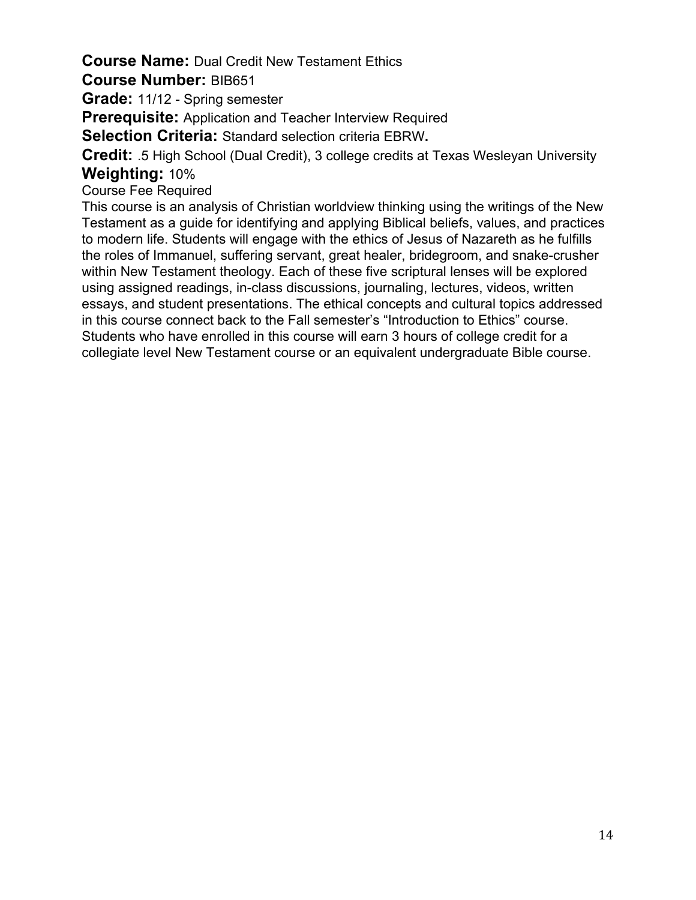**Course Name:** Dual Credit New Testament Ethics

**Course Number:** BIB651

**Grade:** 11/12 - Spring semester

**Prerequisite:** Application and Teacher Interview Required

**Selection Criteria:** Standard selection criteria EBRW**.**

**Credit:** .5 High School (Dual Credit), 3 college credits at Texas Wesleyan University

**Weighting:** 10%

Course Fee Required

This course is an analysis of Christian worldview thinking using the writings of the New Testament as a guide for identifying and applying Biblical beliefs, values, and practices to modern life. Students will engage with the ethics of Jesus of Nazareth as he fulfills the roles of Immanuel, suffering servant, great healer, bridegroom, and snake-crusher within New Testament theology. Each of these five scriptural lenses will be explored using assigned readings, in-class discussions, journaling, lectures, videos, written essays, and student presentations. The ethical concepts and cultural topics addressed in this course connect back to the Fall semester's "Introduction to Ethics" course. Students who have enrolled in this course will earn 3 hours of college credit for a collegiate level New Testament course or an equivalent undergraduate Bible course.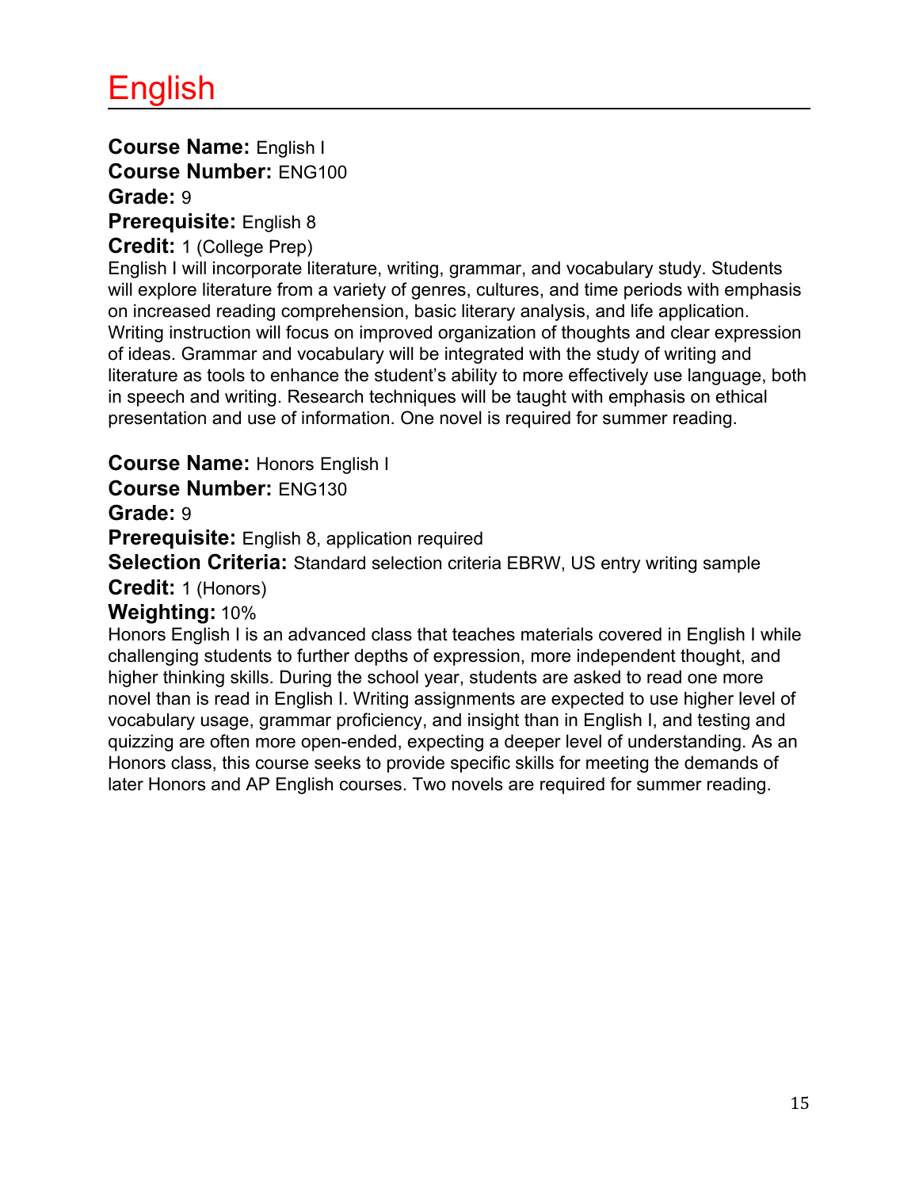# English

**Course Name:** English I
**Course Number:** ENG100
**Grade:** 9
**Prerequisite:** English 8
**Credit:** 1 (College Prep)
English I will incorporate literature, writing, grammar, and vocabulary study. Students will explore literature from a variety of genres, cultures, and time periods with emphasis on increased reading comprehension, basic literary analysis, and life application. Writing instruction will focus on improved organization of thoughts and clear expression of ideas. Grammar and vocabulary will be integrated with the study of writing and literature as tools to enhance the student's ability to more effectively use language, both in speech and writing. Research techniques will be taught with emphasis on ethical presentation and use of information. One novel is required for summer reading.

**Course Name:** Honors English I
**Course Number:** ENG130
**Grade:** 9
**Prerequisite:** English 8, application required
**Selection Criteria:** Standard selection criteria EBRW, US entry writing sample
**Credit:** 1 (Honors)
**Weighting:** 10%
Honors English I is an advanced class that teaches materials covered in English I while challenging students to further depths of expression, more independent thought, and higher thinking skills. During the school year, students are asked to read one more novel than is read in English I. Writing assignments are expected to use higher level of vocabulary usage, grammar proficiency, and insight than in English I, and testing and quizzing are often more open-ended, expecting a deeper level of understanding. As an Honors class, this course seeks to provide specific skills for meeting the demands of later Honors and AP English courses. Two novels are required for summer reading.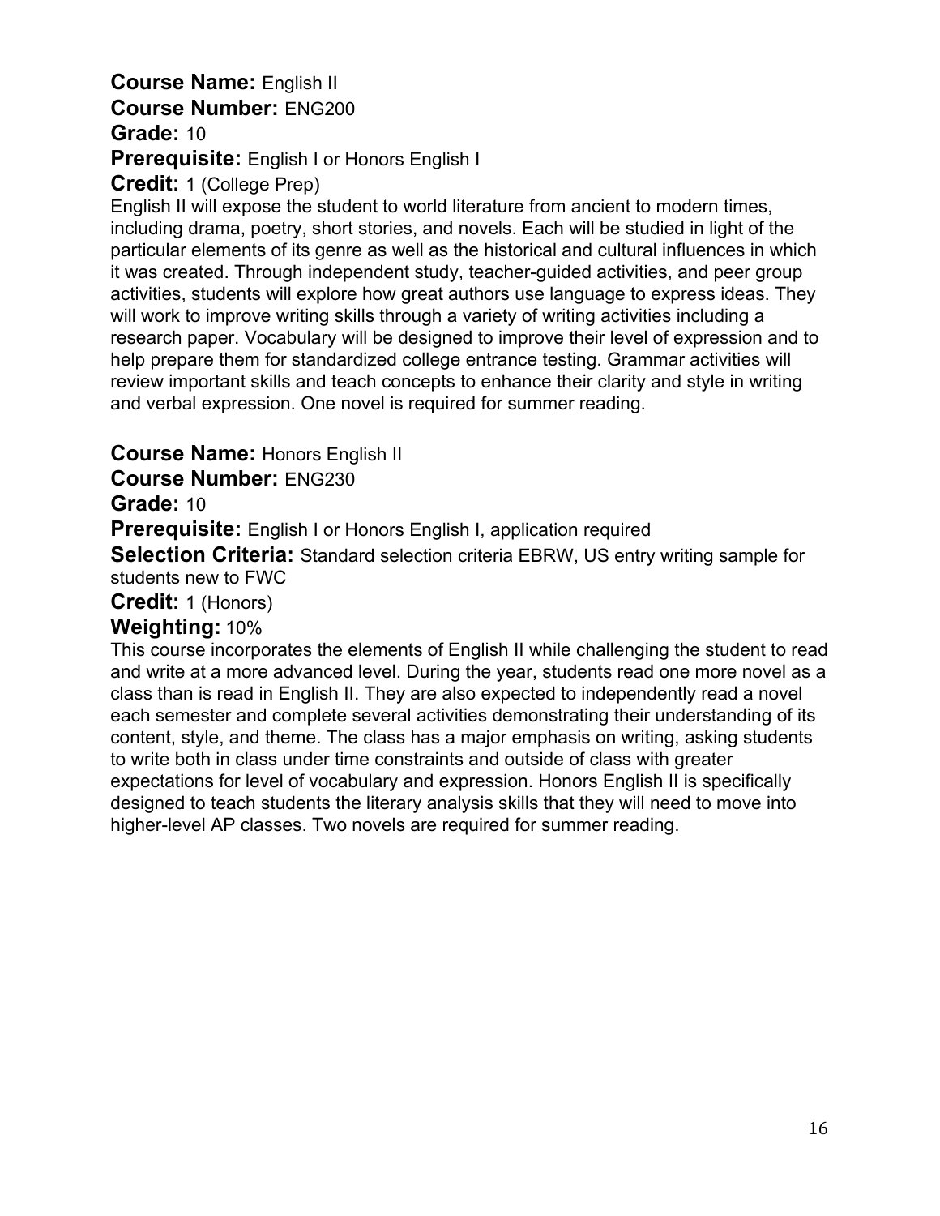**Course Name:** English II
**Course Number:** ENG200
**Grade:** 10
**Prerequisite:** English I or Honors English I
**Credit:** 1 (College Prep)

English II will expose the student to world literature from ancient to modern times, including drama, poetry, short stories, and novels. Each will be studied in light of the particular elements of its genre as well as the historical and cultural influences in which it was created. Through independent study, teacher-guided activities, and peer group activities, students will explore how great authors use language to express ideas. They will work to improve writing skills through a variety of writing activities including a research paper. Vocabulary will be designed to improve their level of expression and to help prepare them for standardized college entrance testing. Grammar activities will review important skills and teach concepts to enhance their clarity and style in writing and verbal expression. One novel is required for summer reading.

**Course Name:** Honors English II
**Course Number:** ENG230
**Grade:** 10
**Prerequisite:** English I or Honors English I, application required
**Selection Criteria:** Standard selection criteria EBRW, US entry writing sample for students new to FWC
**Credit:** 1 (Honors)
**Weighting:** 10%

This course incorporates the elements of English II while challenging the student to read and write at a more advanced level. During the year, students read one more novel as a class than is read in English II. They are also expected to independently read a novel each semester and complete several activities demonstrating their understanding of its content, style, and theme. The class has a major emphasis on writing, asking students to write both in class under time constraints and outside of class with greater expectations for level of vocabulary and expression. Honors English II is specifically designed to teach students the literary analysis skills that they will need to move into higher-level AP classes. Two novels are required for summer reading.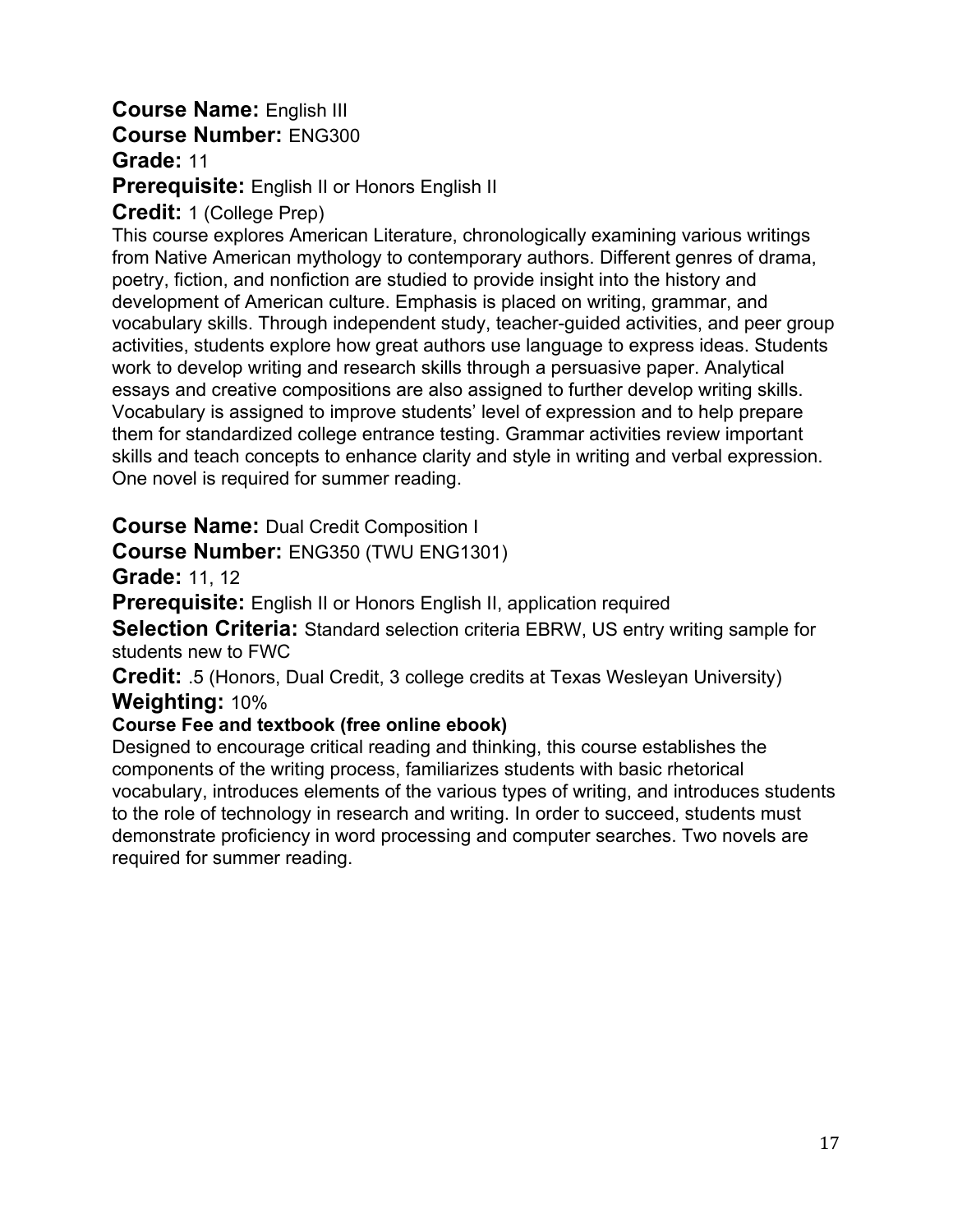**Course Name:** English III

**Course Number:** ENG300

**Grade:** 11

**Prerequisite:** English II or Honors English II

**Credit:** 1 (College Prep)

This course explores American Literature, chronologically examining various writings from Native American mythology to contemporary authors. Different genres of drama, poetry, fiction, and nonfiction are studied to provide insight into the history and development of American culture. Emphasis is placed on writing, grammar, and vocabulary skills. Through independent study, teacher-guided activities, and peer group activities, students explore how great authors use language to express ideas. Students work to develop writing and research skills through a persuasive paper. Analytical essays and creative compositions are also assigned to further develop writing skills. Vocabulary is assigned to improve students' level of expression and to help prepare them for standardized college entrance testing. Grammar activities review important skills and teach concepts to enhance clarity and style in writing and verbal expression. One novel is required for summer reading.

**Course Name:** Dual Credit Composition I

**Course Number:** ENG350 (TWU ENG1301)

**Grade:** 11, 12

**Prerequisite:** English II or Honors English II, application required

**Selection Criteria:** Standard selection criteria EBRW, US entry writing sample for students new to FWC

**Credit:** .5 (Honors, Dual Credit, 3 college credits at Texas Wesleyan University)

**Weighting:** 10%

**Course Fee and textbook (free online ebook)**

Designed to encourage critical reading and thinking, this course establishes the components of the writing process, familiarizes students with basic rhetorical vocabulary, introduces elements of the various types of writing, and introduces students to the role of technology in research and writing. In order to succeed, students must demonstrate proficiency in word processing and computer searches. Two novels are required for summer reading.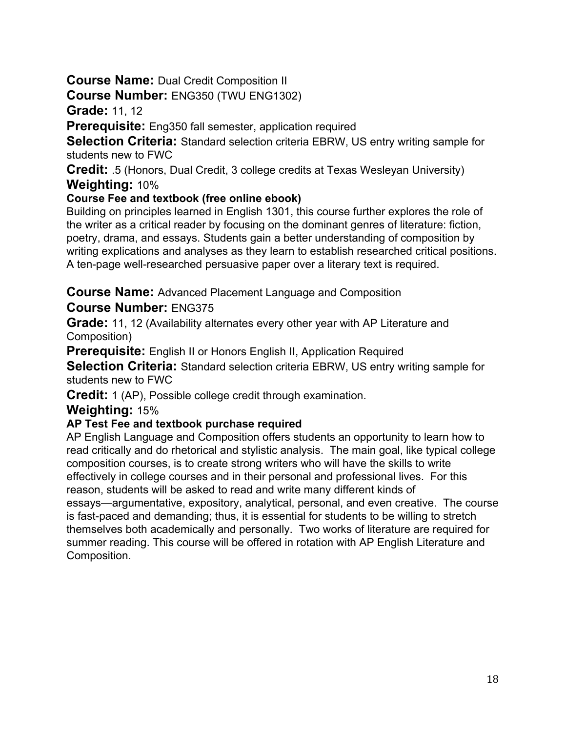**Course Name:** Dual Credit Composition II

**Course Number:** ENG350 (TWU ENG1302)

**Grade:** 11, 12

**Prerequisite:** Eng350 fall semester, application required

**Selection Criteria:** Standard selection criteria EBRW, US entry writing sample for students new to FWC

**Credit:** .5 (Honors, Dual Credit, 3 college credits at Texas Wesleyan University)

**Weighting:** 10%

**Course Fee and textbook (free online ebook)**

Building on principles learned in English 1301, this course further explores the role of the writer as a critical reader by focusing on the dominant genres of literature: fiction, poetry, drama, and essays. Students gain a better understanding of composition by writing explications and analyses as they learn to establish researched critical positions. A ten-page well-researched persuasive paper over a literary text is required.

**Course Name:** Advanced Placement Language and Composition

**Course Number:** ENG375

**Grade:** 11, 12 (Availability alternates every other year with AP Literature and Composition)

**Prerequisite:** English II or Honors English II, Application Required

**Selection Criteria:** Standard selection criteria EBRW, US entry writing sample for students new to FWC

**Credit:** 1 (AP), Possible college credit through examination.

**Weighting:** 15%

**AP Test Fee and textbook purchase required**

AP English Language and Composition offers students an opportunity to learn how to read critically and do rhetorical and stylistic analysis. The main goal, like typical college composition courses, is to create strong writers who will have the skills to write effectively in college courses and in their personal and professional lives. For this reason, students will be asked to read and write many different kinds of essays—argumentative, expository, analytical, personal, and even creative. The course is fast-paced and demanding; thus, it is essential for students to be willing to stretch themselves both academically and personally. Two works of literature are required for summer reading. This course will be offered in rotation with AP English Literature and Composition.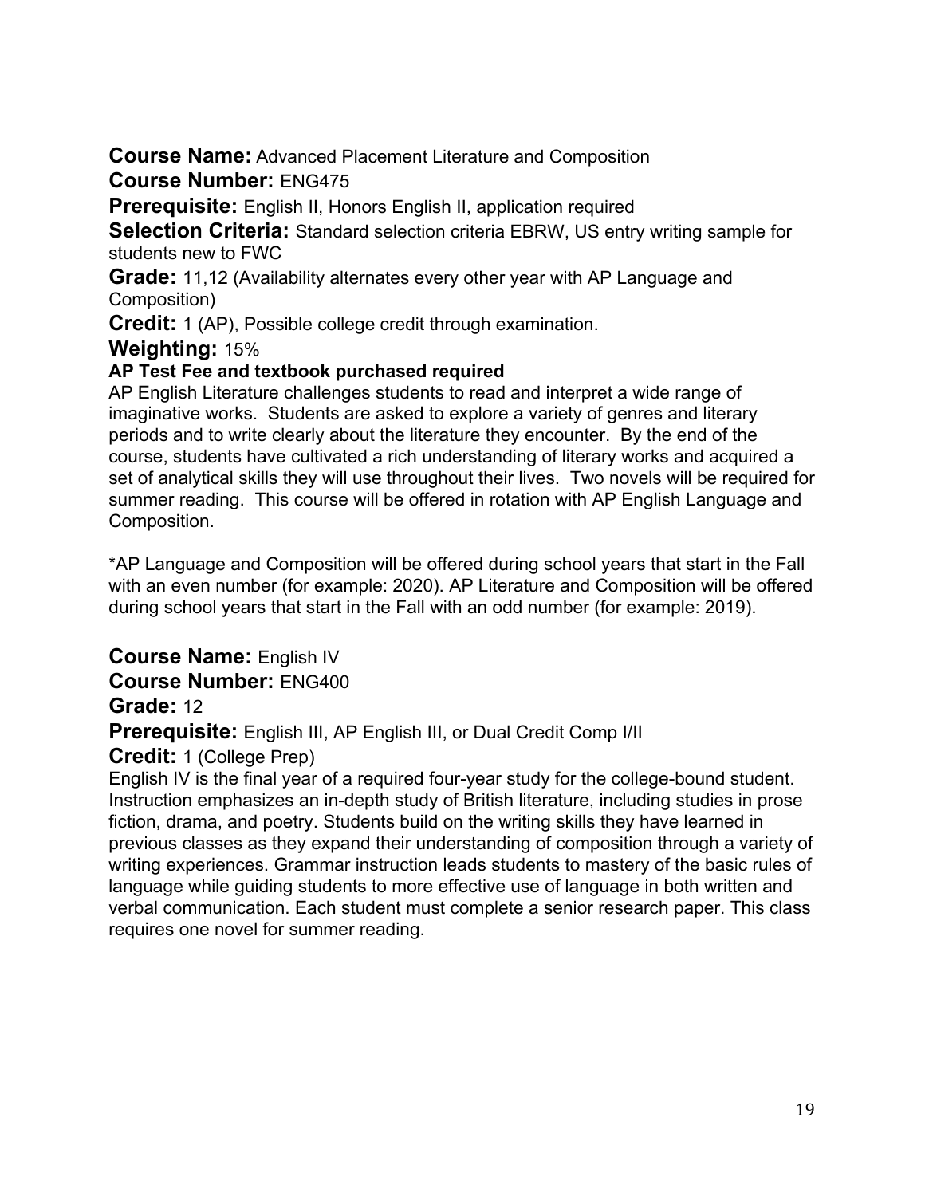**Course Name:** Advanced Placement Literature and Composition

**Course Number:** ENG475

**Prerequisite:** English II, Honors English II, application required

**Selection Criteria:** Standard selection criteria EBRW, US entry writing sample for students new to FWC

**Grade:** 11,12 (Availability alternates every other year with AP Language and Composition)

**Credit:** 1 (AP), Possible college credit through examination.

**Weighting:** 15%

**AP Test Fee and textbook purchased required**

AP English Literature challenges students to read and interpret a wide range of imaginative works. Students are asked to explore a variety of genres and literary periods and to write clearly about the literature they encounter. By the end of the course, students have cultivated a rich understanding of literary works and acquired a set of analytical skills they will use throughout their lives. Two novels will be required for summer reading. This course will be offered in rotation with AP English Language and Composition.

*AP Language and Composition will be offered during school years that start in the Fall with an even number (for example: 2020). AP Literature and Composition will be offered during school years that start in the Fall with an odd number (for example: 2019).

**Course Name:** English IV

**Course Number:** ENG400

**Grade:** 12

**Prerequisite:** English III, AP English III, or Dual Credit Comp I/II

**Credit:** 1 (College Prep)

English IV is the final year of a required four-year study for the college-bound student. Instruction emphasizes an in-depth study of British literature, including studies in prose fiction, drama, and poetry. Students build on the writing skills they have learned in previous classes as they expand their understanding of composition through a variety of writing experiences. Grammar instruction leads students to mastery of the basic rules of language while guiding students to more effective use of language in both written and verbal communication. Each student must complete a senior research paper. This class requires one novel for summer reading.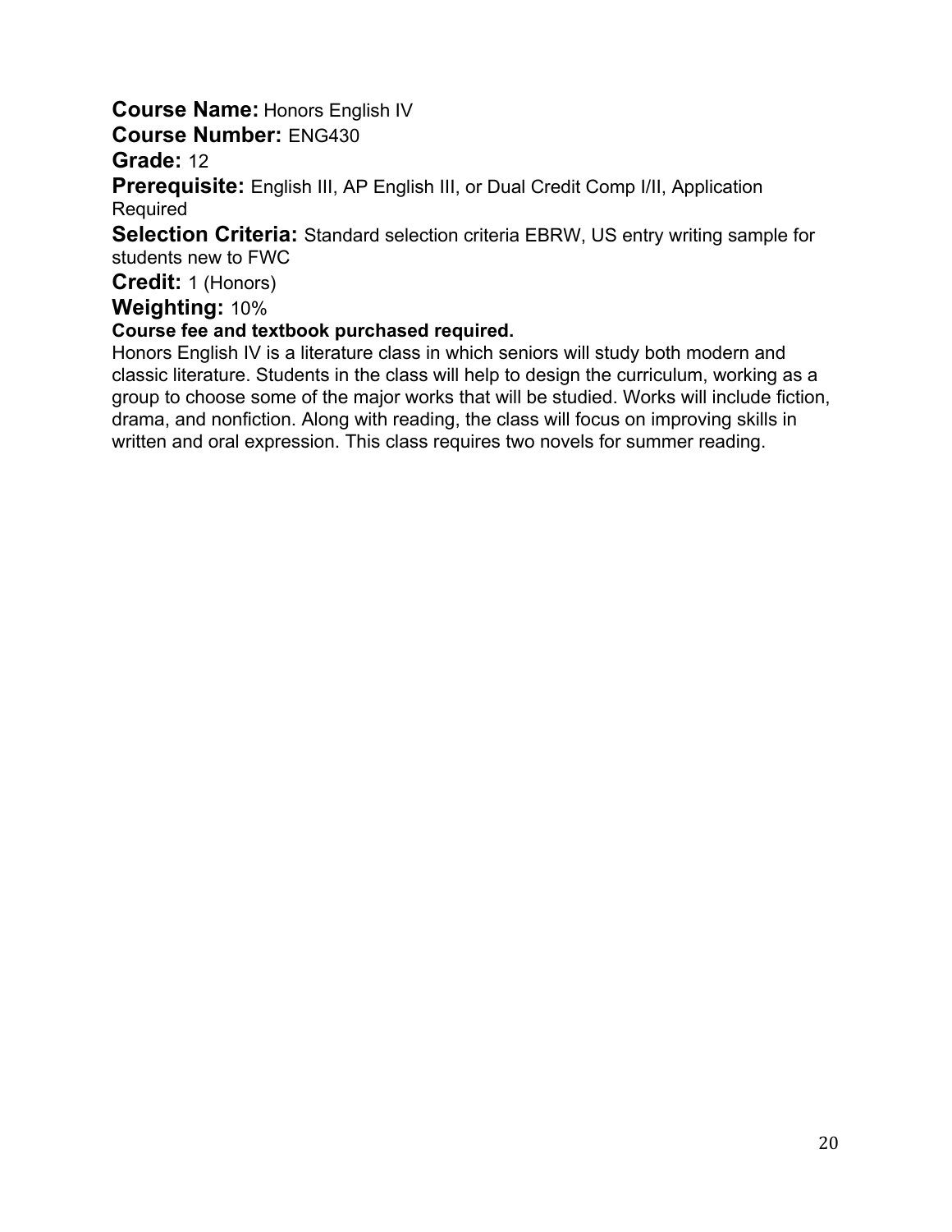**Course Name:** Honors English IV

**Course Number:** ENG430

**Grade:** 12

**Prerequisite:** English III, AP English III, or Dual Credit Comp I/II, Application Required

**Selection Criteria:** Standard selection criteria EBRW, US entry writing sample for students new to FWC

**Credit:** 1 (Honors)

**Weighting:** 10%

**Course fee and textbook purchased required.**

Honors English IV is a literature class in which seniors will study both modern and classic literature. Students in the class will help to design the curriculum, working as a group to choose some of the major works that will be studied. Works will include fiction, drama, and nonfiction. Along with reading, the class will focus on improving skills in written and oral expression. This class requires two novels for summer reading.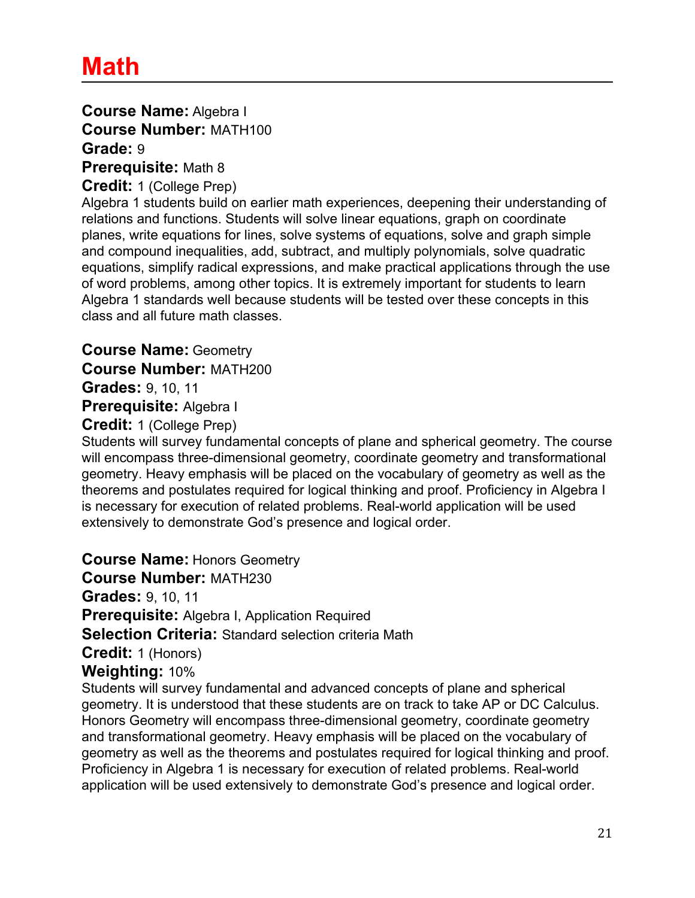# Math

**Course Name:** Algebra I
**Course Number:** MATH100
**Grade:** 9
**Prerequisite:** Math 8
**Credit:** 1 (College Prep)

Algebra 1 students build on earlier math experiences, deepening their understanding of relations and functions. Students will solve linear equations, graph on coordinate planes, write equations for lines, solve systems of equations, solve and graph simple and compound inequalities, add, subtract, and multiply polynomials, solve quadratic equations, simplify radical expressions, and make practical applications through the use of word problems, among other topics. It is extremely important for students to learn Algebra 1 standards well because students will be tested over these concepts in this class and all future math classes.

**Course Name:** Geometry
**Course Number:** MATH200
**Grades:** 9, 10, 11
**Prerequisite:** Algebra I
**Credit:** 1 (College Prep)

Students will survey fundamental concepts of plane and spherical geometry. The course will encompass three-dimensional geometry, coordinate geometry and transformational geometry. Heavy emphasis will be placed on the vocabulary of geometry as well as the theorems and postulates required for logical thinking and proof. Proficiency in Algebra I is necessary for execution of related problems. Real-world application will be used extensively to demonstrate God's presence and logical order.

**Course Name:** Honors Geometry
**Course Number:** MATH230
**Grades:** 9, 10, 11
**Prerequisite:** Algebra I, Application Required
**Selection Criteria:** Standard selection criteria Math
**Credit:** 1 (Honors)
**Weighting:** 10%

Students will survey fundamental and advanced concepts of plane and spherical geometry. It is understood that these students are on track to take AP or DC Calculus. Honors Geometry will encompass three-dimensional geometry, coordinate geometry and transformational geometry. Heavy emphasis will be placed on the vocabulary of geometry as well as the theorems and postulates required for logical thinking and proof. Proficiency in Algebra 1 is necessary for execution of related problems. Real-world application will be used extensively to demonstrate God's presence and logical order.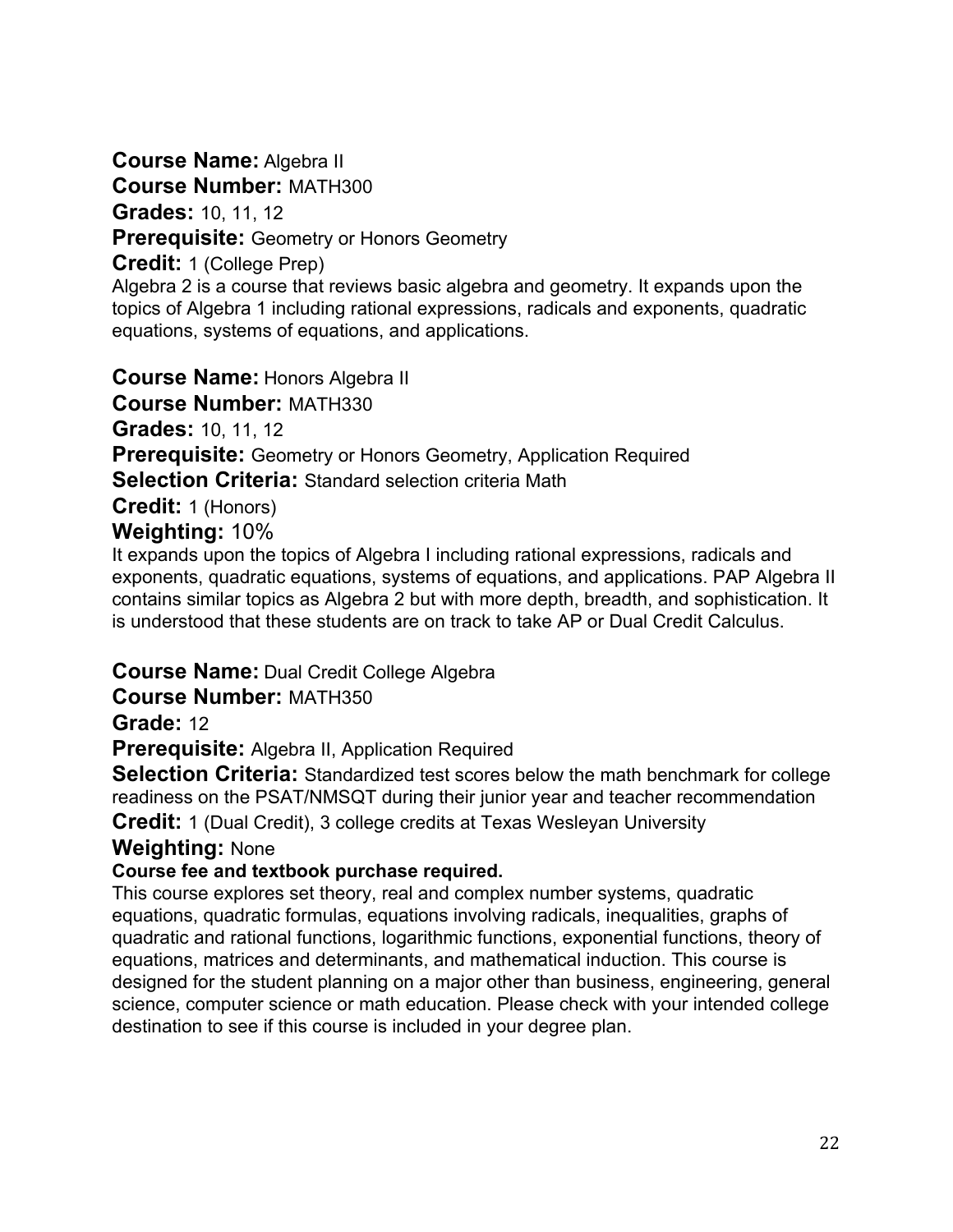**Course Name:** Algebra II
**Course Number:** MATH300
**Grades:** 10, 11, 12
**Prerequisite:** Geometry or Honors Geometry
**Credit:** 1 (College Prep)
Algebra 2 is a course that reviews basic algebra and geometry. It expands upon the topics of Algebra 1 including rational expressions, radicals and exponents, quadratic equations, systems of equations, and applications.

**Course Name:** Honors Algebra II
**Course Number:** MATH330
**Grades:** 10, 11, 12
**Prerequisite:** Geometry or Honors Geometry, Application Required
**Selection Criteria:** Standard selection criteria Math
**Credit:** 1 (Honors)
**Weighting:** 10%
It expands upon the topics of Algebra I including rational expressions, radicals and exponents, quadratic equations, systems of equations, and applications. PAP Algebra II contains similar topics as Algebra 2 but with more depth, breadth, and sophistication. It is understood that these students are on track to take AP or Dual Credit Calculus.

**Course Name:** Dual Credit College Algebra
**Course Number:** MATH350
**Grade:** 12
**Prerequisite:** Algebra II, Application Required
**Selection Criteria:** Standardized test scores below the math benchmark for college readiness on the PSAT/NMSQT during their junior year and teacher recommendation
**Credit:** 1 (Dual Credit), 3 college credits at Texas Wesleyan University
**Weighting:** None
**Course fee and textbook purchase required.**
This course explores set theory, real and complex number systems, quadratic equations, quadratic formulas, equations involving radicals, inequalities, graphs of quadratic and rational functions, logarithmic functions, exponential functions, theory of equations, matrices and determinants, and mathematical induction. This course is designed for the student planning on a major other than business, engineering, general science, computer science or math education. Please check with your intended college destination to see if this course is included in your degree plan.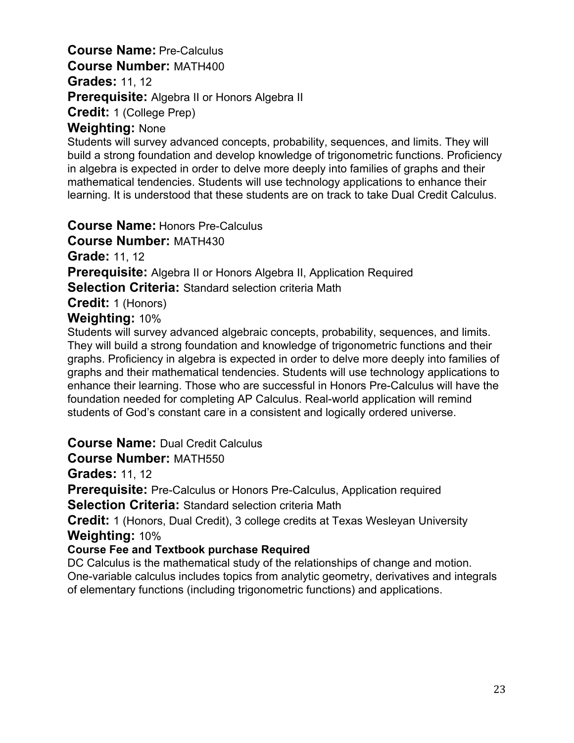**Course Name:** Pre-Calculus

**Course Number:** MATH400

**Grades:** 11, 12

**Prerequisite:** Algebra II or Honors Algebra II

**Credit:** 1 (College Prep)

**Weighting:** None

Students will survey advanced concepts, probability, sequences, and limits. They will build a strong foundation and develop knowledge of trigonometric functions. Proficiency in algebra is expected in order to delve more deeply into families of graphs and their mathematical tendencies. Students will use technology applications to enhance their learning. It is understood that these students are on track to take Dual Credit Calculus.

**Course Name:** Honors Pre-Calculus

**Course Number:** MATH430

**Grade:** 11, 12

**Prerequisite:** Algebra II or Honors Algebra II, Application Required

**Selection Criteria:** Standard selection criteria Math

**Credit:** 1 (Honors)

**Weighting:** 10%

Students will survey advanced algebraic concepts, probability, sequences, and limits. They will build a strong foundation and knowledge of trigonometric functions and their graphs. Proficiency in algebra is expected in order to delve more deeply into families of graphs and their mathematical tendencies. Students will use technology applications to enhance their learning. Those who are successful in Honors Pre-Calculus will have the foundation needed for completing AP Calculus. Real-world application will remind students of God's constant care in a consistent and logically ordered universe.

**Course Name:** Dual Credit Calculus

**Course Number:** MATH550

**Grades:** 11, 12

**Prerequisite:** Pre-Calculus or Honors Pre-Calculus, Application required

**Selection Criteria:** Standard selection criteria Math

**Credit:** 1 (Honors, Dual Credit), 3 college credits at Texas Wesleyan University

**Weighting:** 10%

**Course Fee and Textbook purchase Required**

DC Calculus is the mathematical study of the relationships of change and motion. One-variable calculus includes topics from analytic geometry, derivatives and integrals of elementary functions (including trigonometric functions) and applications.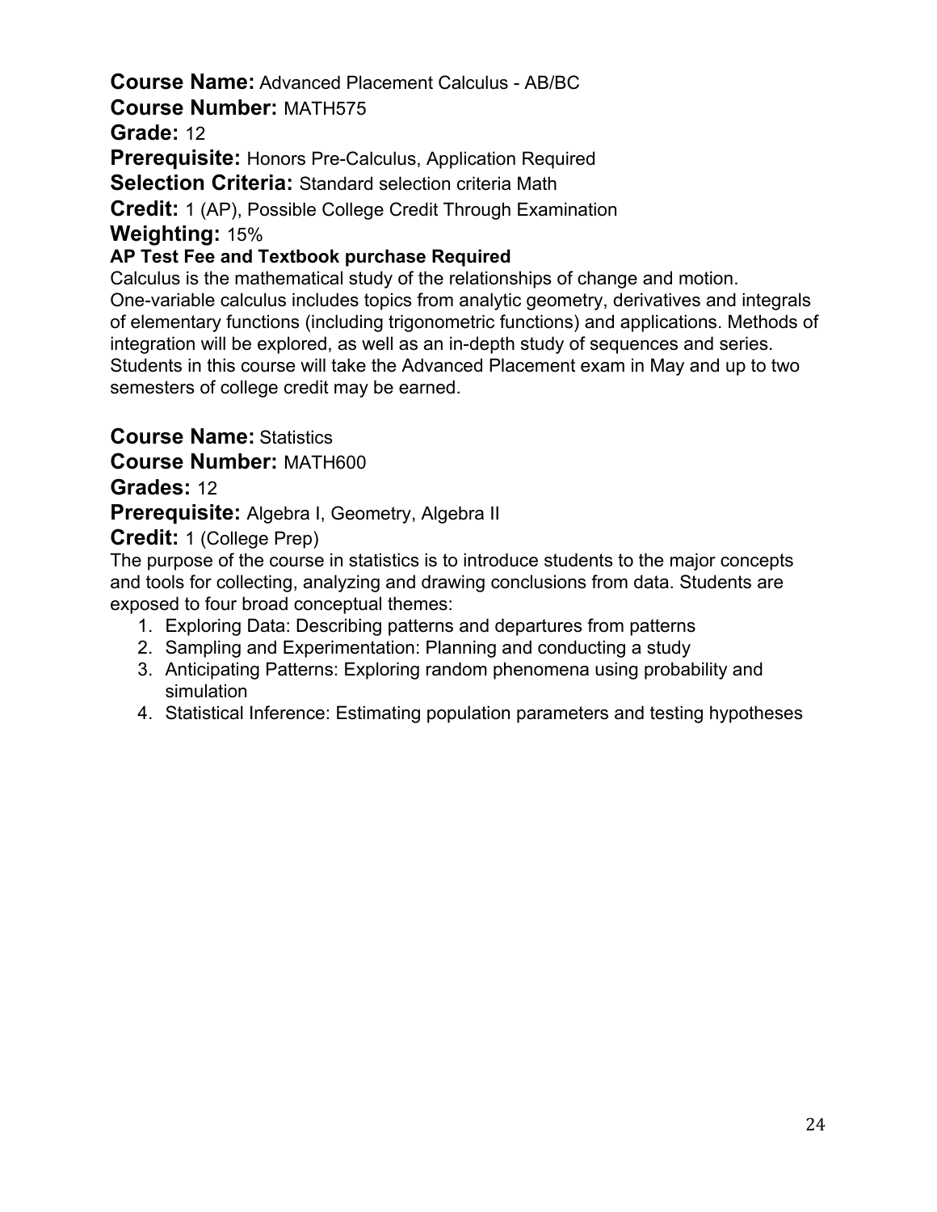**Course Name:** Advanced Placement Calculus - AB/BC

**Course Number:** MATH575

**Grade:** 12

**Prerequisite:** Honors Pre-Calculus, Application Required

**Selection Criteria:** Standard selection criteria Math

**Credit:** 1 (AP), Possible College Credit Through Examination

**Weighting:** 15%

**AP Test Fee and Textbook purchase Required**

Calculus is the mathematical study of the relationships of change and motion. One-variable calculus includes topics from analytic geometry, derivatives and integrals of elementary functions (including trigonometric functions) and applications. Methods of integration will be explored, as well as an in-depth study of sequences and series. Students in this course will take the Advanced Placement exam in May and up to two semesters of college credit may be earned.

**Course Name:** Statistics

**Course Number:** MATH600

**Grades:** 12

**Prerequisite:** Algebra I, Geometry, Algebra II

**Credit:** 1 (College Prep)

The purpose of the course in statistics is to introduce students to the major concepts and tools for collecting, analyzing and drawing conclusions from data. Students are exposed to four broad conceptual themes:

1. Exploring Data: Describing patterns and departures from patterns
2. Sampling and Experimentation: Planning and conducting a study
3. Anticipating Patterns: Exploring random phenomena using probability and simulation
4. Statistical Inference: Estimating population parameters and testing hypotheses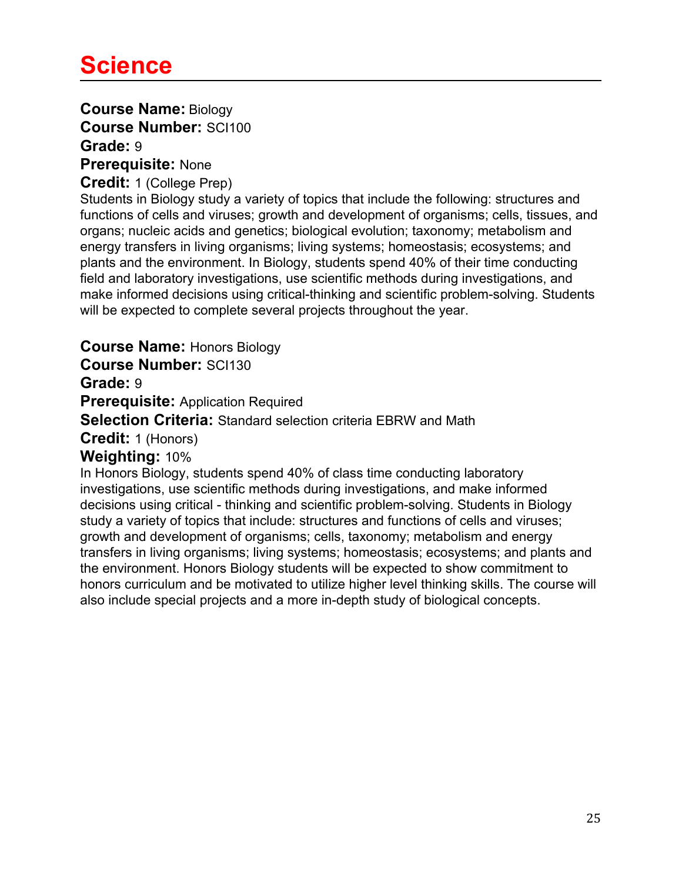# Science

**Course Name:** Biology
**Course Number:** SCI100
**Grade:** 9
**Prerequisite:** None
**Credit:** 1 (College Prep)
Students in Biology study a variety of topics that include the following: structures and functions of cells and viruses; growth and development of organisms; cells, tissues, and organs; nucleic acids and genetics; biological evolution; taxonomy; metabolism and energy transfers in living organisms; living systems; homeostasis; ecosystems; and plants and the environment. In Biology, students spend 40% of their time conducting field and laboratory investigations, use scientific methods during investigations, and make informed decisions using critical-thinking and scientific problem-solving. Students will be expected to complete several projects throughout the year.

**Course Name:** Honors Biology
**Course Number:** SCI130
**Grade:** 9
**Prerequisite:** Application Required
**Selection Criteria:** Standard selection criteria EBRW and Math
**Credit:** 1 (Honors)
**Weighting:** 10%
In Honors Biology, students spend 40% of class time conducting laboratory investigations, use scientific methods during investigations, and make informed decisions using critical - thinking and scientific problem-solving. Students in Biology study a variety of topics that include: structures and functions of cells and viruses; growth and development of organisms; cells, taxonomy; metabolism and energy transfers in living organisms; living systems; homeostasis; ecosystems; and plants and the environment. Honors Biology students will be expected to show commitment to honors curriculum and be motivated to utilize higher level thinking skills. The course will also include special projects and a more in-depth study of biological concepts.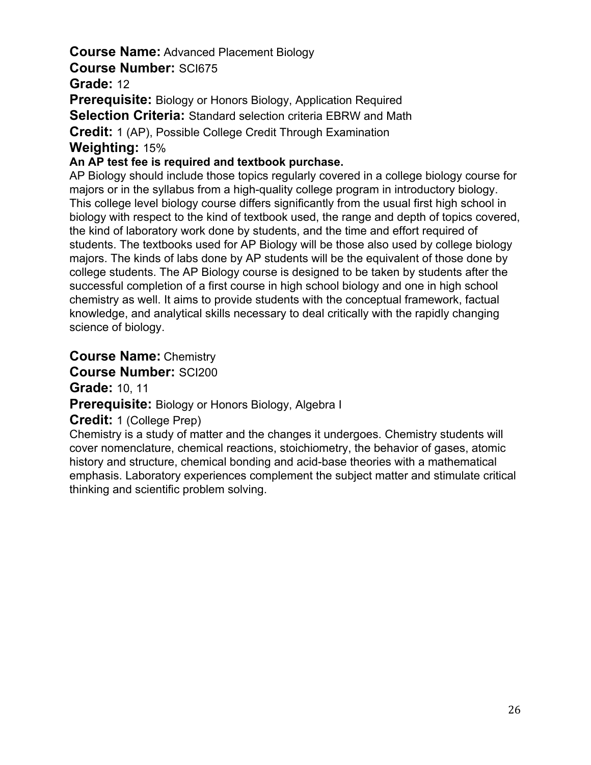**Course Name:** Advanced Placement Biology

**Course Number:** SCI675

**Grade:** 12

**Prerequisite:** Biology or Honors Biology, Application Required

**Selection Criteria:** Standard selection criteria EBRW and Math

**Credit:** 1 (AP), Possible College Credit Through Examination

**Weighting:** 15%

**An AP test fee is required and textbook purchase.**

AP Biology should include those topics regularly covered in a college biology course for majors or in the syllabus from a high-quality college program in introductory biology. This college level biology course differs significantly from the usual first high school in biology with respect to the kind of textbook used, the range and depth of topics covered, the kind of laboratory work done by students, and the time and effort required of students. The textbooks used for AP Biology will be those also used by college biology majors. The kinds of labs done by AP students will be the equivalent of those done by college students. The AP Biology course is designed to be taken by students after the successful completion of a first course in high school biology and one in high school chemistry as well. It aims to provide students with the conceptual framework, factual knowledge, and analytical skills necessary to deal critically with the rapidly changing science of biology.

**Course Name:** Chemistry

**Course Number:** SCI200

**Grade:** 10, 11

**Prerequisite:** Biology or Honors Biology, Algebra I

**Credit:** 1 (College Prep)

Chemistry is a study of matter and the changes it undergoes. Chemistry students will cover nomenclature, chemical reactions, stoichiometry, the behavior of gases, atomic history and structure, chemical bonding and acid-base theories with a mathematical emphasis. Laboratory experiences complement the subject matter and stimulate critical thinking and scientific problem solving.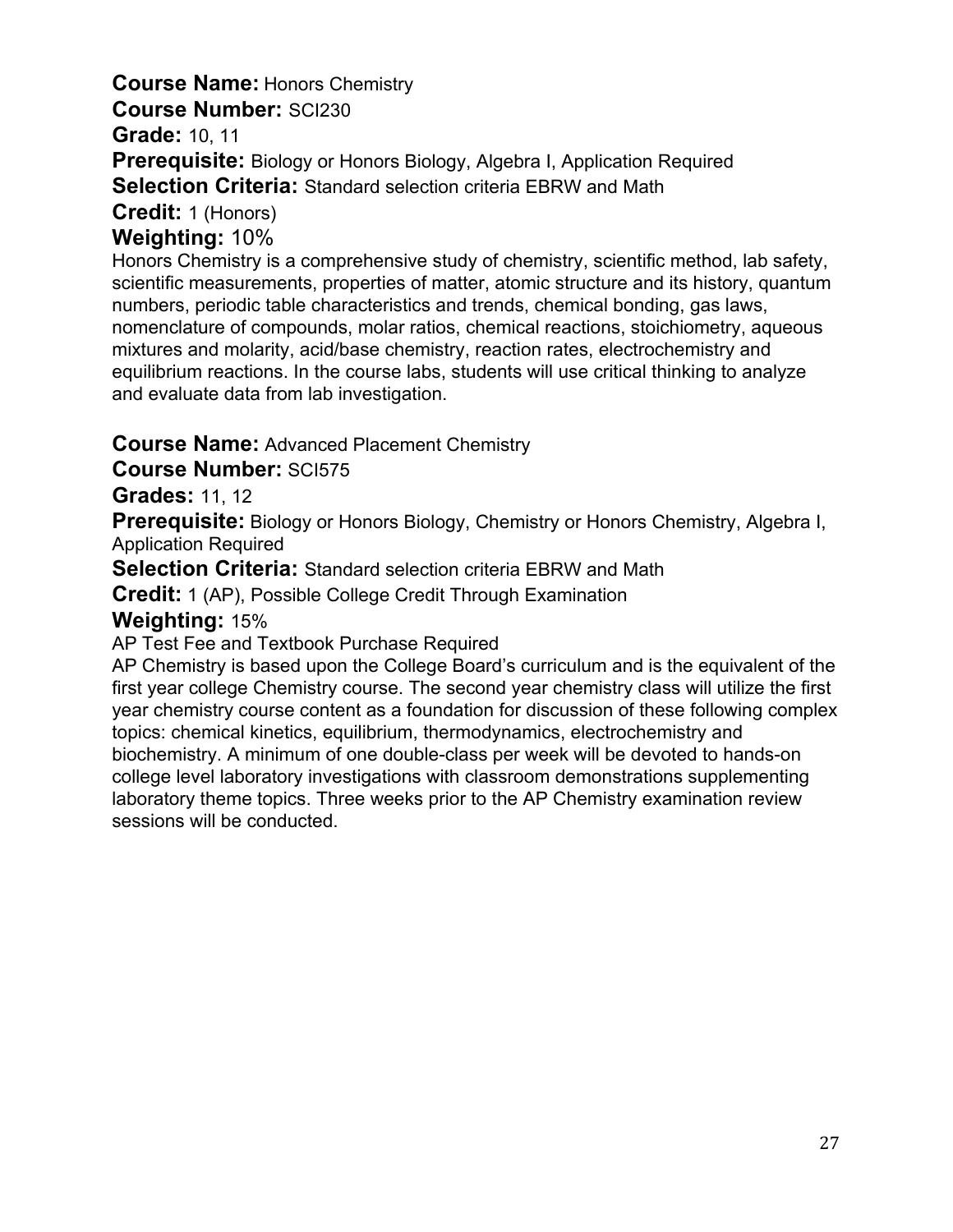**Course Name:** Honors Chemistry
**Course Number:** SCI230
**Grade:** 10, 11
**Prerequisite:** Biology or Honors Biology, Algebra I, Application Required
**Selection Criteria:** Standard selection criteria EBRW and Math
**Credit:** 1 (Honors)
**Weighting:** 10%

Honors Chemistry is a comprehensive study of chemistry, scientific method, lab safety, scientific measurements, properties of matter, atomic structure and its history, quantum numbers, periodic table characteristics and trends, chemical bonding, gas laws, nomenclature of compounds, molar ratios, chemical reactions, stoichiometry, aqueous mixtures and molarity, acid/base chemistry, reaction rates, electrochemistry and equilibrium reactions. In the course labs, students will use critical thinking to analyze and evaluate data from lab investigation.

**Course Name:** Advanced Placement Chemistry
**Course Number:** SCI575
**Grades:** 11, 12
**Prerequisite:** Biology or Honors Biology, Chemistry or Honors Chemistry, Algebra I, Application Required
**Selection Criteria:** Standard selection criteria EBRW and Math
**Credit:** 1 (AP), Possible College Credit Through Examination
**Weighting:** 15%

AP Test Fee and Textbook Purchase Required

AP Chemistry is based upon the College Board's curriculum and is the equivalent of the first year college Chemistry course. The second year chemistry class will utilize the first year chemistry course content as a foundation for discussion of these following complex topics: chemical kinetics, equilibrium, thermodynamics, electrochemistry and biochemistry. A minimum of one double-class per week will be devoted to hands-on college level laboratory investigations with classroom demonstrations supplementing laboratory theme topics. Three weeks prior to the AP Chemistry examination review sessions will be conducted.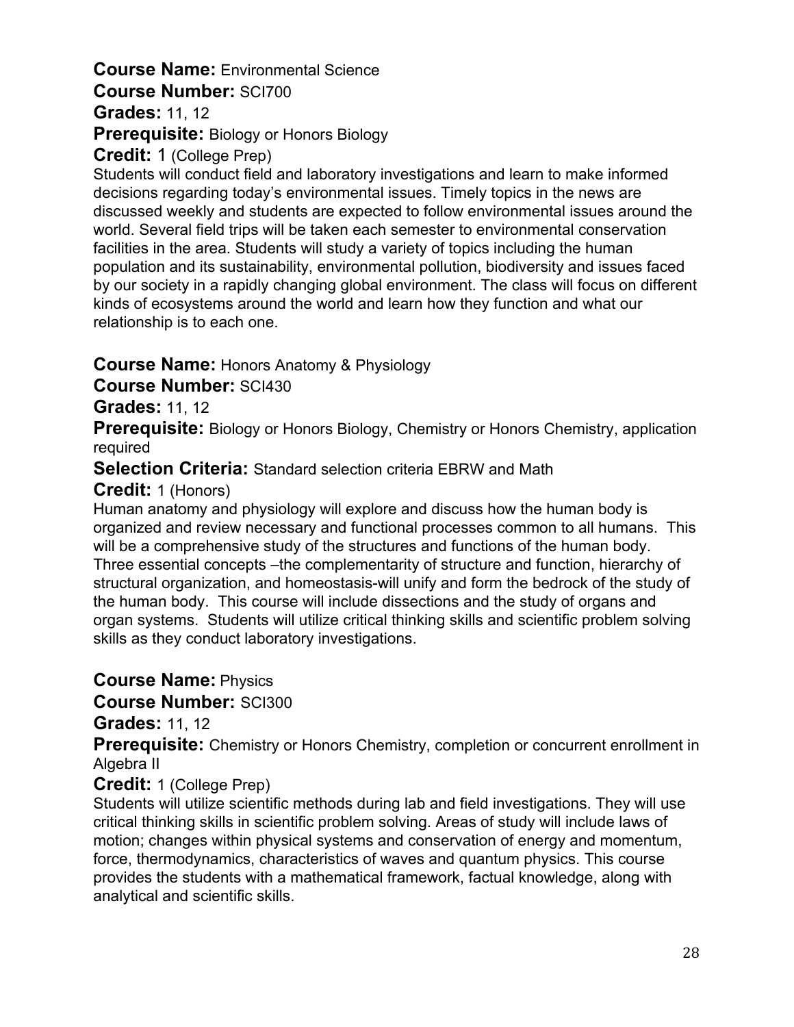**Course Name:** Environmental Science
**Course Number:** SCI700
**Grades:** 11, 12
**Prerequisite:** Biology or Honors Biology
**Credit:** 1 (College Prep)

Students will conduct field and laboratory investigations and learn to make informed decisions regarding today's environmental issues. Timely topics in the news are discussed weekly and students are expected to follow environmental issues around the world. Several field trips will be taken each semester to environmental conservation facilities in the area. Students will study a variety of topics including the human population and its sustainability, environmental pollution, biodiversity and issues faced by our society in a rapidly changing global environment. The class will focus on different kinds of ecosystems around the world and learn how they function and what our relationship is to each one.

**Course Name:** Honors Anatomy & Physiology
**Course Number:** SCI430
**Grades:** 11, 12
**Prerequisite:** Biology or Honors Biology, Chemistry or Honors Chemistry, application required
**Selection Criteria:** Standard selection criteria EBRW and Math
**Credit:** 1 (Honors)

Human anatomy and physiology will explore and discuss how the human body is organized and review necessary and functional processes common to all humans. This will be a comprehensive study of the structures and functions of the human body. Three essential concepts –the complementarity of structure and function, hierarchy of structural organization, and homeostasis-will unify and form the bedrock of the study of the human body. This course will include dissections and the study of organs and organ systems. Students will utilize critical thinking skills and scientific problem solving skills as they conduct laboratory investigations.

**Course Name:** Physics
**Course Number:** SCI300
**Grades:** 11, 12
**Prerequisite:** Chemistry or Honors Chemistry, completion or concurrent enrollment in Algebra II
**Credit:** 1 (College Prep)

Students will utilize scientific methods during lab and field investigations. They will use critical thinking skills in scientific problem solving. Areas of study will include laws of motion; changes within physical systems and conservation of energy and momentum, force, thermodynamics, characteristics of waves and quantum physics. This course provides the students with a mathematical framework, factual knowledge, along with analytical and scientific skills.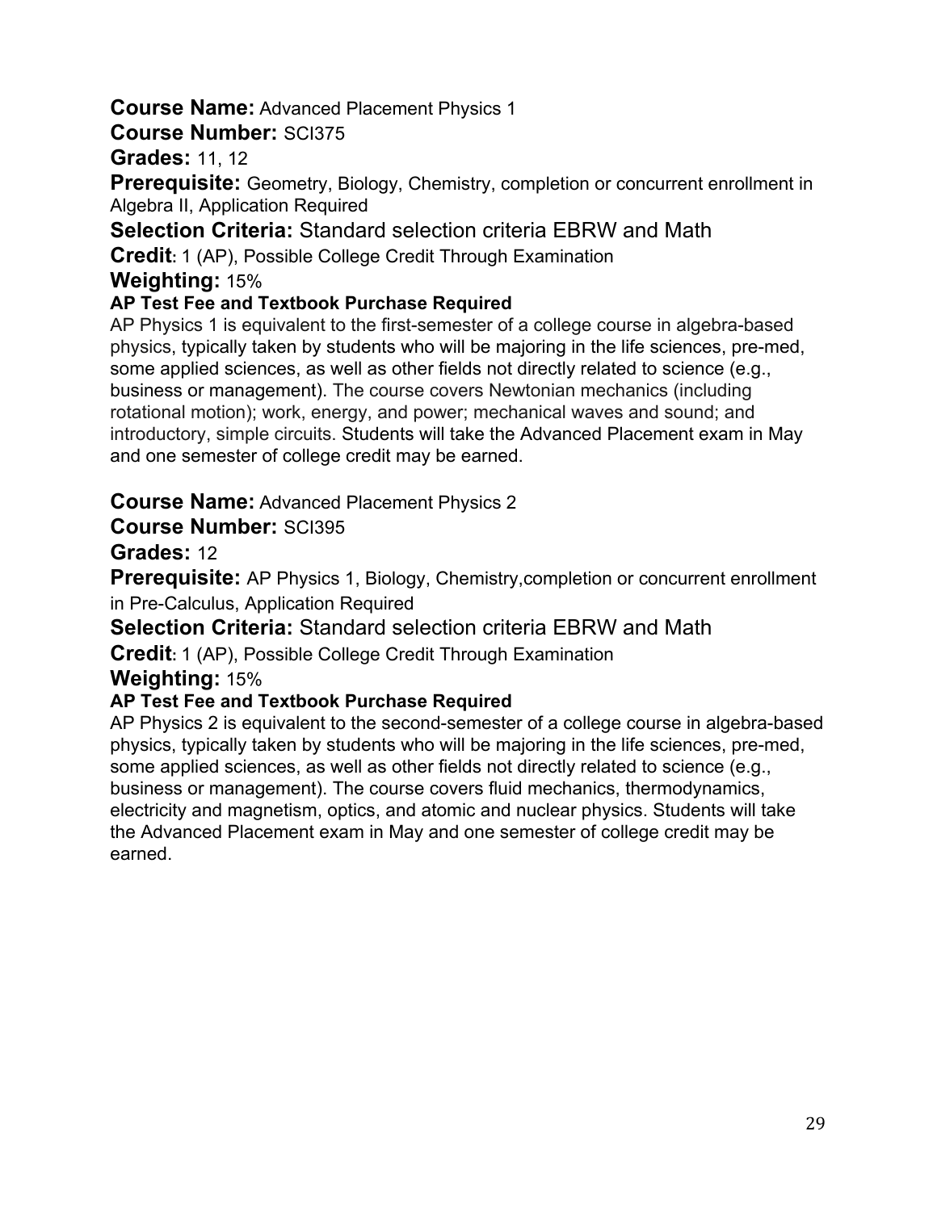**Course Name:** Advanced Placement Physics 1

**Course Number:** SCI375

**Grades:** 11, 12

**Prerequisite:** Geometry, Biology, Chemistry, completion or concurrent enrollment in Algebra II, Application Required

**Selection Criteria:** Standard selection criteria EBRW and Math

**Credit:** 1 (AP), Possible College Credit Through Examination

**Weighting:** 15%

**AP Test Fee and Textbook Purchase Required**

AP Physics 1 is equivalent to the first-semester of a college course in algebra-based physics, typically taken by students who will be majoring in the life sciences, pre-med, some applied sciences, as well as other fields not directly related to science (e.g., business or management). The course covers Newtonian mechanics (including rotational motion); work, energy, and power; mechanical waves and sound; and introductory, simple circuits. Students will take the Advanced Placement exam in May and one semester of college credit may be earned.

**Course Name:** Advanced Placement Physics 2

**Course Number:** SCI395

**Grades:** 12

**Prerequisite:** AP Physics 1, Biology, Chemistry,completion or concurrent enrollment in Pre-Calculus, Application Required

**Selection Criteria:** Standard selection criteria EBRW and Math

**Credit:** 1 (AP), Possible College Credit Through Examination

**Weighting:** 15%

**AP Test Fee and Textbook Purchase Required**

AP Physics 2 is equivalent to the second-semester of a college course in algebra-based physics, typically taken by students who will be majoring in the life sciences, pre-med, some applied sciences, as well as other fields not directly related to science (e.g., business or management). The course covers fluid mechanics, thermodynamics, electricity and magnetism, optics, and atomic and nuclear physics. Students will take the Advanced Placement exam in May and one semester of college credit may be earned.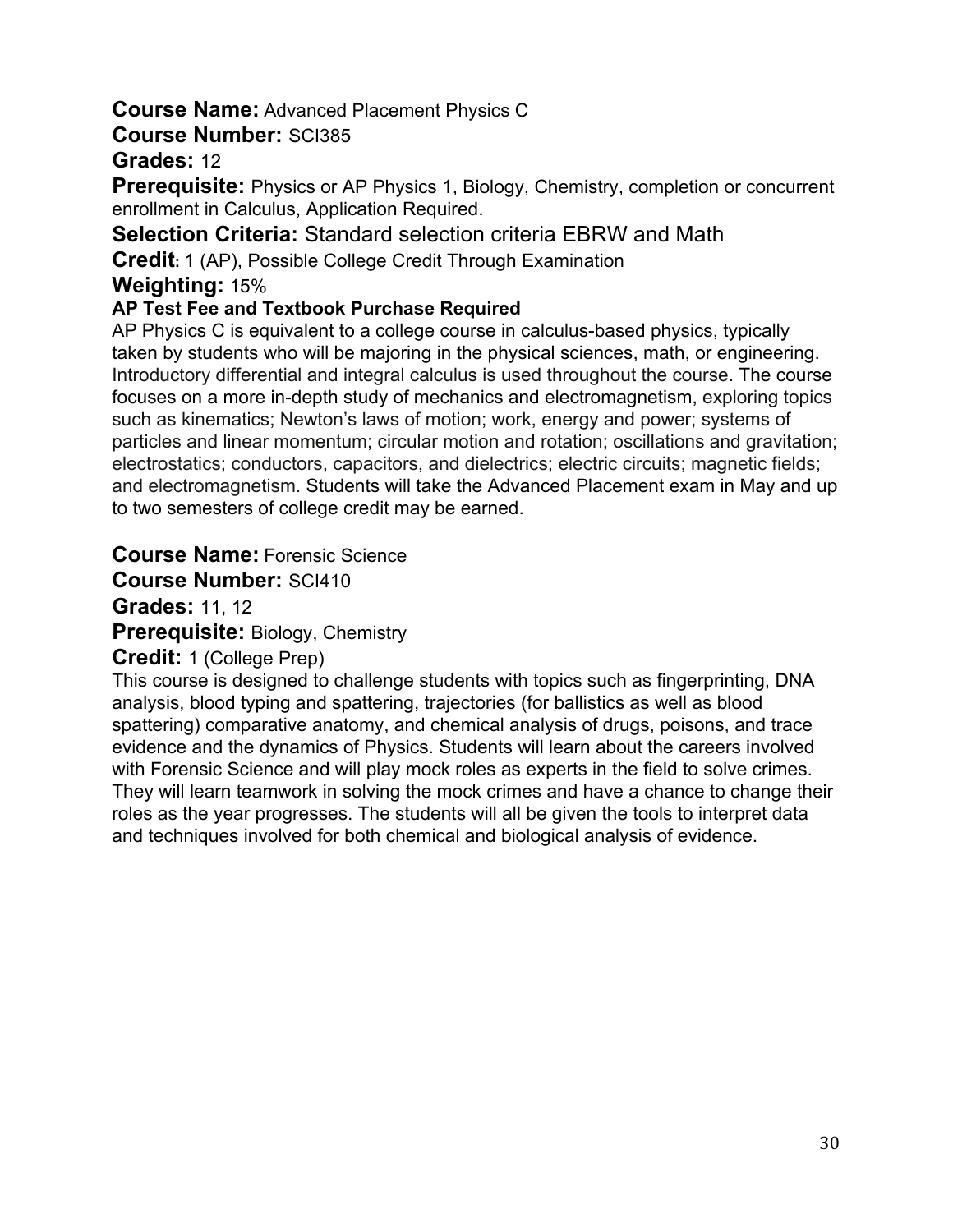**Course Name:** Advanced Placement Physics C

**Course Number:** SCI385

**Grades:** 12

**Prerequisite:** Physics or AP Physics 1, Biology, Chemistry, completion or concurrent enrollment in Calculus, Application Required.

**Selection Criteria:** Standard selection criteria EBRW and Math

**Credit:** 1 (AP), Possible College Credit Through Examination

**Weighting:** 15%

**AP Test Fee and Textbook Purchase Required**

AP Physics C is equivalent to a college course in calculus-based physics, typically taken by students who will be majoring in the physical sciences, math, or engineering. Introductory differential and integral calculus is used throughout the course. The course focuses on a more in-depth study of mechanics and electromagnetism, exploring topics such as kinematics; Newton's laws of motion; work, energy and power; systems of particles and linear momentum; circular motion and rotation; oscillations and gravitation; electrostatics; conductors, capacitors, and dielectrics; electric circuits; magnetic fields; and electromagnetism. Students will take the Advanced Placement exam in May and up to two semesters of college credit may be earned.

**Course Name:** Forensic Science

**Course Number:** SCI410

**Grades:** 11, 12

**Prerequisite:** Biology, Chemistry

**Credit:** 1 (College Prep)

This course is designed to challenge students with topics such as fingerprinting, DNA analysis, blood typing and spattering, trajectories (for ballistics as well as blood spattering) comparative anatomy, and chemical analysis of drugs, poisons, and trace evidence and the dynamics of Physics. Students will learn about the careers involved with Forensic Science and will play mock roles as experts in the field to solve crimes. They will learn teamwork in solving the mock crimes and have a chance to change their roles as the year progresses. The students will all be given the tools to interpret data and techniques involved for both chemical and biological analysis of evidence.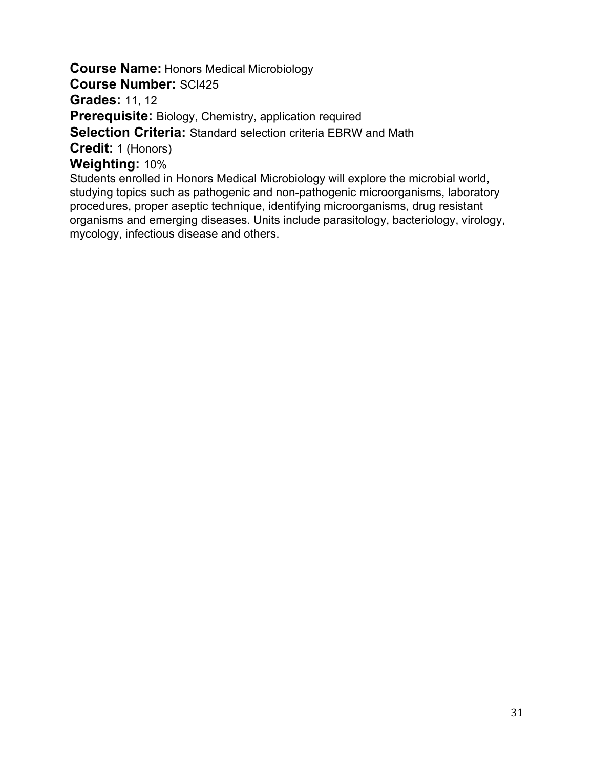**Course Name:** Honors Medical Microbiology
**Course Number:** SCI425
**Grades:** 11, 12
**Prerequisite:** Biology, Chemistry, application required
**Selection Criteria:** Standard selection criteria EBRW and Math
**Credit:** 1 (Honors)
**Weighting:** 10%

Students enrolled in Honors Medical Microbiology will explore the microbial world, studying topics such as pathogenic and non-pathogenic microorganisms, laboratory procedures, proper aseptic technique, identifying microorganisms, drug resistant organisms and emerging diseases. Units include parasitology, bacteriology, virology, mycology, infectious disease and others.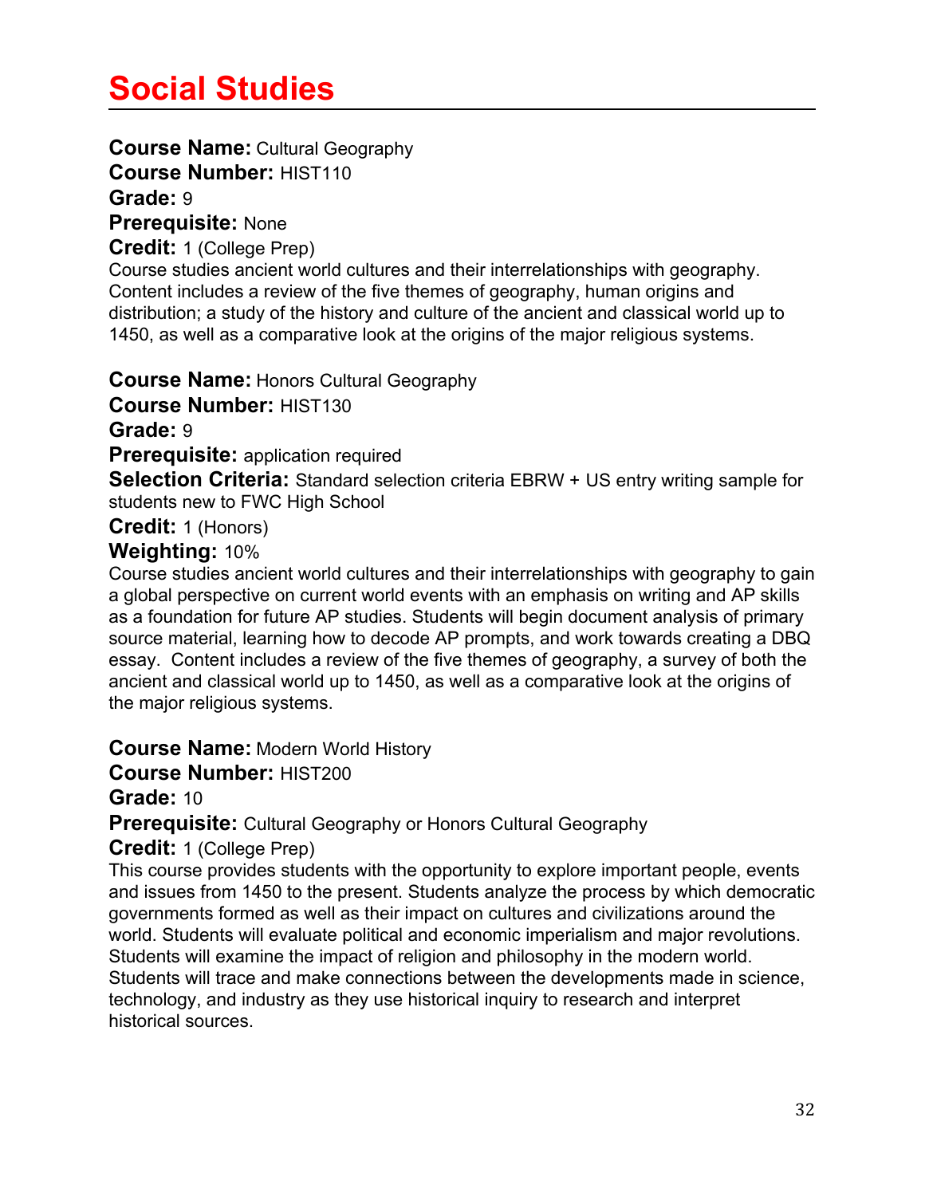# Social Studies

**Course Name:** Cultural Geography
**Course Number:** HIST110
**Grade:** 9
**Prerequisite:** None
**Credit:** 1 (College Prep)

Course studies ancient world cultures and their interrelationships with geography. Content includes a review of the five themes of geography, human origins and distribution; a study of the history and culture of the ancient and classical world up to 1450, as well as a comparative look at the origins of the major religious systems.

**Course Name:** Honors Cultural Geography
**Course Number:** HIST130
**Grade:** 9
**Prerequisite:** application required
**Selection Criteria:** Standard selection criteria EBRW + US entry writing sample for students new to FWC High School
**Credit:** 1 (Honors)
**Weighting:** 10%

Course studies ancient world cultures and their interrelationships with geography to gain a global perspective on current world events with an emphasis on writing and AP skills as a foundation for future AP studies. Students will begin document analysis of primary source material, learning how to decode AP prompts, and work towards creating a DBQ essay. Content includes a review of the five themes of geography, a survey of both the ancient and classical world up to 1450, as well as a comparative look at the origins of the major religious systems.

**Course Name:** Modern World History
**Course Number:** HIST200
**Grade:** 10
**Prerequisite:** Cultural Geography or Honors Cultural Geography
**Credit:** 1 (College Prep)

This course provides students with the opportunity to explore important people, events and issues from 1450 to the present. Students analyze the process by which democratic governments formed as well as their impact on cultures and civilizations around the world. Students will evaluate political and economic imperialism and major revolutions. Students will examine the impact of religion and philosophy in the modern world. Students will trace and make connections between the developments made in science, technology, and industry as they use historical inquiry to research and interpret historical sources.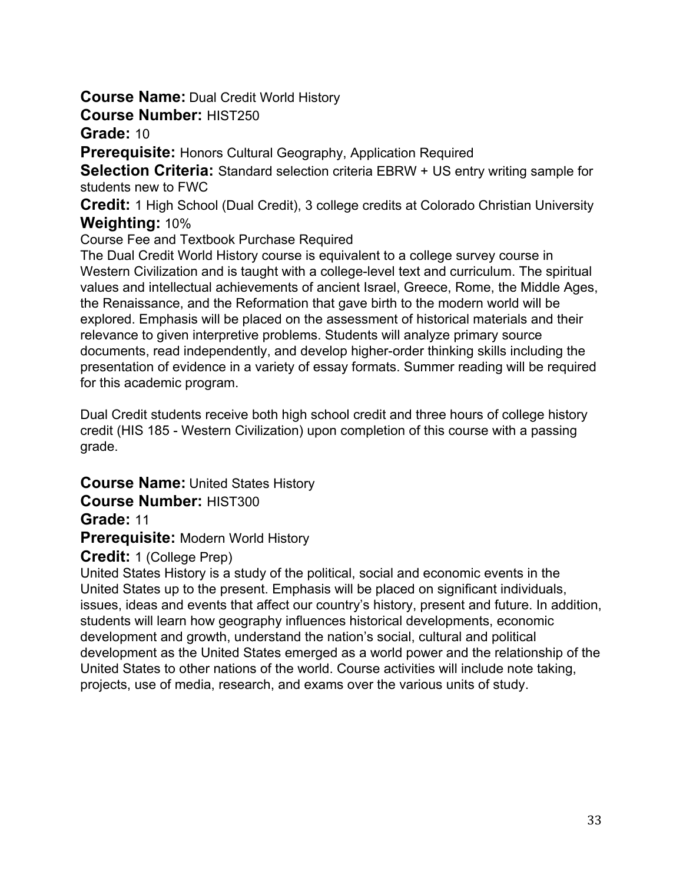**Course Name:** Dual Credit World History
**Course Number:** HIST250
**Grade:** 10
**Prerequisite:** Honors Cultural Geography, Application Required
**Selection Criteria:** Standard selection criteria EBRW + US entry writing sample for students new to FWC
**Credit:** 1 High School (Dual Credit), 3 college credits at Colorado Christian University
**Weighting:** 10%
Course Fee and Textbook Purchase Required
The Dual Credit World History course is equivalent to a college survey course in Western Civilization and is taught with a college-level text and curriculum. The spiritual values and intellectual achievements of ancient Israel, Greece, Rome, the Middle Ages, the Renaissance, and the Reformation that gave birth to the modern world will be explored. Emphasis will be placed on the assessment of historical materials and their relevance to given interpretive problems. Students will analyze primary source documents, read independently, and develop higher-order thinking skills including the presentation of evidence in a variety of essay formats. Summer reading will be required for this academic program.

Dual Credit students receive both high school credit and three hours of college history credit (HIS 185 - Western Civilization) upon completion of this course with a passing grade.

**Course Name:** United States History
**Course Number:** HIST300
**Grade:** 11
**Prerequisite:** Modern World History
**Credit:** 1 (College Prep)
United States History is a study of the political, social and economic events in the United States up to the present. Emphasis will be placed on significant individuals, issues, ideas and events that affect our country's history, present and future. In addition, students will learn how geography influences historical developments, economic development and growth, understand the nation's social, cultural and political development as the United States emerged as a world power and the relationship of the United States to other nations of the world. Course activities will include note taking, projects, use of media, research, and exams over the various units of study.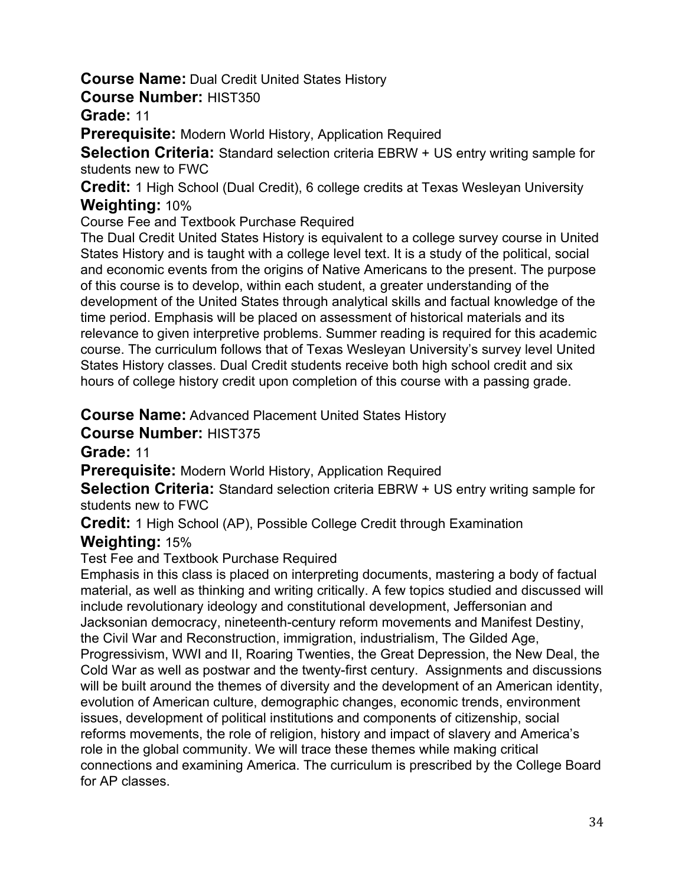**Course Name:** Dual Credit United States History

**Course Number:** HIST350

**Grade:** 11

**Prerequisite:** Modern World History, Application Required

**Selection Criteria:** Standard selection criteria EBRW + US entry writing sample for students new to FWC

**Credit:** 1 High School (Dual Credit), 6 college credits at Texas Wesleyan University

**Weighting:** 10%

Course Fee and Textbook Purchase Required

The Dual Credit United States History is equivalent to a college survey course in United States History and is taught with a college level text. It is a study of the political, social and economic events from the origins of Native Americans to the present. The purpose of this course is to develop, within each student, a greater understanding of the development of the United States through analytical skills and factual knowledge of the time period. Emphasis will be placed on assessment of historical materials and its relevance to given interpretive problems. Summer reading is required for this academic course. The curriculum follows that of Texas Wesleyan University's survey level United States History classes. Dual Credit students receive both high school credit and six hours of college history credit upon completion of this course with a passing grade.

**Course Name:** Advanced Placement United States History

**Course Number:** HIST375

**Grade:** 11

**Prerequisite:** Modern World History, Application Required

**Selection Criteria:** Standard selection criteria EBRW + US entry writing sample for students new to FWC

**Credit:** 1 High School (AP), Possible College Credit through Examination

**Weighting:** 15%

Test Fee and Textbook Purchase Required

Emphasis in this class is placed on interpreting documents, mastering a body of factual material, as well as thinking and writing critically. A few topics studied and discussed will include revolutionary ideology and constitutional development, Jeffersonian and Jacksonian democracy, nineteenth-century reform movements and Manifest Destiny, the Civil War and Reconstruction, immigration, industrialism, The Gilded Age, Progressivism, WWI and II, Roaring Twenties, the Great Depression, the New Deal, the Cold War as well as postwar and the twenty-first century. Assignments and discussions will be built around the themes of diversity and the development of an American identity, evolution of American culture, demographic changes, economic trends, environment issues, development of political institutions and components of citizenship, social reforms movements, the role of religion, history and impact of slavery and America's role in the global community. We will trace these themes while making critical connections and examining America. The curriculum is prescribed by the College Board for AP classes.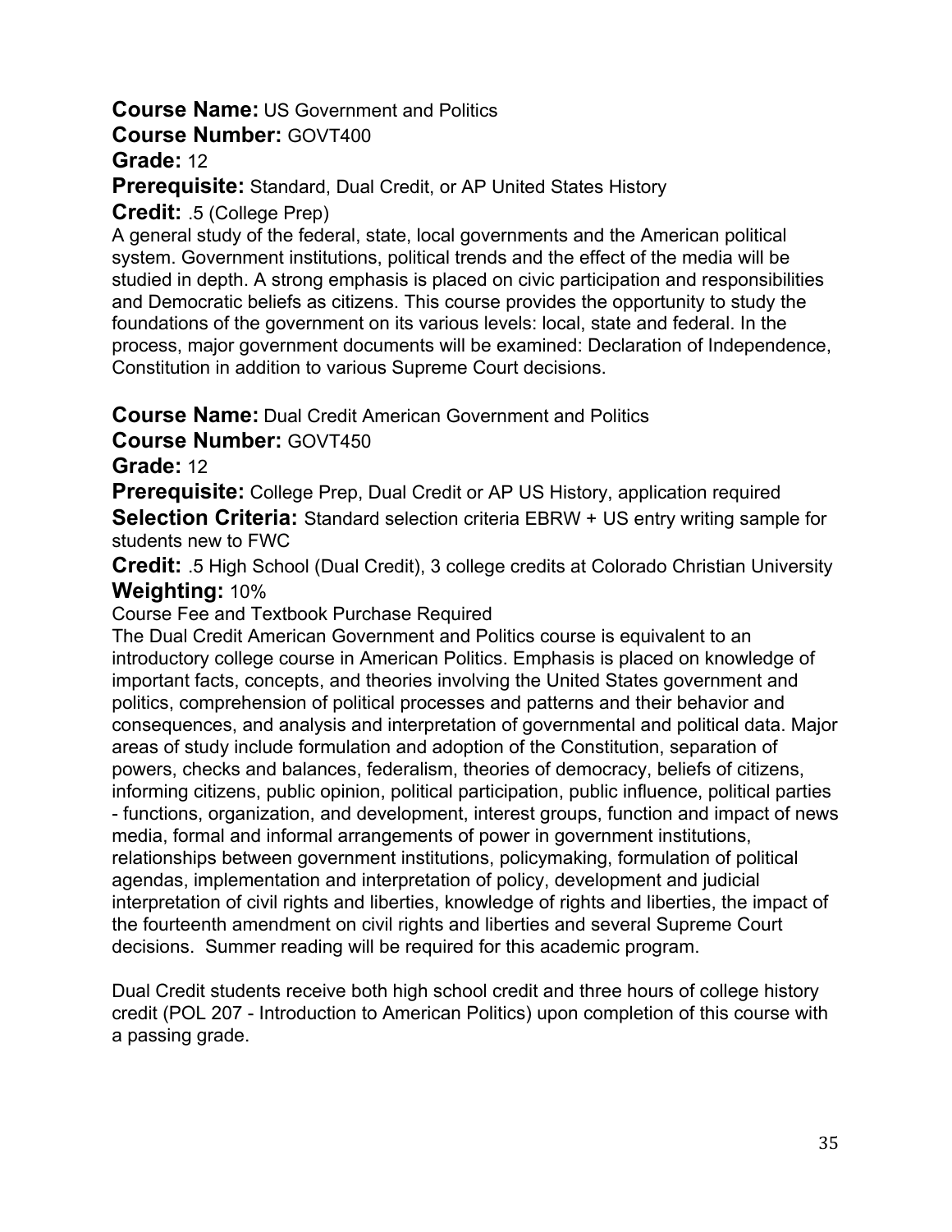**Course Name:** US Government and Politics
**Course Number:** GOVT400
**Grade:** 12
**Prerequisite:** Standard, Dual Credit, or AP United States History
**Credit:** .5 (College Prep)

A general study of the federal, state, local governments and the American political system. Government institutions, political trends and the effect of the media will be studied in depth. A strong emphasis is placed on civic participation and responsibilities and Democratic beliefs as citizens. This course provides the opportunity to study the foundations of the government on its various levels: local, state and federal. In the process, major government documents will be examined: Declaration of Independence, Constitution in addition to various Supreme Court decisions.

**Course Name:** Dual Credit American Government and Politics
**Course Number:** GOVT450
**Grade:** 12
**Prerequisite:** College Prep, Dual Credit or AP US History, application required
**Selection Criteria:** Standard selection criteria EBRW + US entry writing sample for students new to FWC
**Credit:** .5 High School (Dual Credit), 3 college credits at Colorado Christian University
**Weighting:** 10%

Course Fee and Textbook Purchase Required

The Dual Credit American Government and Politics course is equivalent to an introductory college course in American Politics. Emphasis is placed on knowledge of important facts, concepts, and theories involving the United States government and politics, comprehension of political processes and patterns and their behavior and consequences, and analysis and interpretation of governmental and political data. Major areas of study include formulation and adoption of the Constitution, separation of powers, checks and balances, federalism, theories of democracy, beliefs of citizens, informing citizens, public opinion, political participation, public influence, political parties - functions, organization, and development, interest groups, function and impact of news media, formal and informal arrangements of power in government institutions, relationships between government institutions, policymaking, formulation of political agendas, implementation and interpretation of policy, development and judicial interpretation of civil rights and liberties, knowledge of rights and liberties, the impact of the fourteenth amendment on civil rights and liberties and several Supreme Court decisions. Summer reading will be required for this academic program.

Dual Credit students receive both high school credit and three hours of college history credit (POL 207 - Introduction to American Politics) upon completion of this course with a passing grade.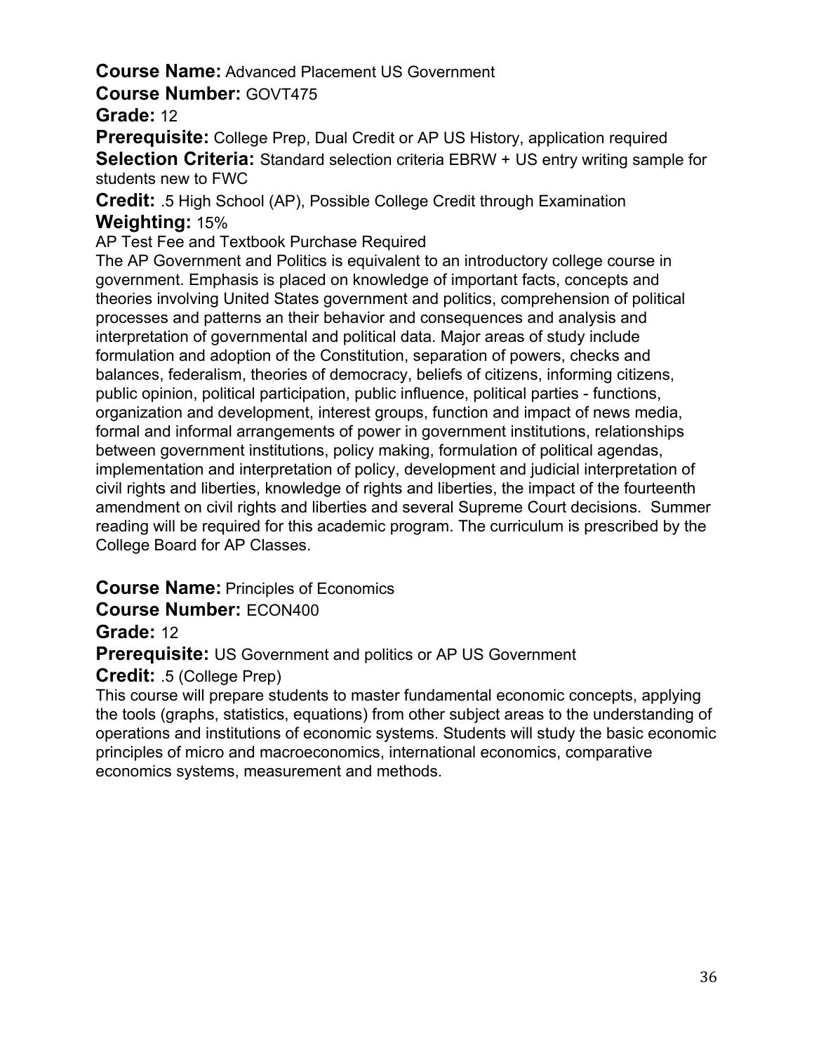**Course Name:** Advanced Placement US Government

**Course Number:** GOVT475

**Grade:** 12

**Prerequisite:** College Prep, Dual Credit or AP US History, application required

**Selection Criteria:** Standard selection criteria EBRW + US entry writing sample for students new to FWC

**Credit:** .5 High School (AP), Possible College Credit through Examination

**Weighting:** 15%

AP Test Fee and Textbook Purchase Required

The AP Government and Politics is equivalent to an introductory college course in government. Emphasis is placed on knowledge of important facts, concepts and theories involving United States government and politics, comprehension of political processes and patterns an their behavior and consequences and analysis and interpretation of governmental and political data. Major areas of study include formulation and adoption of the Constitution, separation of powers, checks and balances, federalism, theories of democracy, beliefs of citizens, informing citizens, public opinion, political participation, public influence, political parties - functions, organization and development, interest groups, function and impact of news media, formal and informal arrangements of power in government institutions, relationships between government institutions, policy making, formulation of political agendas, implementation and interpretation of policy, development and judicial interpretation of civil rights and liberties, knowledge of rights and liberties, the impact of the fourteenth amendment on civil rights and liberties and several Supreme Court decisions. Summer reading will be required for this academic program. The curriculum is prescribed by the College Board for AP Classes.

**Course Name:** Principles of Economics

**Course Number:** ECON400

**Grade:** 12

**Prerequisite:** US Government and politics or AP US Government

**Credit:** .5 (College Prep)

This course will prepare students to master fundamental economic concepts, applying the tools (graphs, statistics, equations) from other subject areas to the understanding of operations and institutions of economic systems. Students will study the basic economic principles of micro and macroeconomics, international economics, comparative economics systems, measurement and methods.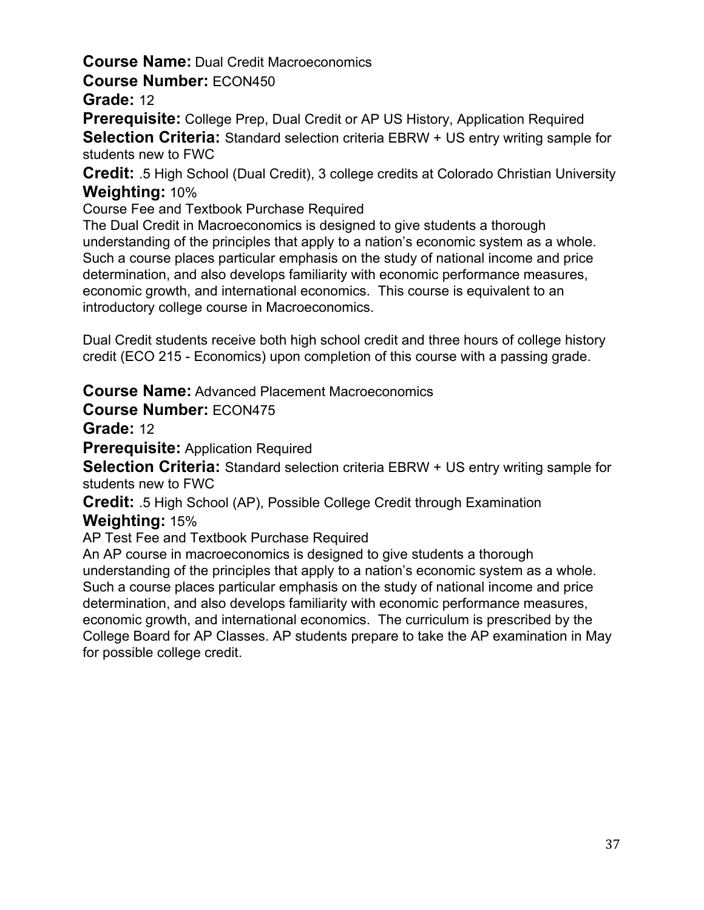**Course Name:** Dual Credit Macroeconomics

**Course Number:** ECON450

**Grade:** 12

**Prerequisite:** College Prep, Dual Credit or AP US History, Application Required

**Selection Criteria:** Standard selection criteria EBRW + US entry writing sample for students new to FWC

**Credit:** .5 High School (Dual Credit), 3 college credits at Colorado Christian University

**Weighting:** 10%

Course Fee and Textbook Purchase Required

The Dual Credit in Macroeconomics is designed to give students a thorough understanding of the principles that apply to a nation's economic system as a whole. Such a course places particular emphasis on the study of national income and price determination, and also develops familiarity with economic performance measures, economic growth, and international economics. This course is equivalent to an introductory college course in Macroeconomics.

Dual Credit students receive both high school credit and three hours of college history credit (ECO 215 - Economics) upon completion of this course with a passing grade.

**Course Name:** Advanced Placement Macroeconomics

**Course Number:** ECON475

**Grade:** 12

**Prerequisite:** Application Required

**Selection Criteria:** Standard selection criteria EBRW + US entry writing sample for students new to FWC

**Credit:** .5 High School (AP), Possible College Credit through Examination

**Weighting:** 15%

AP Test Fee and Textbook Purchase Required

An AP course in macroeconomics is designed to give students a thorough understanding of the principles that apply to a nation's economic system as a whole. Such a course places particular emphasis on the study of national income and price determination, and also develops familiarity with economic performance measures, economic growth, and international economics. The curriculum is prescribed by the College Board for AP Classes. AP students prepare to take the AP examination in May for possible college credit.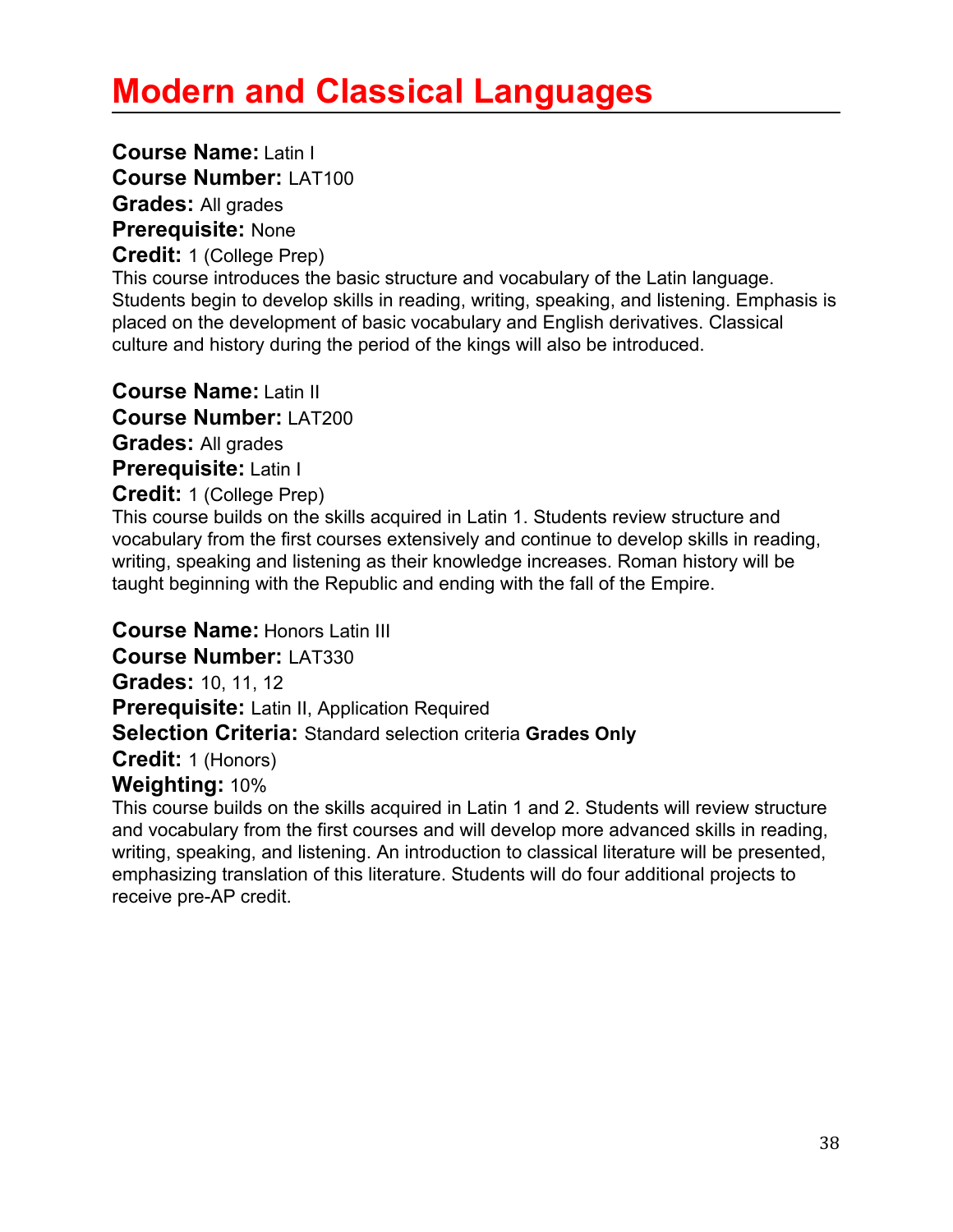# Modern and Classical Languages

**Course Name:** Latin I
**Course Number:** LAT100
**Grades:** All grades
**Prerequisite:** None
**Credit:** 1 (College Prep)
This course introduces the basic structure and vocabulary of the Latin language. Students begin to develop skills in reading, writing, speaking, and listening. Emphasis is placed on the development of basic vocabulary and English derivatives. Classical culture and history during the period of the kings will also be introduced.

**Course Name:** Latin II
**Course Number:** LAT200
**Grades:** All grades
**Prerequisite:** Latin I
**Credit:** 1 (College Prep)
This course builds on the skills acquired in Latin 1. Students review structure and vocabulary from the first courses extensively and continue to develop skills in reading, writing, speaking and listening as their knowledge increases. Roman history will be taught beginning with the Republic and ending with the fall of the Empire.

**Course Name:** Honors Latin III
**Course Number:** LAT330
**Grades:** 10, 11, 12
**Prerequisite:** Latin II, Application Required
**Selection Criteria:** Standard selection criteria **Grades Only**
**Credit:** 1 (Honors)
**Weighting:** 10%
This course builds on the skills acquired in Latin 1 and 2. Students will review structure and vocabulary from the first courses and will develop more advanced skills in reading, writing, speaking, and listening. An introduction to classical literature will be presented, emphasizing translation of this literature. Students will do four additional projects to receive pre-AP credit.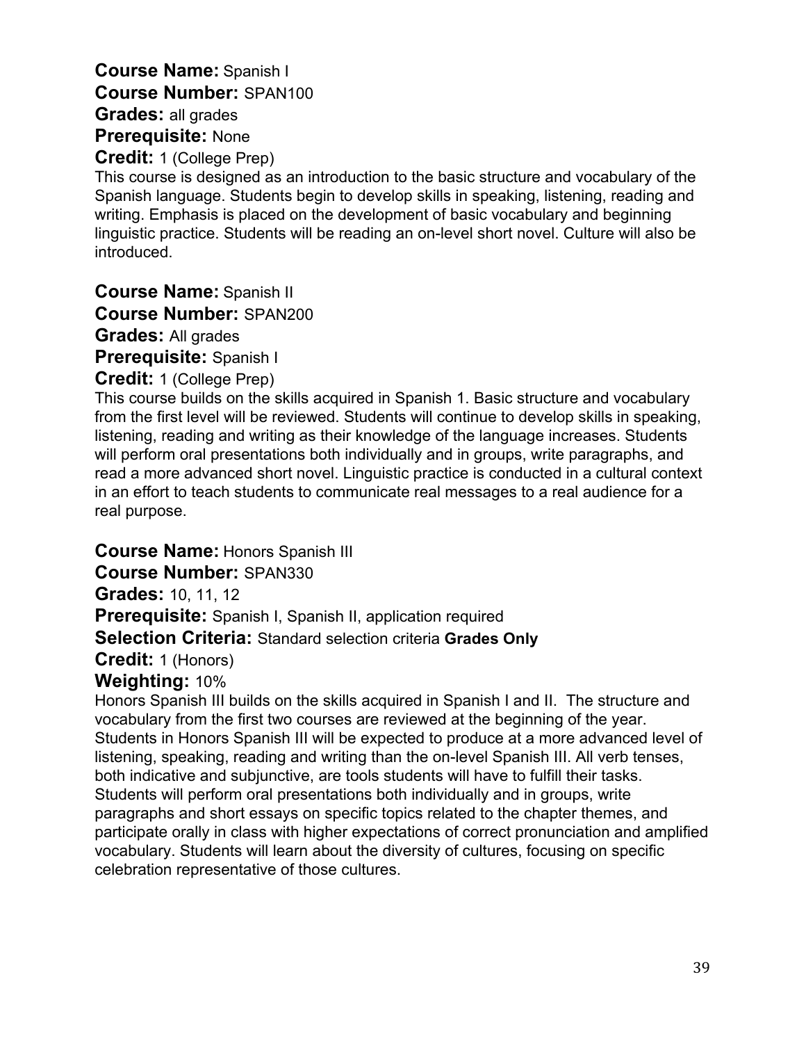**Course Name:** Spanish I
**Course Number:** SPAN100
**Grades:** all grades
**Prerequisite:** None
**Credit:** 1 (College Prep)

This course is designed as an introduction to the basic structure and vocabulary of the Spanish language. Students begin to develop skills in speaking, listening, reading and writing. Emphasis is placed on the development of basic vocabulary and beginning linguistic practice. Students will be reading an on-level short novel. Culture will also be introduced.

**Course Name:** Spanish II
**Course Number:** SPAN200
**Grades:** All grades
**Prerequisite:** Spanish I
**Credit:** 1 (College Prep)

This course builds on the skills acquired in Spanish 1. Basic structure and vocabulary from the first level will be reviewed. Students will continue to develop skills in speaking, listening, reading and writing as their knowledge of the language increases. Students will perform oral presentations both individually and in groups, write paragraphs, and read a more advanced short novel. Linguistic practice is conducted in a cultural context in an effort to teach students to communicate real messages to a real audience for a real purpose.

**Course Name:** Honors Spanish III
**Course Number:** SPAN330
**Grades:** 10, 11, 12
**Prerequisite:** Spanish I, Spanish II, application required
**Selection Criteria:** Standard selection criteria **Grades Only**
**Credit:** 1 (Honors)
**Weighting:** 10%

Honors Spanish III builds on the skills acquired in Spanish I and II. The structure and vocabulary from the first two courses are reviewed at the beginning of the year. Students in Honors Spanish III will be expected to produce at a more advanced level of listening, speaking, reading and writing than the on-level Spanish III. All verb tenses, both indicative and subjunctive, are tools students will have to fulfill their tasks. Students will perform oral presentations both individually and in groups, write paragraphs and short essays on specific topics related to the chapter themes, and participate orally in class with higher expectations of correct pronunciation and amplified vocabulary. Students will learn about the diversity of cultures, focusing on specific celebration representative of those cultures.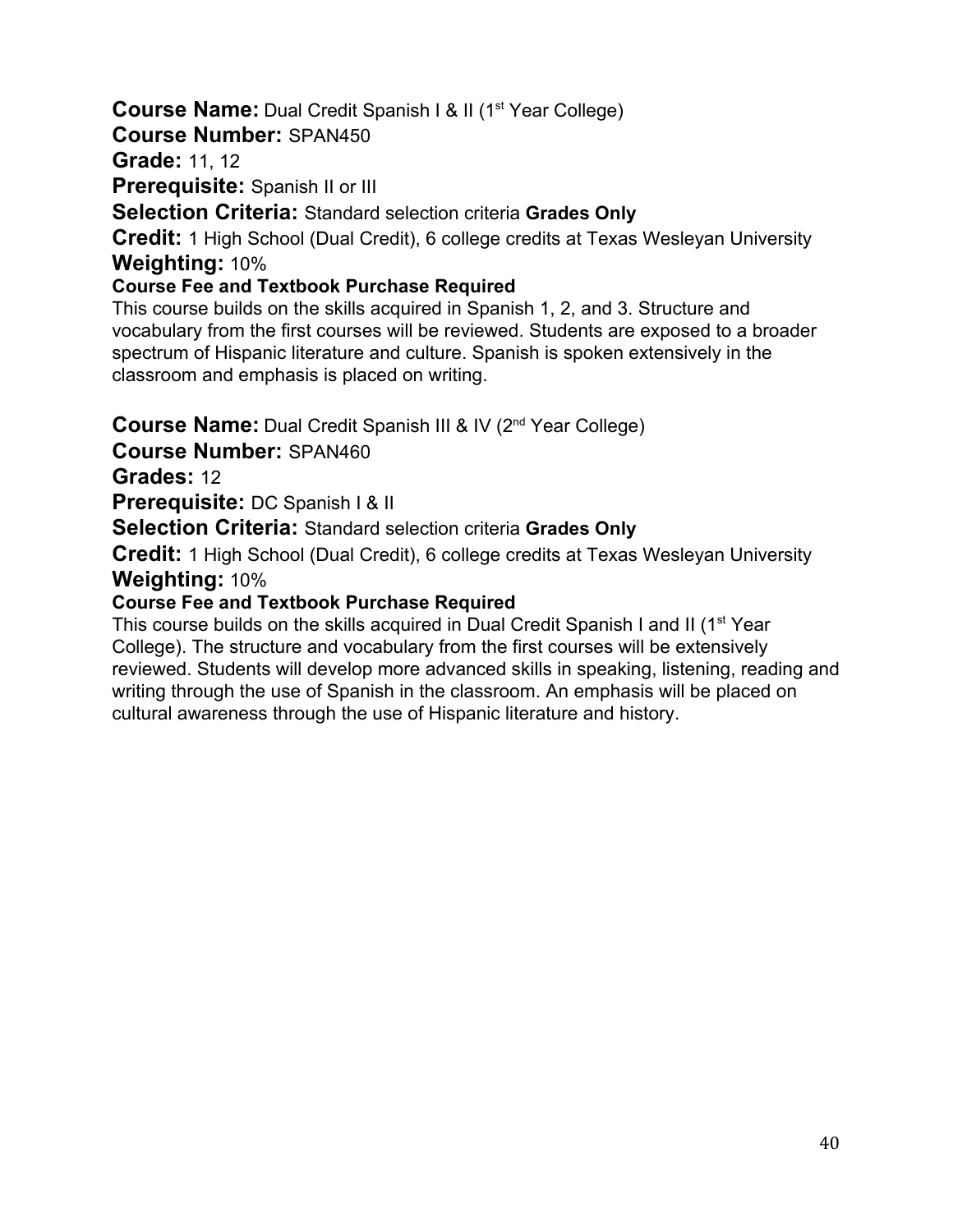**Course Name:** Dual Credit Spanish I & II (1st Year College)

**Course Number:** SPAN450

**Grade:** 11, 12

**Prerequisite:** Spanish II or III

**Selection Criteria:** Standard selection criteria **Grades Only**

**Credit:** 1 High School (Dual Credit), 6 college credits at Texas Wesleyan University

**Weighting:** 10%

**Course Fee and Textbook Purchase Required**

This course builds on the skills acquired in Spanish 1, 2, and 3. Structure and vocabulary from the first courses will be reviewed. Students are exposed to a broader spectrum of Hispanic literature and culture. Spanish is spoken extensively in the classroom and emphasis is placed on writing.

**Course Name:** Dual Credit Spanish III & IV (2nd Year College)

**Course Number:** SPAN460

**Grades:** 12

**Prerequisite:** DC Spanish I & II

**Selection Criteria:** Standard selection criteria **Grades Only**

**Credit:** 1 High School (Dual Credit), 6 college credits at Texas Wesleyan University

**Weighting:** 10%

**Course Fee and Textbook Purchase Required**

This course builds on the skills acquired in Dual Credit Spanish I and II (1st Year College). The structure and vocabulary from the first courses will be extensively reviewed. Students will develop more advanced skills in speaking, listening, reading and writing through the use of Spanish in the classroom. An emphasis will be placed on cultural awareness through the use of Hispanic literature and history.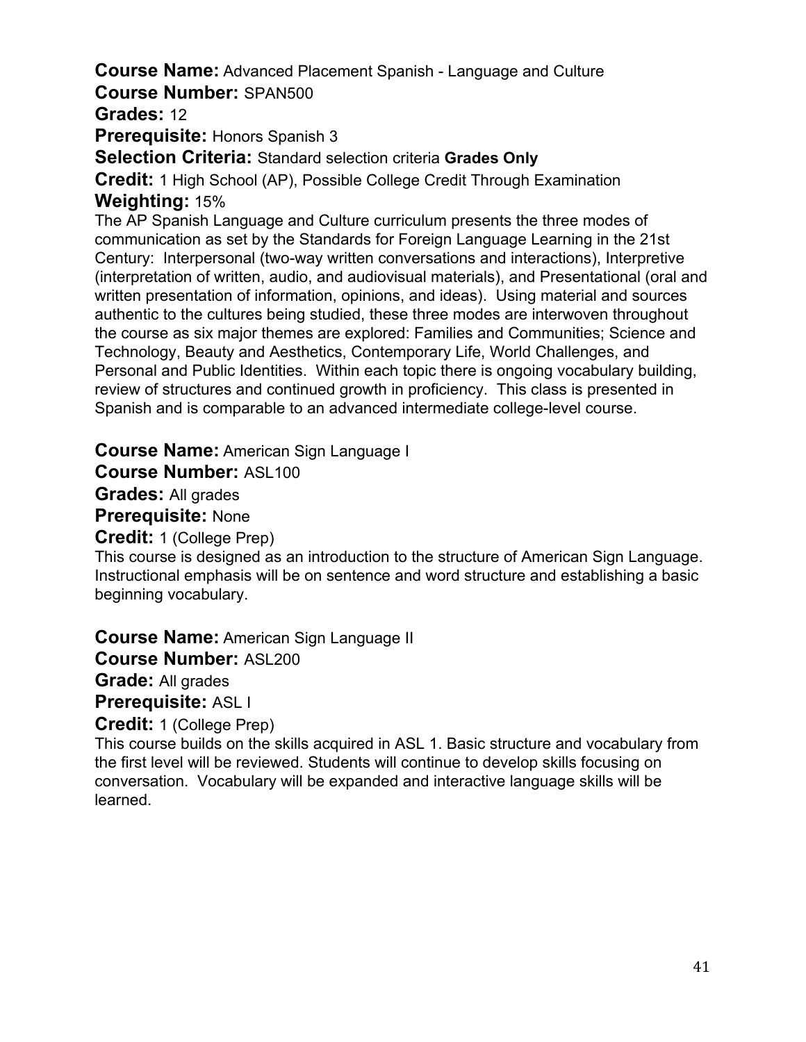**Course Name:** Advanced Placement Spanish - Language and Culture
**Course Number:** SPAN500
**Grades:** 12
**Prerequisite:** Honors Spanish 3
**Selection Criteria:** Standard selection criteria **Grades Only**
**Credit:** 1 High School (AP), Possible College Credit Through Examination
**Weighting:** 15%

The AP Spanish Language and Culture curriculum presents the three modes of communication as set by the Standards for Foreign Language Learning in the 21st Century: Interpersonal (two-way written conversations and interactions), Interpretive (interpretation of written, audio, and audiovisual materials), and Presentational (oral and written presentation of information, opinions, and ideas). Using material and sources authentic to the cultures being studied, these three modes are interwoven throughout the course as six major themes are explored: Families and Communities; Science and Technology, Beauty and Aesthetics, Contemporary Life, World Challenges, and Personal and Public Identities. Within each topic there is ongoing vocabulary building, review of structures and continued growth in proficiency. This class is presented in Spanish and is comparable to an advanced intermediate college-level course.

**Course Name:** American Sign Language I
**Course Number:** ASL100
**Grades:** All grades
**Prerequisite:** None
**Credit:** 1 (College Prep)

This course is designed as an introduction to the structure of American Sign Language. Instructional emphasis will be on sentence and word structure and establishing a basic beginning vocabulary.

**Course Name:** American Sign Language II
**Course Number:** ASL200
**Grade:** All grades
**Prerequisite:** ASL I
**Credit:** 1 (College Prep)

This course builds on the skills acquired in ASL 1. Basic structure and vocabulary from the first level will be reviewed. Students will continue to develop skills focusing on conversation. Vocabulary will be expanded and interactive language skills will be learned.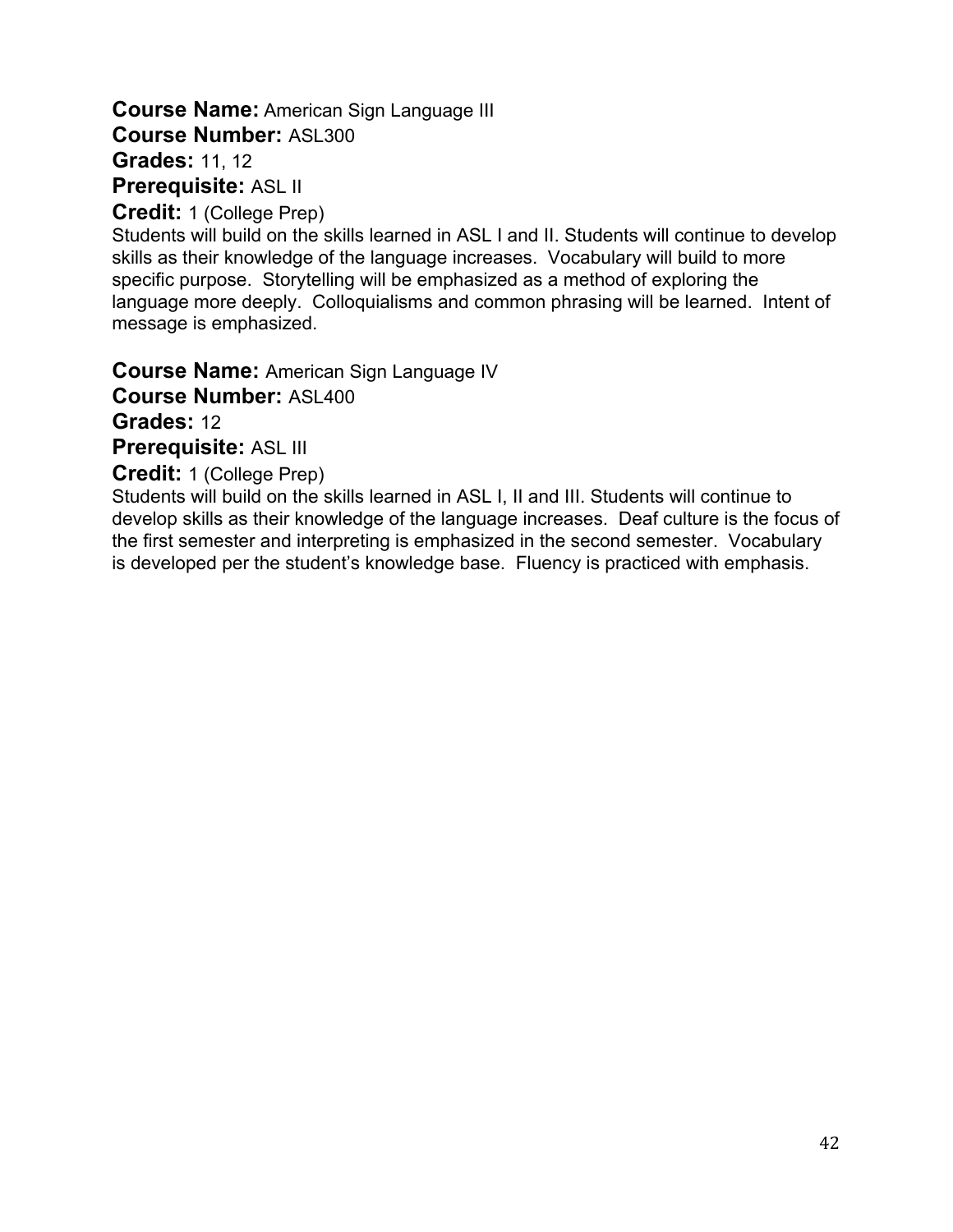**Course Name:** American Sign Language III
**Course Number:** ASL300
**Grades:** 11, 12
**Prerequisite:** ASL II
**Credit:** 1 (College Prep)

Students will build on the skills learned in ASL I and II. Students will continue to develop skills as their knowledge of the language increases. Vocabulary will build to more specific purpose. Storytelling will be emphasized as a method of exploring the language more deeply. Colloquialisms and common phrasing will be learned. Intent of message is emphasized.

**Course Name:** American Sign Language IV
**Course Number:** ASL400
**Grades:** 12
**Prerequisite:** ASL III
**Credit:** 1 (College Prep)

Students will build on the skills learned in ASL I, II and III. Students will continue to develop skills as their knowledge of the language increases. Deaf culture is the focus of the first semester and interpreting is emphasized in the second semester. Vocabulary is developed per the student's knowledge base. Fluency is practiced with emphasis.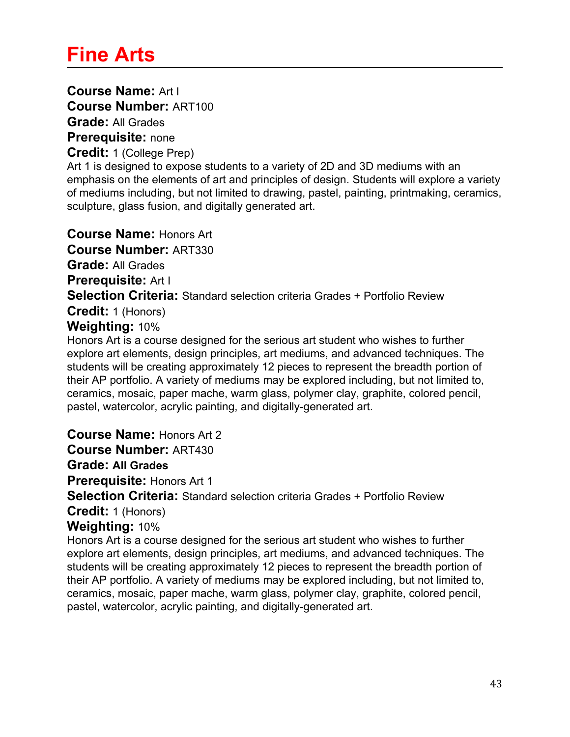# Fine Arts

**Course Name:** Art I
**Course Number:** ART100
**Grade:** All Grades
**Prerequisite:** none
**Credit:** 1 (College Prep)
Art 1 is designed to expose students to a variety of 2D and 3D mediums with an emphasis on the elements of art and principles of design. Students will explore a variety of mediums including, but not limited to drawing, pastel, painting, printmaking, ceramics, sculpture, glass fusion, and digitally generated art.

**Course Name:** Honors Art
**Course Number:** ART330
**Grade:** All Grades
**Prerequisite:** Art I
**Selection Criteria:** Standard selection criteria Grades + Portfolio Review
**Credit:** 1 (Honors)
**Weighting:** 10%
Honors Art is a course designed for the serious art student who wishes to further explore art elements, design principles, art mediums, and advanced techniques. The students will be creating approximately 12 pieces to represent the breadth portion of their AP portfolio. A variety of mediums may be explored including, but not limited to, ceramics, mosaic, paper mache, warm glass, polymer clay, graphite, colored pencil, pastel, watercolor, acrylic painting, and digitally-generated art.

**Course Name:** Honors Art 2
**Course Number:** ART430
**Grade:** **All Grades**
**Prerequisite:** Honors Art 1
**Selection Criteria:** Standard selection criteria Grades + Portfolio Review
**Credit:** 1 (Honors)
**Weighting:** 10%
Honors Art is a course designed for the serious art student who wishes to further explore art elements, design principles, art mediums, and advanced techniques. The students will be creating approximately 12 pieces to represent the breadth portion of their AP portfolio. A variety of mediums may be explored including, but not limited to, ceramics, mosaic, paper mache, warm glass, polymer clay, graphite, colored pencil, pastel, watercolor, acrylic painting, and digitally-generated art.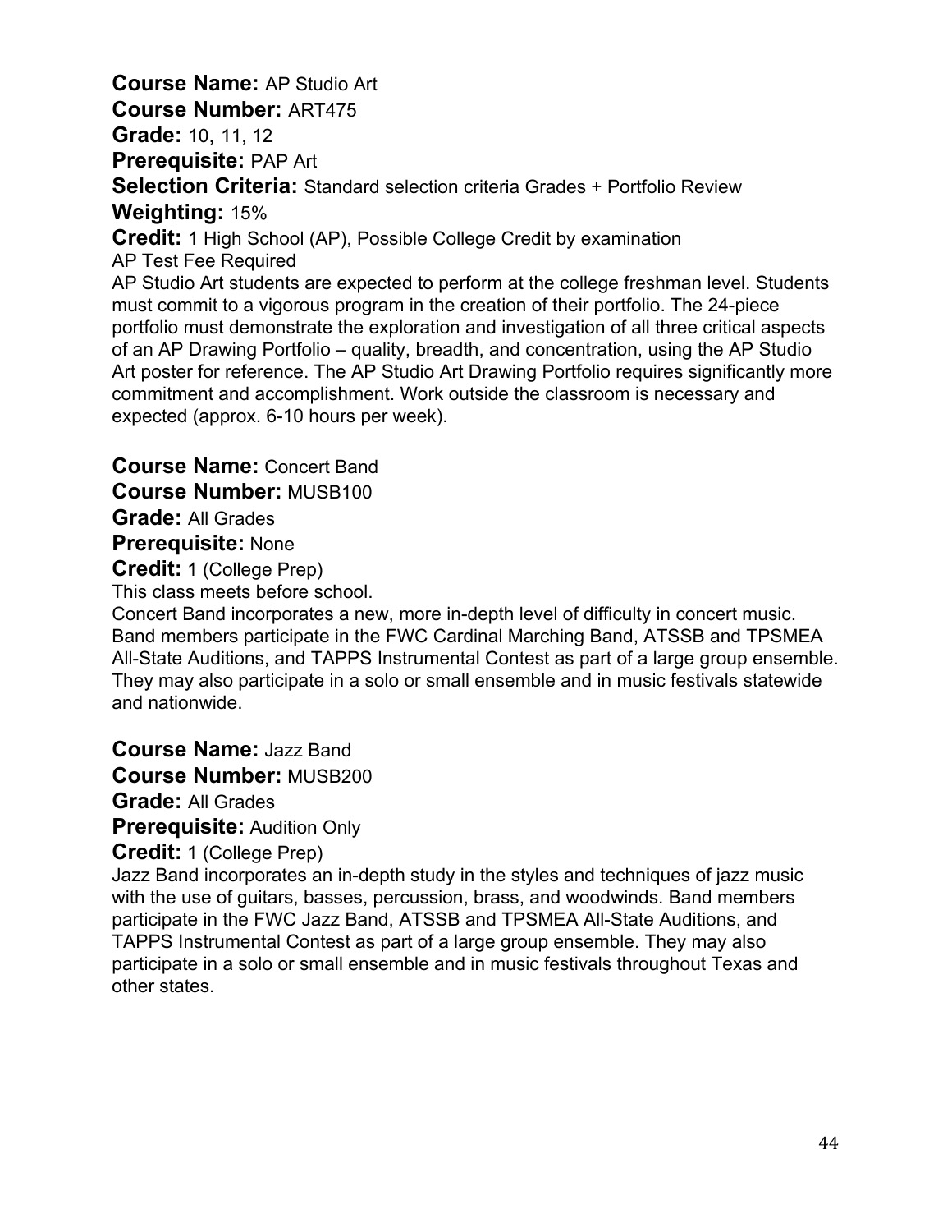**Course Name:** AP Studio Art
**Course Number:** ART475
**Grade:** 10, 11, 12
**Prerequisite:** PAP Art
**Selection Criteria:** Standard selection criteria Grades + Portfolio Review
**Weighting:** 15%
**Credit:** 1 High School (AP), Possible College Credit by examination
AP Test Fee Required
AP Studio Art students are expected to perform at the college freshman level. Students must commit to a vigorous program in the creation of their portfolio. The 24-piece portfolio must demonstrate the exploration and investigation of all three critical aspects of an AP Drawing Portfolio – quality, breadth, and concentration, using the AP Studio Art poster for reference. The AP Studio Art Drawing Portfolio requires significantly more commitment and accomplishment. Work outside the classroom is necessary and expected (approx. 6-10 hours per week).

**Course Name:** Concert Band
**Course Number:** MUSB100
**Grade:** All Grades
**Prerequisite:** None
**Credit:** 1 (College Prep)
This class meets before school.
Concert Band incorporates a new, more in-depth level of difficulty in concert music. Band members participate in the FWC Cardinal Marching Band, ATSSB and TPSMEA All-State Auditions, and TAPPS Instrumental Contest as part of a large group ensemble. They may also participate in a solo or small ensemble and in music festivals statewide and nationwide.

**Course Name:** Jazz Band
**Course Number:** MUSB200
**Grade:** All Grades
**Prerequisite:** Audition Only
**Credit:** 1 (College Prep)
Jazz Band incorporates an in-depth study in the styles and techniques of jazz music with the use of guitars, basses, percussion, brass, and woodwinds. Band members participate in the FWC Jazz Band, ATSSB and TPSMEA All-State Auditions, and TAPPS Instrumental Contest as part of a large group ensemble. They may also participate in a solo or small ensemble and in music festivals throughout Texas and other states.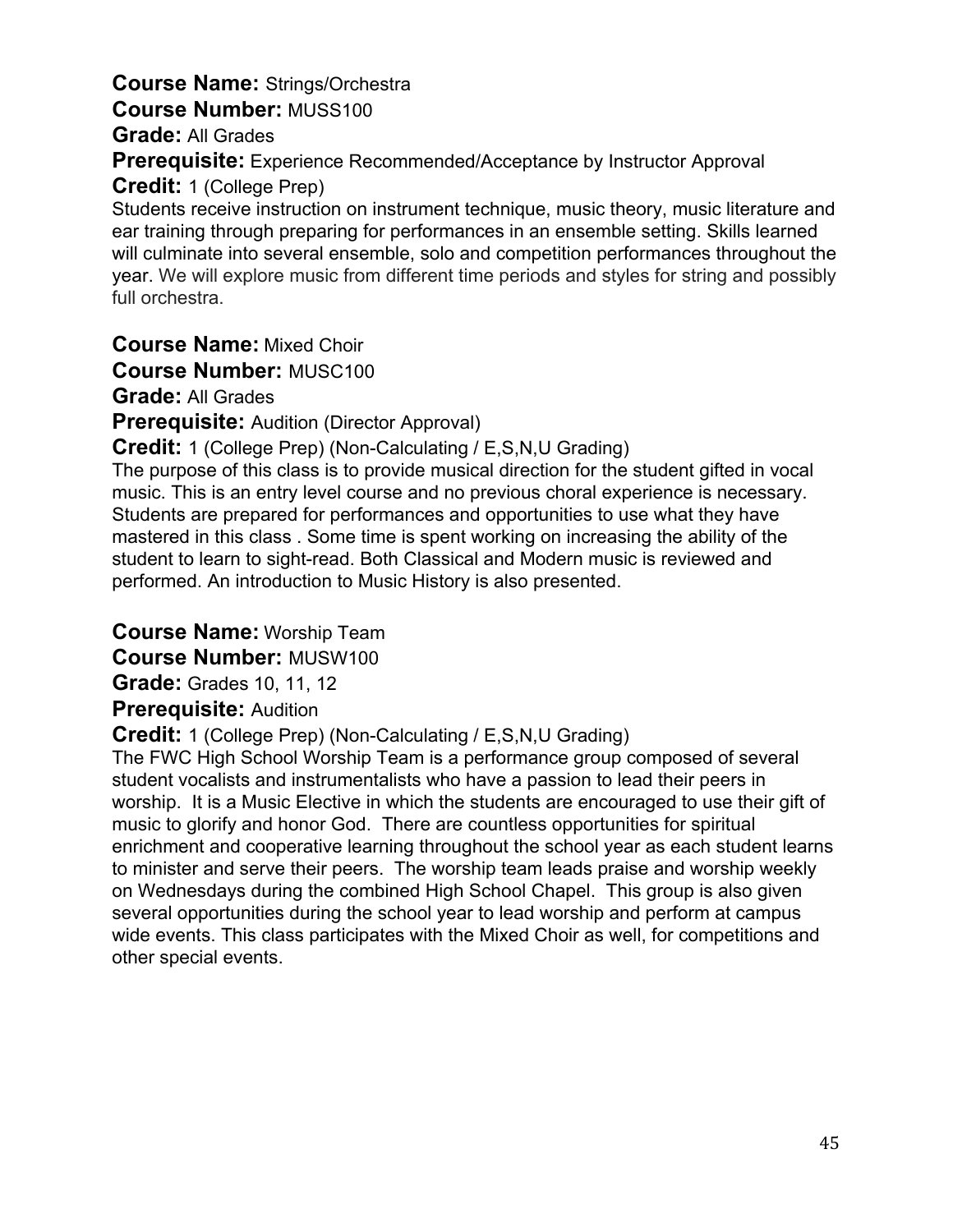**Course Name:** Strings/Orchestra
**Course Number:** MUSS100
**Grade:** All Grades
**Prerequisite:** Experience Recommended/Acceptance by Instructor Approval
**Credit:** 1 (College Prep)

Students receive instruction on instrument technique, music theory, music literature and ear training through preparing for performances in an ensemble setting. Skills learned will culminate into several ensemble, solo and competition performances throughout the year. We will explore music from different time periods and styles for string and possibly full orchestra.

**Course Name:** Mixed Choir
**Course Number:** MUSC100
**Grade:** All Grades
**Prerequisite:** Audition (Director Approval)
**Credit:** 1 (College Prep) (Non-Calculating / E,S,N,U Grading)

The purpose of this class is to provide musical direction for the student gifted in vocal music. This is an entry level course and no previous choral experience is necessary. Students are prepared for performances and opportunities to use what they have mastered in this class . Some time is spent working on increasing the ability of the student to learn to sight-read. Both Classical and Modern music is reviewed and performed. An introduction to Music History is also presented.

**Course Name:** Worship Team
**Course Number:** MUSW100
**Grade:** Grades 10, 11, 12
**Prerequisite:** Audition
**Credit:** 1 (College Prep) (Non-Calculating / E,S,N,U Grading)

The FWC High School Worship Team is a performance group composed of several student vocalists and instrumentalists who have a passion to lead their peers in worship. It is a Music Elective in which the students are encouraged to use their gift of music to glorify and honor God. There are countless opportunities for spiritual enrichment and cooperative learning throughout the school year as each student learns to minister and serve their peers. The worship team leads praise and worship weekly on Wednesdays during the combined High School Chapel. This group is also given several opportunities during the school year to lead worship and perform at campus wide events. This class participates with the Mixed Choir as well, for competitions and other special events.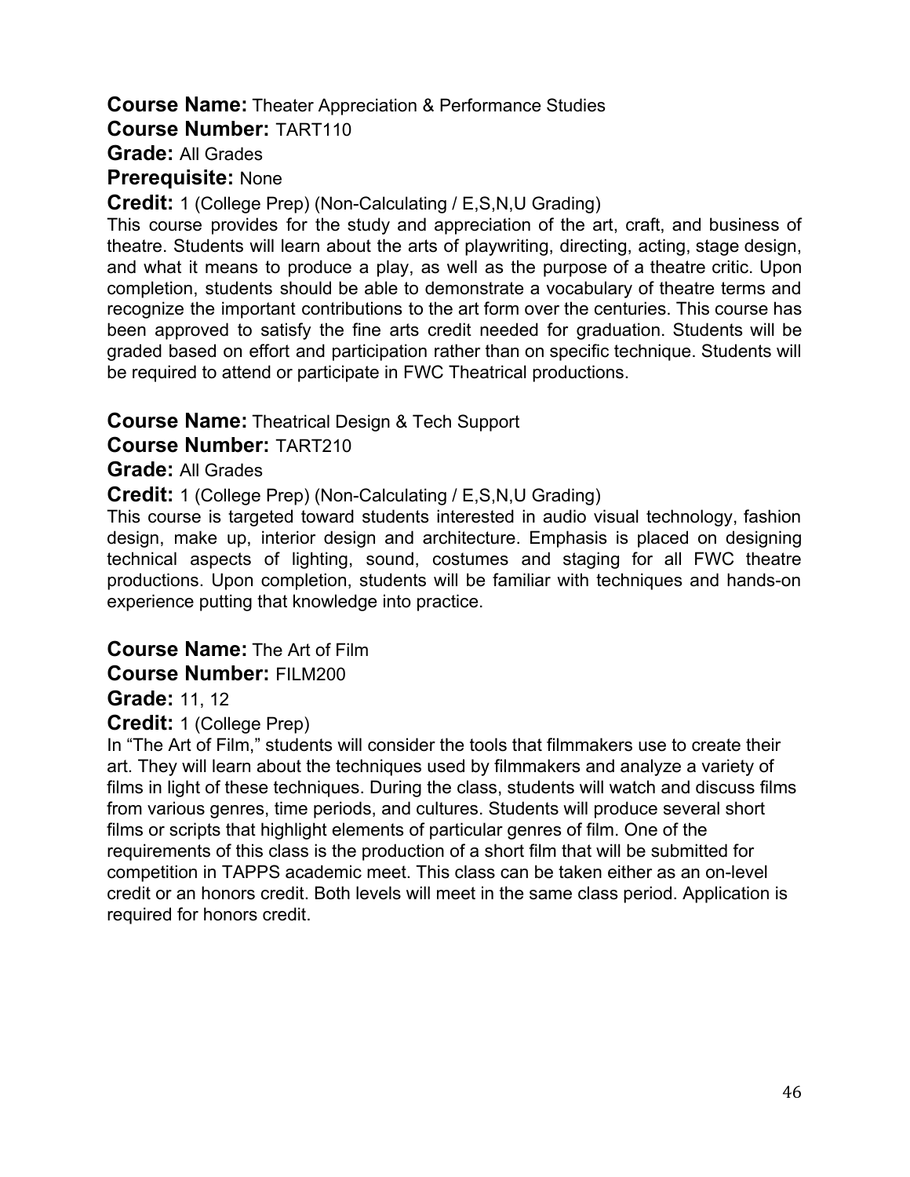**Course Name:** Theater Appreciation & Performance Studies

**Course Number:** TART110

**Grade:** All Grades

**Prerequisite:** None

**Credit:** 1 (College Prep) (Non-Calculating / E,S,N,U Grading)

This course provides for the study and appreciation of the art, craft, and business of theatre. Students will learn about the arts of playwriting, directing, acting, stage design, and what it means to produce a play, as well as the purpose of a theatre critic. Upon completion, students should be able to demonstrate a vocabulary of theatre terms and recognize the important contributions to the art form over the centuries. This course has been approved to satisfy the fine arts credit needed for graduation. Students will be graded based on effort and participation rather than on specific technique. Students will be required to attend or participate in FWC Theatrical productions.

**Course Name:** Theatrical Design & Tech Support

**Course Number:** TART210

**Grade:** All Grades

**Credit:** 1 (College Prep) (Non-Calculating / E,S,N,U Grading)

This course is targeted toward students interested in audio visual technology, fashion design, make up, interior design and architecture. Emphasis is placed on designing technical aspects of lighting, sound, costumes and staging for all FWC theatre productions. Upon completion, students will be familiar with techniques and hands-on experience putting that knowledge into practice.

**Course Name:** The Art of Film

**Course Number:** FILM200

**Grade:** 11, 12

**Credit:** 1 (College Prep)

In "The Art of Film," students will consider the tools that filmmakers use to create their art. They will learn about the techniques used by filmmakers and analyze a variety of films in light of these techniques. During the class, students will watch and discuss films from various genres, time periods, and cultures. Students will produce several short films or scripts that highlight elements of particular genres of film. One of the requirements of this class is the production of a short film that will be submitted for competition in TAPPS academic meet. This class can be taken either as an on-level credit or an honors credit. Both levels will meet in the same class period. Application is required for honors credit.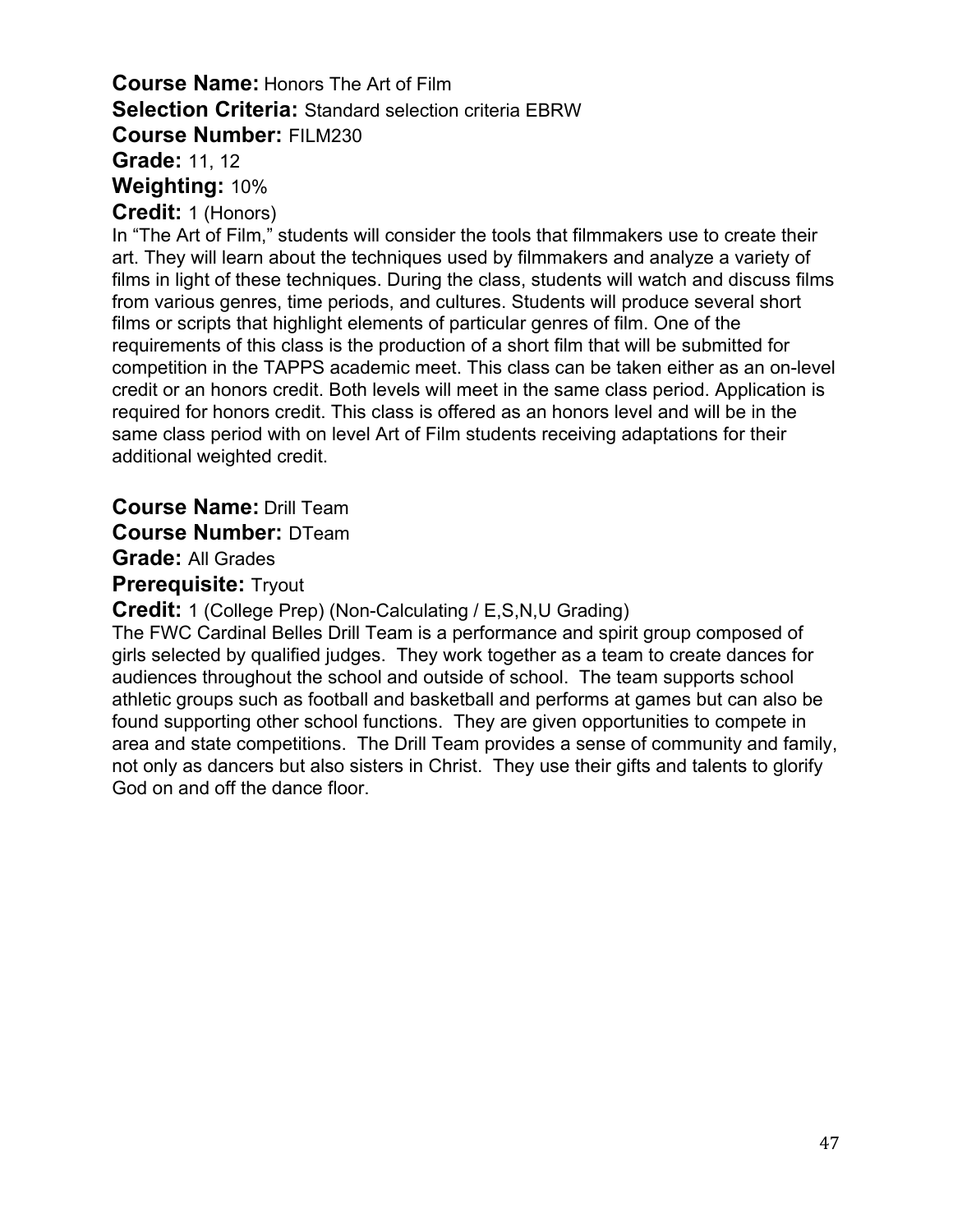**Course Name:** Honors The Art of Film
**Selection Criteria:** Standard selection criteria EBRW
**Course Number:** FILM230
**Grade:** 11, 12
**Weighting:** 10%
**Credit:** 1 (Honors)

In "The Art of Film," students will consider the tools that filmmakers use to create their art. They will learn about the techniques used by filmmakers and analyze a variety of films in light of these techniques. During the class, students will watch and discuss films from various genres, time periods, and cultures. Students will produce several short films or scripts that highlight elements of particular genres of film. One of the requirements of this class is the production of a short film that will be submitted for competition in the TAPPS academic meet. This class can be taken either as an on-level credit or an honors credit. Both levels will meet in the same class period. Application is required for honors credit. This class is offered as an honors level and will be in the same class period with on level Art of Film students receiving adaptations for their additional weighted credit.

**Course Name:** Drill Team
**Course Number:** DTeam
**Grade:** All Grades
**Prerequisite:** Tryout
**Credit:** 1 (College Prep) (Non-Calculating / E,S,N,U Grading)

The FWC Cardinal Belles Drill Team is a performance and spirit group composed of girls selected by qualified judges. They work together as a team to create dances for audiences throughout the school and outside of school. The team supports school athletic groups such as football and basketball and performs at games but can also be found supporting other school functions. They are given opportunities to compete in area and state competitions. The Drill Team provides a sense of community and family, not only as dancers but also sisters in Christ. They use their gifts and talents to glorify God on and off the dance floor.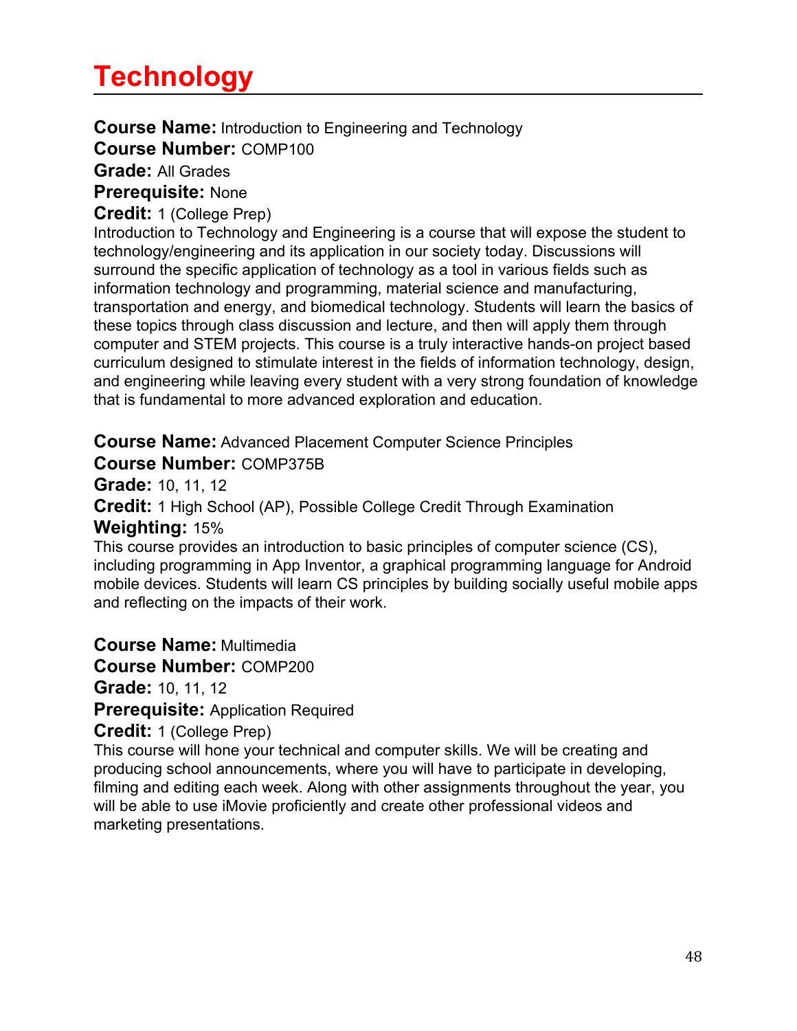# Technology

**Course Name:** Introduction to Engineering and Technology
**Course Number:** COMP100
**Grade:** All Grades
**Prerequisite:** None
**Credit:** 1 (College Prep)
Introduction to Technology and Engineering is a course that will expose the student to technology/engineering and its application in our society today. Discussions will surround the specific application of technology as a tool in various fields such as information technology and programming, material science and manufacturing, transportation and energy, and biomedical technology. Students will learn the basics of these topics through class discussion and lecture, and then will apply them through computer and STEM projects. This course is a truly interactive hands-on project based curriculum designed to stimulate interest in the fields of information technology, design, and engineering while leaving every student with a very strong foundation of knowledge that is fundamental to more advanced exploration and education.

**Course Name:** Advanced Placement Computer Science Principles
**Course Number:** COMP375B
**Grade:** 10, 11, 12
**Credit:** 1 High School (AP), Possible College Credit Through Examination
**Weighting:** 15%
This course provides an introduction to basic principles of computer science (CS), including programming in App Inventor, a graphical programming language for Android mobile devices. Students will learn CS principles by building socially useful mobile apps and reflecting on the impacts of their work.

**Course Name:** Multimedia
**Course Number:** COMP200
**Grade:** 10, 11, 12
**Prerequisite:** Application Required
**Credit:** 1 (College Prep)
This course will hone your technical and computer skills. We will be creating and producing school announcements, where you will have to participate in developing, filming and editing each week. Along with other assignments throughout the year, you will be able to use iMovie proficiently and create other professional videos and marketing presentations.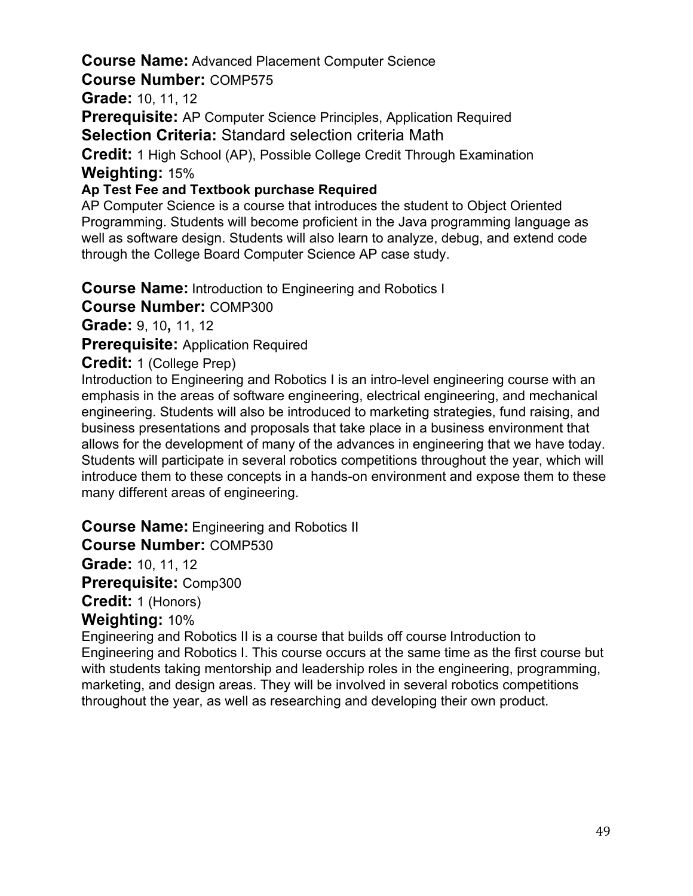**Course Name:** Advanced Placement Computer Science

**Course Number:** COMP575

**Grade:** 10, 11, 12

**Prerequisite:** AP Computer Science Principles, Application Required

**Selection Criteria:** Standard selection criteria Math

**Credit:** 1 High School (AP), Possible College Credit Through Examination

**Weighting:** 15%

**Ap Test Fee and Textbook purchase Required**

AP Computer Science is a course that introduces the student to Object Oriented Programming. Students will become proficient in the Java programming language as well as software design. Students will also learn to analyze, debug, and extend code through the College Board Computer Science AP case study.

**Course Name:** Introduction to Engineering and Robotics I

**Course Number:** COMP300

**Grade:** 9, 10**,** 11, 12

**Prerequisite:** Application Required

**Credit:** 1 (College Prep)

Introduction to Engineering and Robotics I is an intro-level engineering course with an emphasis in the areas of software engineering, electrical engineering, and mechanical engineering. Students will also be introduced to marketing strategies, fund raising, and business presentations and proposals that take place in a business environment that allows for the development of many of the advances in engineering that we have today. Students will participate in several robotics competitions throughout the year, which will introduce them to these concepts in a hands-on environment and expose them to these many different areas of engineering.

**Course Name:** Engineering and Robotics II

**Course Number:** COMP530

**Grade:** 10, 11, 12

**Prerequisite:** Comp300

**Credit:** 1 (Honors)

**Weighting:** 10%

Engineering and Robotics II is a course that builds off course Introduction to Engineering and Robotics I. This course occurs at the same time as the first course but with students taking mentorship and leadership roles in the engineering, programming, marketing, and design areas. They will be involved in several robotics competitions throughout the year, as well as researching and developing their own product.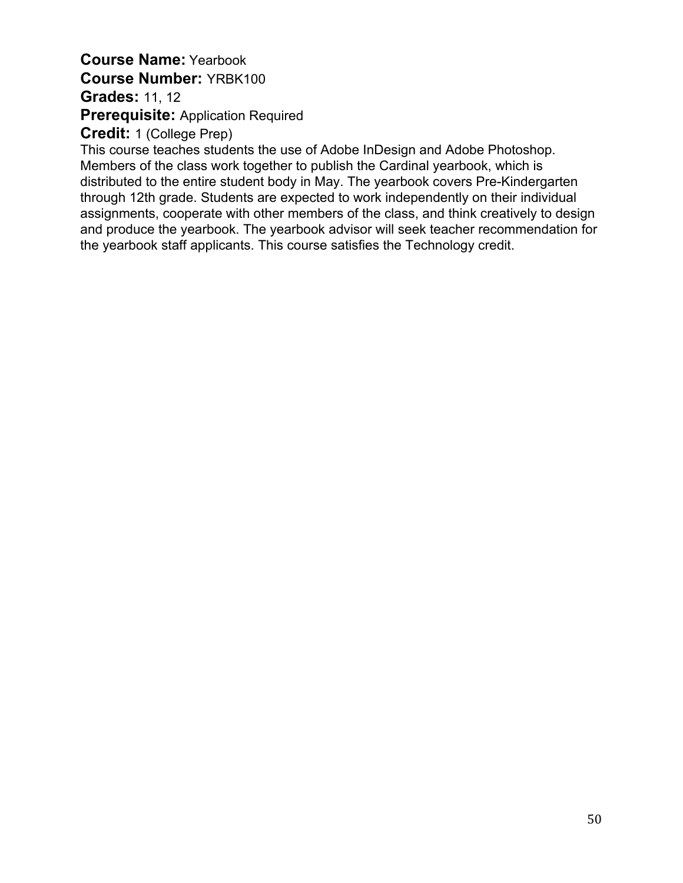**Course Name:** Yearbook
**Course Number:** YRBK100
**Grades:** 11, 12
**Prerequisite:** Application Required
**Credit:** 1 (College Prep)

This course teaches students the use of Adobe InDesign and Adobe Photoshop. Members of the class work together to publish the Cardinal yearbook, which is distributed to the entire student body in May. The yearbook covers Pre-Kindergarten through 12th grade. Students are expected to work independently on their individual assignments, cooperate with other members of the class, and think creatively to design and produce the yearbook. The yearbook advisor will seek teacher recommendation for the yearbook staff applicants. This course satisfies the Technology credit.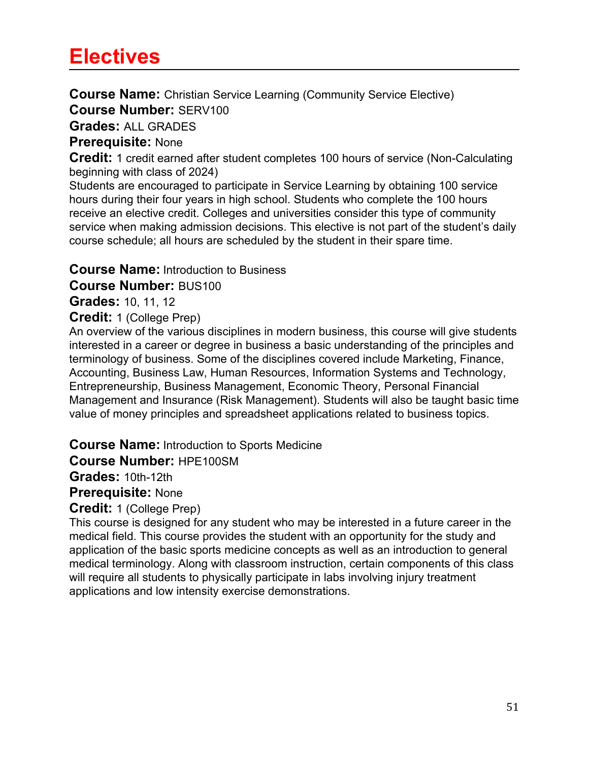# Electives

**Course Name:** Christian Service Learning (Community Service Elective)
**Course Number:** SERV100
**Grades:** ALL GRADES
**Prerequisite:** None
**Credit:** 1 credit earned after student completes 100 hours of service (Non-Calculating beginning with class of 2024)
Students are encouraged to participate in Service Learning by obtaining 100 service hours during their four years in high school. Students who complete the 100 hours receive an elective credit. Colleges and universities consider this type of community service when making admission decisions. This elective is not part of the student's daily course schedule; all hours are scheduled by the student in their spare time.

**Course Name:** Introduction to Business
**Course Number:** BUS100
**Grades:** 10, 11, 12
**Credit:** 1 (College Prep)
An overview of the various disciplines in modern business, this course will give students interested in a career or degree in business a basic understanding of the principles and terminology of business. Some of the disciplines covered include Marketing, Finance, Accounting, Business Law, Human Resources, Information Systems and Technology, Entrepreneurship, Business Management, Economic Theory, Personal Financial Management and Insurance (Risk Management). Students will also be taught basic time value of money principles and spreadsheet applications related to business topics.

**Course Name:** Introduction to Sports Medicine
**Course Number:** HPE100SM
**Grades:** 10th-12th
**Prerequisite:** None
**Credit:** 1 (College Prep)
This course is designed for any student who may be interested in a future career in the medical field. This course provides the student with an opportunity for the study and application of the basic sports medicine concepts as well as an introduction to general medical terminology. Along with classroom instruction, certain components of this class will require all students to physically participate in labs involving injury treatment applications and low intensity exercise demonstrations.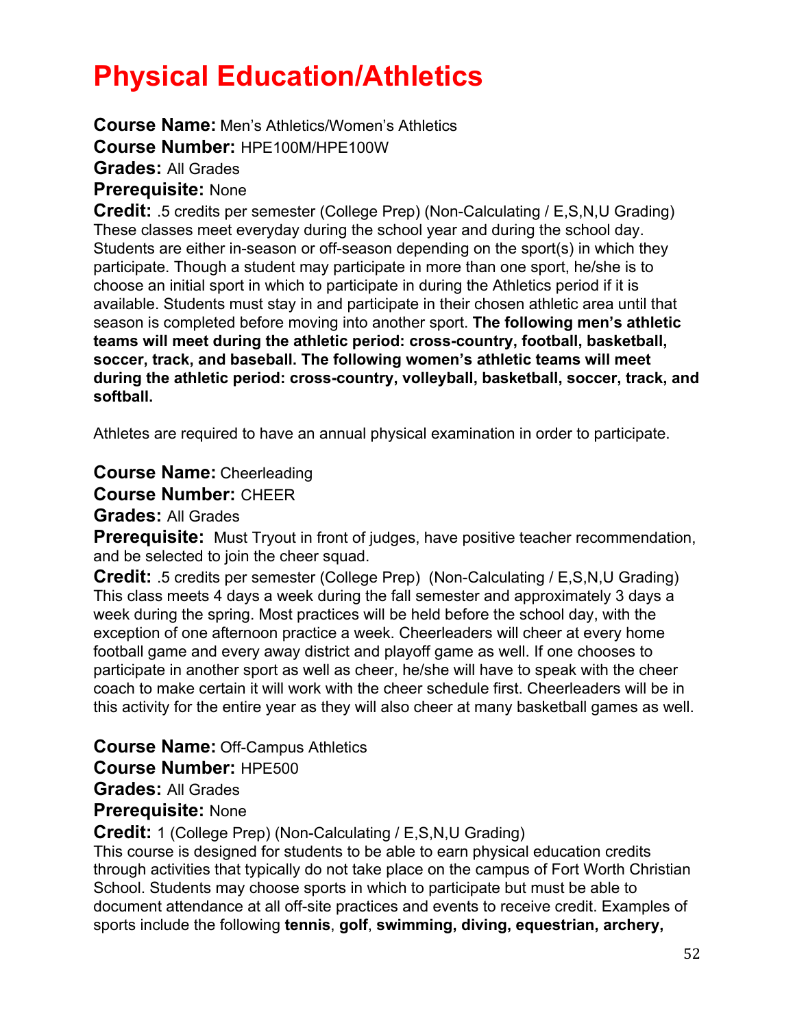# Physical Education/Athletics

**Course Name:** Men's Athletics/Women's Athletics
**Course Number:** HPE100M/HPE100W
**Grades:** All Grades
**Prerequisite:** None
**Credit:** .5 credits per semester (College Prep) (Non-Calculating / E,S,N,U Grading)
These classes meet everyday during the school year and during the school day. Students are either in-season or off-season depending on the sport(s) in which they participate. Though a student may participate in more than one sport, he/she is to choose an initial sport in which to participate in during the Athletics period if it is available. Students must stay in and participate in their chosen athletic area until that season is completed before moving into another sport. **The following men's athletic teams will meet during the athletic period: cross-country, football, basketball, soccer, track, and baseball. The following women's athletic teams will meet during the athletic period: cross-country, volleyball, basketball, soccer, track, and softball.**

Athletes are required to have an annual physical examination in order to participate.

**Course Name:** Cheerleading
**Course Number:** CHEER
**Grades:** All Grades
**Prerequisite:** Must Tryout in front of judges, have positive teacher recommendation, and be selected to join the cheer squad.
**Credit:** .5 credits per semester (College Prep) (Non-Calculating / E,S,N,U Grading)
This class meets 4 days a week during the fall semester and approximately 3 days a week during the spring. Most practices will be held before the school day, with the exception of one afternoon practice a week. Cheerleaders will cheer at every home football game and every away district and playoff game as well. If one chooses to participate in another sport as well as cheer, he/she will have to speak with the cheer coach to make certain it will work with the cheer schedule first. Cheerleaders will be in this activity for the entire year as they will also cheer at many basketball games as well.

**Course Name:** Off-Campus Athletics
**Course Number:** HPE500
**Grades:** All Grades
**Prerequisite:** None
**Credit:** 1 (College Prep) (Non-Calculating / E,S,N,U Grading)
This course is designed for students to be able to earn physical education credits through activities that typically do not take place on the campus of Fort Worth Christian School. Students may choose sports in which to participate but must be able to document attendance at all off-site practices and events to receive credit. Examples of sports include the following **tennis**, **golf**, **swimming, diving, equestrian, archery,**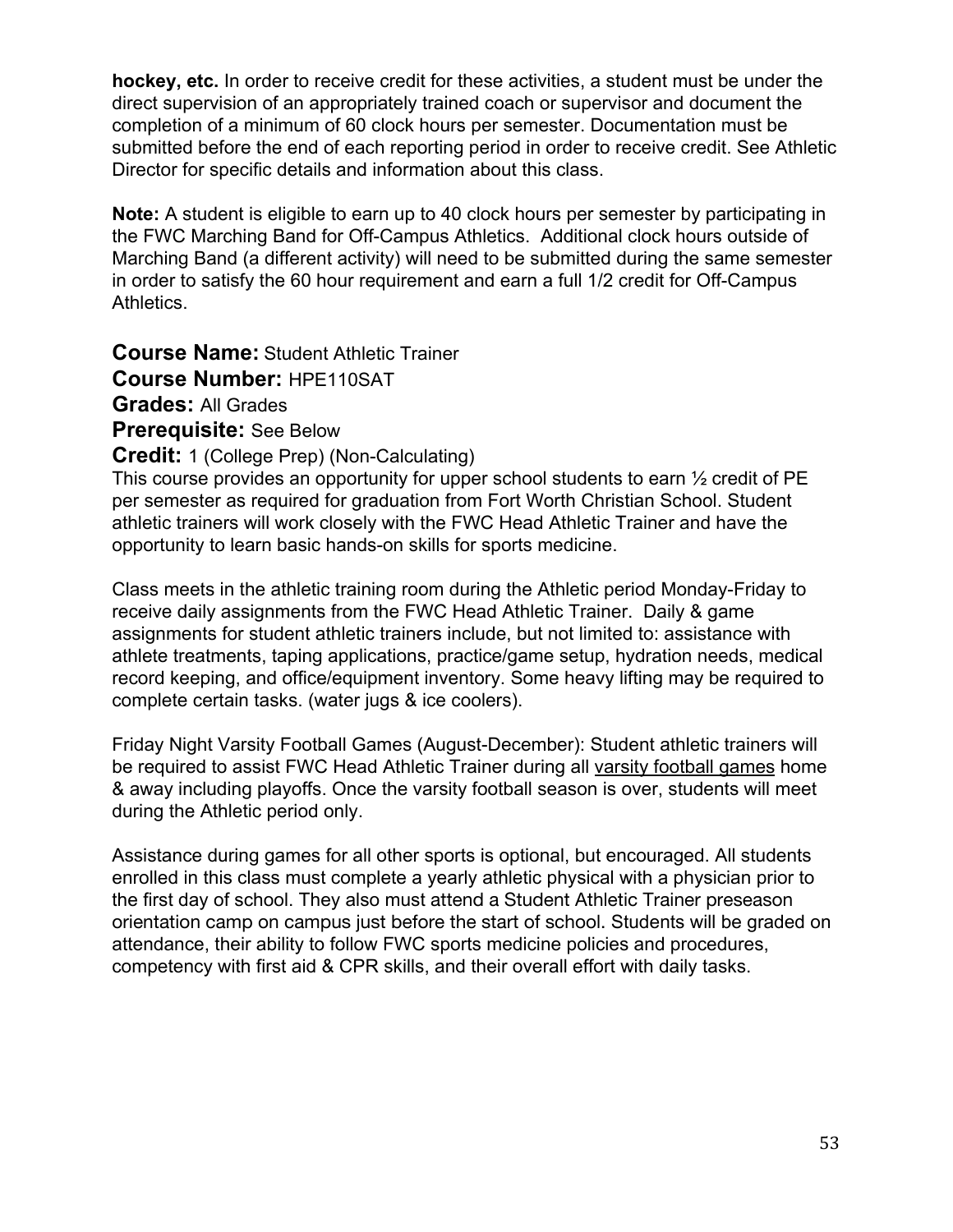**hockey, etc.** In order to receive credit for these activities, a student must be under the direct supervision of an appropriately trained coach or supervisor and document the completion of a minimum of 60 clock hours per semester. Documentation must be submitted before the end of each reporting period in order to receive credit. See Athletic Director for specific details and information about this class.

**Note:** A student is eligible to earn up to 40 clock hours per semester by participating in the FWC Marching Band for Off-Campus Athletics. Additional clock hours outside of Marching Band (a different activity) will need to be submitted during the same semester in order to satisfy the 60 hour requirement and earn a full 1/2 credit for Off-Campus Athletics.

**Course Name:** Student Athletic Trainer
**Course Number:** HPE110SAT
**Grades:** All Grades
**Prerequisite:** See Below
**Credit:** 1 (College Prep) (Non-Calculating)

This course provides an opportunity for upper school students to earn ½ credit of PE per semester as required for graduation from Fort Worth Christian School. Student athletic trainers will work closely with the FWC Head Athletic Trainer and have the opportunity to learn basic hands-on skills for sports medicine.

Class meets in the athletic training room during the Athletic period Monday-Friday to receive daily assignments from the FWC Head Athletic Trainer. Daily & game assignments for student athletic trainers include, but not limited to: assistance with athlete treatments, taping applications, practice/game setup, hydration needs, medical record keeping, and office/equipment inventory. Some heavy lifting may be required to complete certain tasks. (water jugs & ice coolers).

Friday Night Varsity Football Games (August-December): Student athletic trainers will be required to assist FWC Head Athletic Trainer during all varsity football games home & away including playoffs. Once the varsity football season is over, students will meet during the Athletic period only.

Assistance during games for all other sports is optional, but encouraged. All students enrolled in this class must complete a yearly athletic physical with a physician prior to the first day of school. They also must attend a Student Athletic Trainer preseason orientation camp on campus just before the start of school. Students will be graded on attendance, their ability to follow FWC sports medicine policies and procedures, competency with first aid & CPR skills, and their overall effort with daily tasks.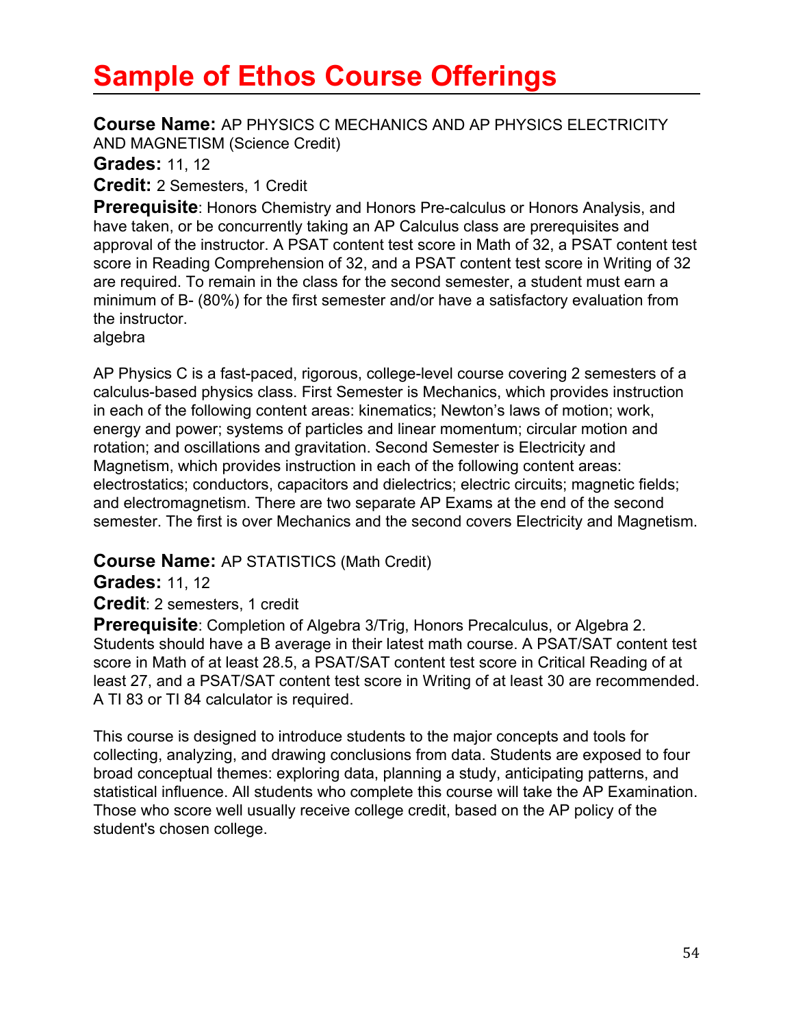# Sample of Ethos Course Offerings

**Course Name:** AP PHYSICS C MECHANICS AND AP PHYSICS ELECTRICITY AND MAGNETISM (Science Credit)

**Grades:** 11, 12

**Credit:** 2 Semesters, 1 Credit

**Prerequisite**: Honors Chemistry and Honors Pre-calculus or Honors Analysis, and have taken, or be concurrently taking an AP Calculus class are prerequisites and approval of the instructor. A PSAT content test score in Math of 32, a PSAT content test score in Reading Comprehension of 32, and a PSAT content test score in Writing of 32 are required. To remain in the class for the second semester, a student must earn a minimum of B- (80%) for the first semester and/or have a satisfactory evaluation from the instructor.
algebra

AP Physics C is a fast-paced, rigorous, college-level course covering 2 semesters of a calculus-based physics class. First Semester is Mechanics, which provides instruction in each of the following content areas: kinematics; Newton's laws of motion; work, energy and power; systems of particles and linear momentum; circular motion and rotation; and oscillations and gravitation. Second Semester is Electricity and Magnetism, which provides instruction in each of the following content areas: electrostatics; conductors, capacitors and dielectrics; electric circuits; magnetic fields; and electromagnetism. There are two separate AP Exams at the end of the second semester. The first is over Mechanics and the second covers Electricity and Magnetism.

**Course Name:** AP STATISTICS (Math Credit)

**Grades:** 11, 12

**Credit**: 2 semesters, 1 credit

**Prerequisite**: Completion of Algebra 3/Trig, Honors Precalculus, or Algebra 2. Students should have a B average in their latest math course. A PSAT/SAT content test score in Math of at least 28.5, a PSAT/SAT content test score in Critical Reading of at least 27, and a PSAT/SAT content test score in Writing of at least 30 are recommended. A TI 83 or TI 84 calculator is required.

This course is designed to introduce students to the major concepts and tools for collecting, analyzing, and drawing conclusions from data. Students are exposed to four broad conceptual themes: exploring data, planning a study, anticipating patterns, and statistical influence. All students who complete this course will take the AP Examination. Those who score well usually receive college credit, based on the AP policy of the student's chosen college.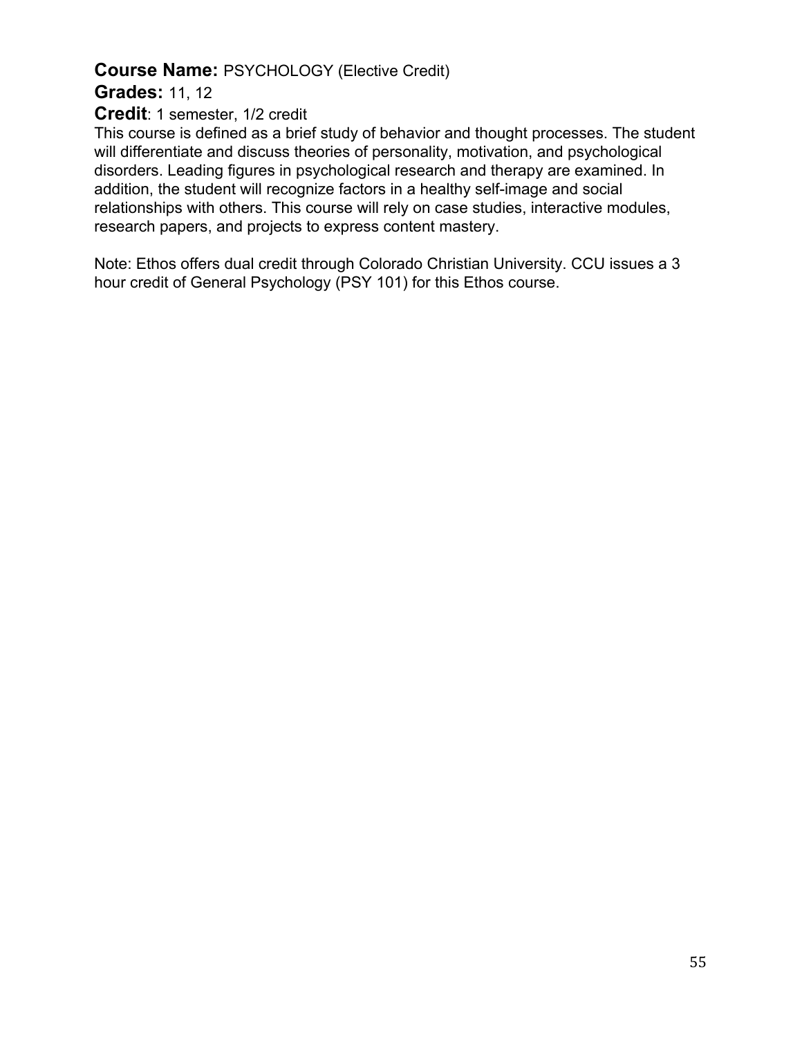**Course Name:** PSYCHOLOGY (Elective Credit)

**Grades:** 11, 12

**Credit**: 1 semester, 1/2 credit

This course is defined as a brief study of behavior and thought processes. The student will differentiate and discuss theories of personality, motivation, and psychological disorders. Leading figures in psychological research and therapy are examined. In addition, the student will recognize factors in a healthy self-image and social relationships with others. This course will rely on case studies, interactive modules, research papers, and projects to express content mastery.

Note: Ethos offers dual credit through Colorado Christian University. CCU issues a 3 hour credit of General Psychology (PSY 101) for this Ethos course.